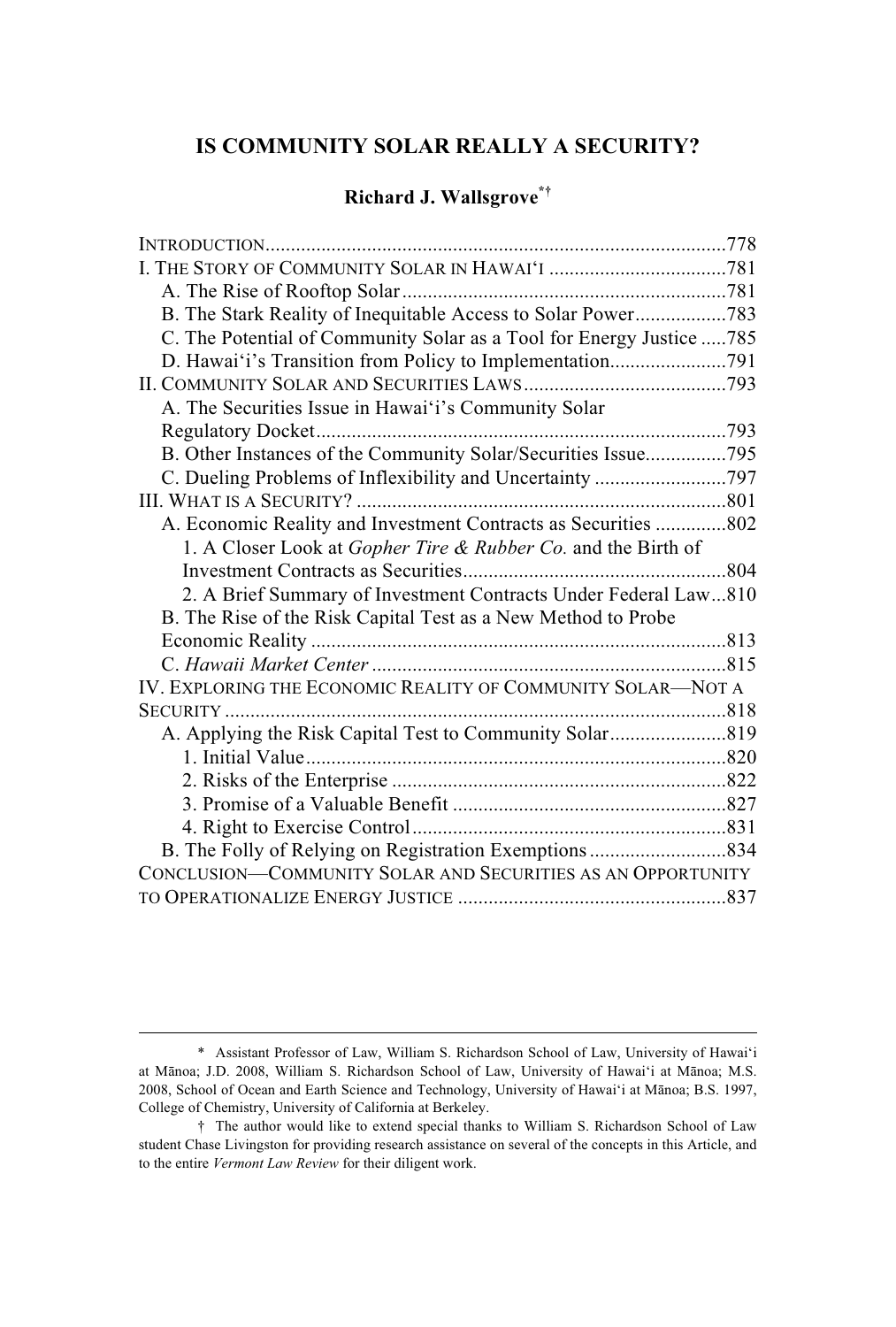# IS COMMUNITY SOLAR REALLY A SECURITY?

**Richard J. Wallsgrove**[*†]

INTRODUCTION..........................................................................................778
I. THE STORY OF COMMUNITY SOLAR IN HAWAI'I ..................................781
  A. The Rise of Rooftop Solar..............................................................781
  B. The Stark Reality of Inequitable Access to Solar Power.................783
  C. The Potential of Community Solar as a Tool for Energy Justice .....785
  D. Hawai'i's Transition from Policy to Implementation......................791
II. COMMUNITY SOLAR AND SECURITIES LAWS.......................................793
  A. The Securities Issue in Hawai'i's Community Solar Regulatory Docket...............................................................................793
  B. Other Instances of the Community Solar/Securities Issue................795
  C. Dueling Problems of Inflexibility and Uncertainty ..........................797
III. WHAT IS A SECURITY? .........................................................................801
  A. Economic Reality and Investment Contracts as Securities ..............802
    1. A Closer Look at *Gopher Tire & Rubber Co.* and the Birth of Investment Contracts as Securities...................................................804
    2. A Brief Summary of Investment Contracts Under Federal Law...810
  B. The Rise of the Risk Capital Test as a New Method to Probe Economic Reality .................................................................................813
  C. *Hawaii Market Center* .....................................................................815
IV. EXPLORING THE ECONOMIC REALITY OF COMMUNITY SOLAR—NOT A SECURITY ..................................................................................................818
  A. Applying the Risk Capital Test to Community Solar.......................819
    1. Initial Value..................................................................................820
    2. Risks of the Enterprise .................................................................822
    3. Promise of a Valuable Benefit .....................................................827
    4. Right to Exercise Control.............................................................831
  B. The Folly of Relying on Registration Exemptions ...........................834
CONCLUSION—COMMUNITY SOLAR AND SECURITIES AS AN OPPORTUNITY TO OPERATIONALIZE ENERGY JUSTICE ....................................................837

---

\* Assistant Professor of Law, William S. Richardson School of Law, University of Hawai'i at Mānoa; J.D. 2008, William S. Richardson School of Law, University of Hawai'i at Mānoa; M.S. 2008, School of Ocean and Earth Science and Technology, University of Hawai'i at Mānoa; B.S. 1997, College of Chemistry, University of California at Berkeley.

† The author would like to extend special thanks to William S. Richardson School of Law student Chase Livingston for providing research assistance on several of the concepts in this Article, and to the entire *Vermont Law Review* for their diligent work.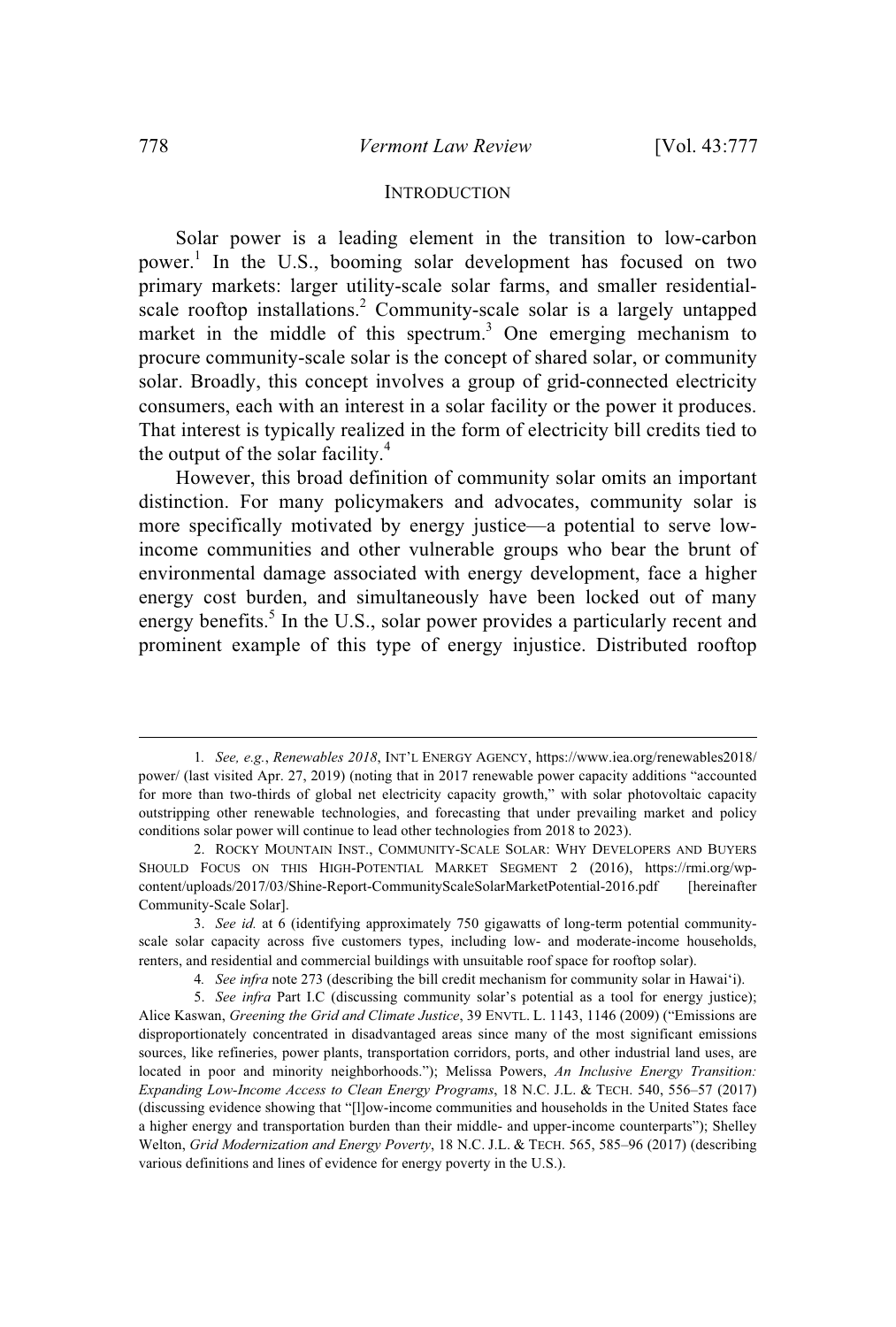## INTRODUCTION

Solar power is a leading element in the transition to low-carbon power.[1] In the U.S., booming solar development has focused on two primary markets: larger utility-scale solar farms, and smaller residential-scale rooftop installations.[2] Community-scale solar is a largely untapped market in the middle of this spectrum.[3] One emerging mechanism to procure community-scale solar is the concept of shared solar, or community solar. Broadly, this concept involves a group of grid-connected electricity consumers, each with an interest in a solar facility or the power it produces. That interest is typically realized in the form of electricity bill credits tied to the output of the solar facility.[4]

However, this broad definition of community solar omits an important distinction. For many policymakers and advocates, community solar is more specifically motivated by energy justice—a potential to serve low-income communities and other vulnerable groups who bear the brunt of environmental damage associated with energy development, face a higher energy cost burden, and simultaneously have been locked out of many energy benefits.[5] In the U.S., solar power provides a particularly recent and prominent example of this type of energy injustice. Distributed rooftop

---

1. *See, e.g.*, *Renewables 2018*, INT'L ENERGY AGENCY, https://www.iea.org/renewables2018/power/ (last visited Apr. 27, 2019) (noting that in 2017 renewable power capacity additions "accounted for more than two-thirds of global net electricity capacity growth," with solar photovoltaic capacity outstripping other renewable technologies, and forecasting that under prevailing market and policy conditions solar power will continue to lead other technologies from 2018 to 2023).

2. ROCKY MOUNTAIN INST., COMMUNITY-SCALE SOLAR: WHY DEVELOPERS AND BUYERS SHOULD FOCUS ON THIS HIGH-POTENTIAL MARKET SEGMENT 2 (2016), https://rmi.org/wp-content/uploads/2017/03/Shine-Report-CommunityScaleSolarMarketPotential-2016.pdf [hereinafter Community-Scale Solar].

3. *See id.* at 6 (identifying approximately 750 gigawatts of long-term potential community-scale solar capacity across five customers types, including low- and moderate-income households, renters, and residential and commercial buildings with unsuitable roof space for rooftop solar).

4. *See infra* note 273 (describing the bill credit mechanism for community solar in Hawai'i).

5. *See infra* Part I.C (discussing community solar's potential as a tool for energy justice); Alice Kaswan, *Greening the Grid and Climate Justice*, 39 ENVTL. L. 1143, 1146 (2009) ("Emissions are disproportionately concentrated in disadvantaged areas since many of the most significant emissions sources, like refineries, power plants, transportation corridors, ports, and other industrial land uses, are located in poor and minority neighborhoods."); Melissa Powers, *An Inclusive Energy Transition: Expanding Low-Income Access to Clean Energy Programs*, 18 N.C. J.L. & TECH. 540, 556–57 (2017) (discussing evidence showing that "[l]ow-income communities and households in the United States face a higher energy and transportation burden than their middle- and upper-income counterparts"); Shelley Welton, *Grid Modernization and Energy Poverty*, 18 N.C. J.L. & TECH. 565, 585–96 (2017) (describing various definitions and lines of evidence for energy poverty in the U.S.).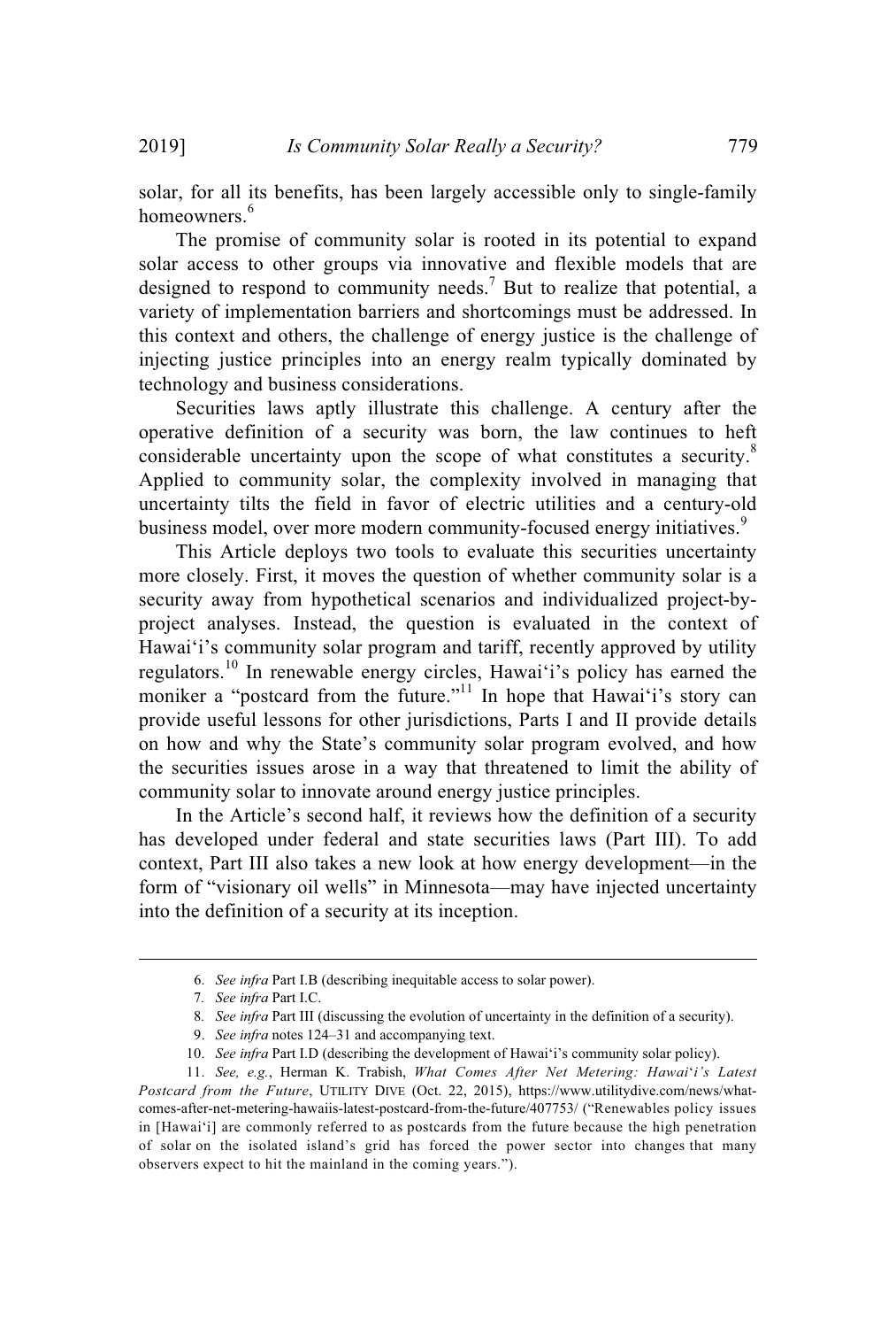solar, for all its benefits, has been largely accessible only to single-family homeowners.[6]

The promise of community solar is rooted in its potential to expand solar access to other groups via innovative and flexible models that are designed to respond to community needs.[7] But to realize that potential, a variety of implementation barriers and shortcomings must be addressed. In this context and others, the challenge of energy justice is the challenge of injecting justice principles into an energy realm typically dominated by technology and business considerations.

Securities laws aptly illustrate this challenge. A century after the operative definition of a security was born, the law continues to heft considerable uncertainty upon the scope of what constitutes a security.[8] Applied to community solar, the complexity involved in managing that uncertainty tilts the field in favor of electric utilities and a century-old business model, over more modern community-focused energy initiatives.[9]

This Article deploys two tools to evaluate this securities uncertainty more closely. First, it moves the question of whether community solar is a security away from hypothetical scenarios and individualized project-by-project analyses. Instead, the question is evaluated in the context of Hawai'i's community solar program and tariff, recently approved by utility regulators.[10] In renewable energy circles, Hawai'i's policy has earned the moniker a "postcard from the future."[11] In hope that Hawai'i's story can provide useful lessons for other jurisdictions, Parts I and II provide details on how and why the State's community solar program evolved, and how the securities issues arose in a way that threatened to limit the ability of community solar to innovate around energy justice principles.

In the Article's second half, it reviews how the definition of a security has developed under federal and state securities laws (Part III). To add context, Part III also takes a new look at how energy development—in the form of "visionary oil wells" in Minnesota—may have injected uncertainty into the definition of a security at its inception.

---

6. *See infra* Part I.B (describing inequitable access to solar power).

7. *See infra* Part I.C.

8. *See infra* Part III (discussing the evolution of uncertainty in the definition of a security).

9. *See infra* notes 124–31 and accompanying text.

10. *See infra* Part I.D (describing the development of Hawai'i's community solar policy).

11. *See, e.g.*, Herman K. Trabish, *What Comes After Net Metering: Hawai'i's Latest Postcard from the Future*, UTILITY DIVE (Oct. 22, 2015), https://www.utilitydive.com/news/what-comes-after-net-metering-hawaiis-latest-postcard-from-the-future/407753/ ("Renewables policy issues in [Hawai'i] are commonly referred to as postcards from the future because the high penetration of solar on the isolated island's grid has forced the power sector into changes that many observers expect to hit the mainland in the coming years.").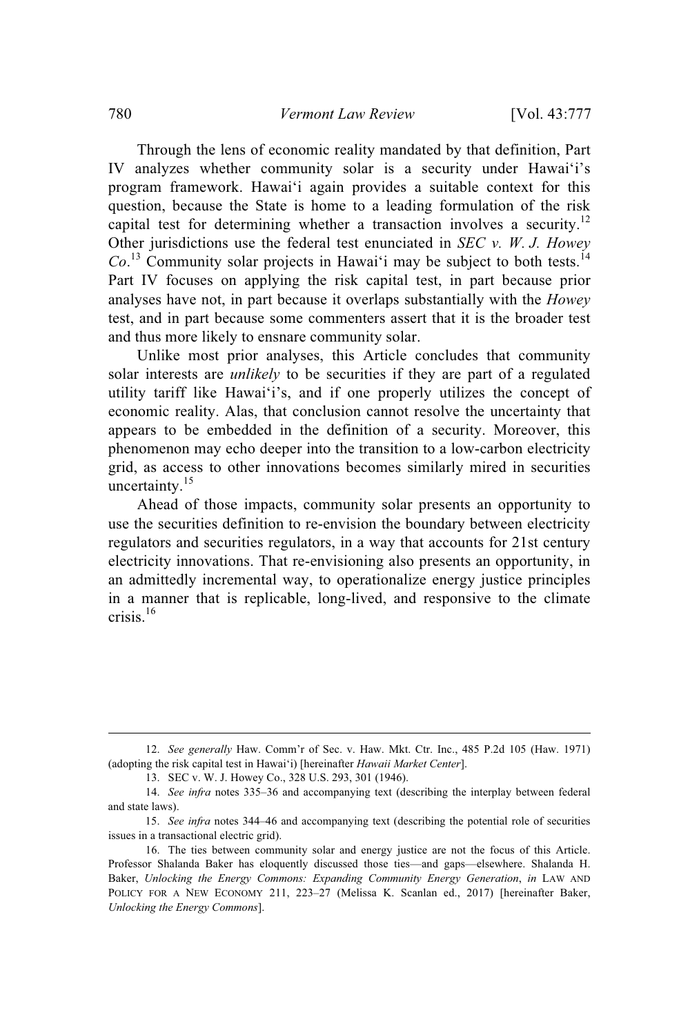Through the lens of economic reality mandated by that definition, Part IV analyzes whether community solar is a security under Hawai'i's program framework. Hawai'i again provides a suitable context for this question, because the State is home to a leading formulation of the risk capital test for determining whether a transaction involves a security.[12] Other jurisdictions use the federal test enunciated in *SEC v. W. J. Howey Co*.[13] Community solar projects in Hawai'i may be subject to both tests.[14] Part IV focuses on applying the risk capital test, in part because prior analyses have not, in part because it overlaps substantially with the *Howey* test, and in part because some commenters assert that it is the broader test and thus more likely to ensnare community solar.

Unlike most prior analyses, this Article concludes that community solar interests are *unlikely* to be securities if they are part of a regulated utility tariff like Hawai'i's, and if one properly utilizes the concept of economic reality. Alas, that conclusion cannot resolve the uncertainty that appears to be embedded in the definition of a security. Moreover, this phenomenon may echo deeper into the transition to a low-carbon electricity grid, as access to other innovations becomes similarly mired in securities uncertainty.[15]

Ahead of those impacts, community solar presents an opportunity to use the securities definition to re-envision the boundary between electricity regulators and securities regulators, in a way that accounts for 21st century electricity innovations. That re-envisioning also presents an opportunity, in an admittedly incremental way, to operationalize energy justice principles in a manner that is replicable, long-lived, and responsive to the climate crisis.[16]

---

12. *See generally* Haw. Comm'r of Sec. v. Haw. Mkt. Ctr. Inc., 485 P.2d 105 (Haw. 1971) (adopting the risk capital test in Hawai'i) [hereinafter *Hawaii Market Center*].

13. SEC v. W. J. Howey Co., 328 U.S. 293, 301 (1946).

14. *See infra* notes 335–36 and accompanying text (describing the interplay between federal and state laws).

15. *See infra* notes 344–46 and accompanying text (describing the potential role of securities issues in a transactional electric grid).

16. The ties between community solar and energy justice are not the focus of this Article. Professor Shalanda Baker has eloquently discussed those ties—and gaps—elsewhere. Shalanda H. Baker, *Unlocking the Energy Commons: Expanding Community Energy Generation*, *in* LAW AND POLICY FOR A NEW ECONOMY 211, 223–27 (Melissa K. Scanlan ed., 2017) [hereinafter Baker, *Unlocking the Energy Commons*].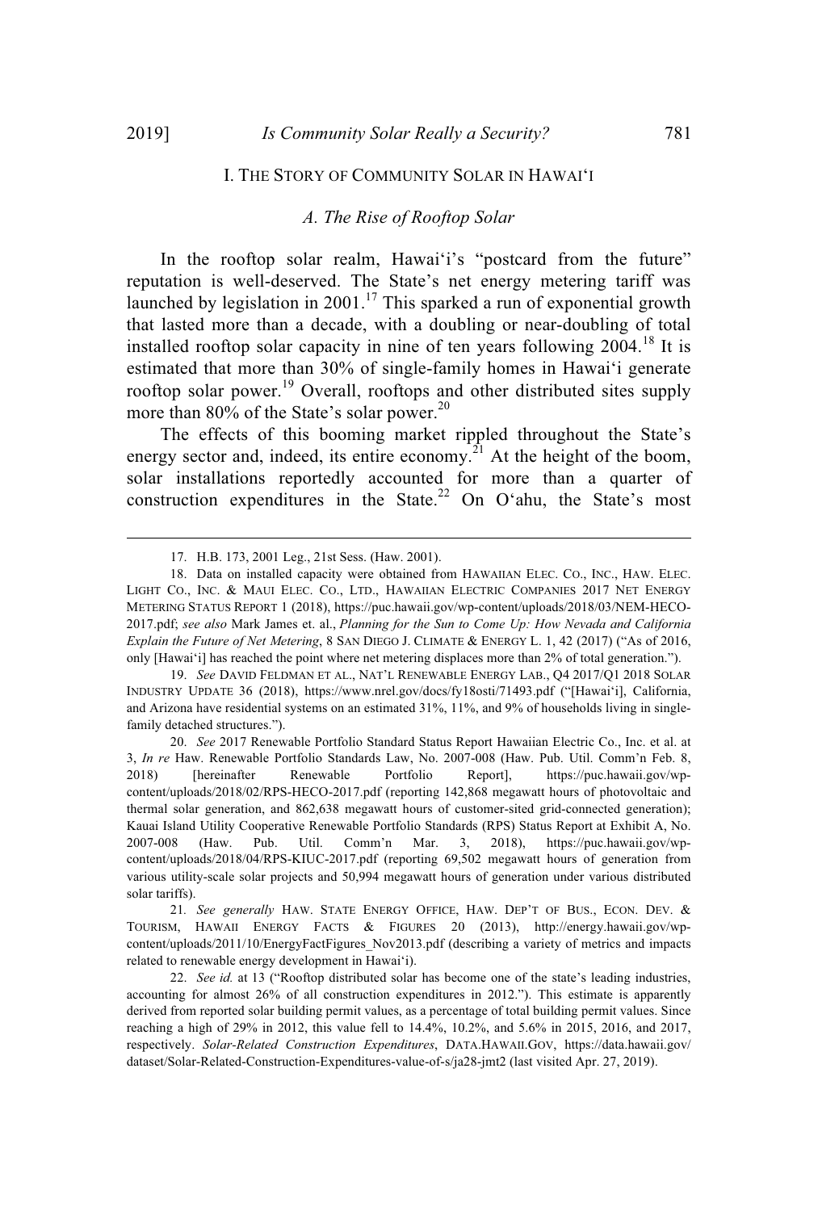## I. THE STORY OF COMMUNITY SOLAR IN HAWAIʻI

### *A. The Rise of Rooftop Solar*

In the rooftop solar realm, Hawaiʻi's "postcard from the future" reputation is well-deserved. The State's net energy metering tariff was launched by legislation in 2001.[17] This sparked a run of exponential growth that lasted more than a decade, with a doubling or near-doubling of total installed rooftop solar capacity in nine of ten years following 2004.[18] It is estimated that more than 30% of single-family homes in Hawaiʻi generate rooftop solar power.[19] Overall, rooftops and other distributed sites supply more than 80% of the State's solar power.[20]

The effects of this booming market rippled throughout the State's energy sector and, indeed, its entire economy.[21] At the height of the boom, solar installations reportedly accounted for more than a quarter of construction expenditures in the State.[22] On Oʻahu, the State's most

---

17. H.B. 173, 2001 Leg., 21st Sess. (Haw. 2001).

18. Data on installed capacity were obtained from HAWAIIAN ELEC. CO., INC., HAW. ELEC. LIGHT CO., INC. & MAUI ELEC. CO., LTD., HAWAIIAN ELECTRIC COMPANIES 2017 NET ENERGY METERING STATUS REPORT 1 (2018), https://puc.hawaii.gov/wp-content/uploads/2018/03/NEM-HECO-2017.pdf; *see also* Mark James et. al., *Planning for the Sun to Come Up: How Nevada and California Explain the Future of Net Metering*, 8 SAN DIEGO J. CLIMATE & ENERGY L. 1, 42 (2017) ("As of 2016, only [Hawaiʻi] has reached the point where net metering displaces more than 2% of total generation.").

19. *See* DAVID FELDMAN ET AL., NAT'L RENEWABLE ENERGY LAB., Q4 2017/Q1 2018 SOLAR INDUSTRY UPDATE 36 (2018), https://www.nrel.gov/docs/fy18osti/71493.pdf ("[Hawaiʻi], California, and Arizona have residential systems on an estimated 31%, 11%, and 9% of households living in single-family detached structures.").

20. *See* 2017 Renewable Portfolio Standard Status Report Hawaiian Electric Co., Inc. et al. at 3, *In re* Haw. Renewable Portfolio Standards Law, No. 2007-008 (Haw. Pub. Util. Comm'n Feb. 8, 2018) [hereinafter Renewable Portfolio Report], https://puc.hawaii.gov/wp-content/uploads/2018/02/RPS-HECO-2017.pdf (reporting 142,868 megawatt hours of photovoltaic and thermal solar generation, and 862,638 megawatt hours of customer-sited grid-connected generation); Kauai Island Utility Cooperative Renewable Portfolio Standards (RPS) Status Report at Exhibit A, No. 2007-008 (Haw. Pub. Util. Comm'n Mar. 3, 2018), https://puc.hawaii.gov/wp-content/uploads/2018/04/RPS-KIUC-2017.pdf (reporting 69,502 megawatt hours of generation from various utility-scale solar projects and 50,994 megawatt hours of generation under various distributed solar tariffs).

21. *See generally* HAW. STATE ENERGY OFFICE, HAW. DEP'T OF BUS., ECON. DEV. & TOURISM, HAWAII ENERGY FACTS & FIGURES 20 (2013), http://energy.hawaii.gov/wp-content/uploads/2011/10/EnergyFactFigures_Nov2013.pdf (describing a variety of metrics and impacts related to renewable energy development in Hawaiʻi).

22. *See id.* at 13 ("Rooftop distributed solar has become one of the state's leading industries, accounting for almost 26% of all construction expenditures in 2012."). This estimate is apparently derived from reported solar building permit values, as a percentage of total building permit values. Since reaching a high of 29% in 2012, this value fell to 14.4%, 10.2%, and 5.6% in 2015, 2016, and 2017, respectively. *Solar-Related Construction Expenditures*, DATA.HAWAII.GOV, https://data.hawaii.gov/dataset/Solar-Related-Construction-Expenditures-value-of-s/ja28-jmt2 (last visited Apr. 27, 2019).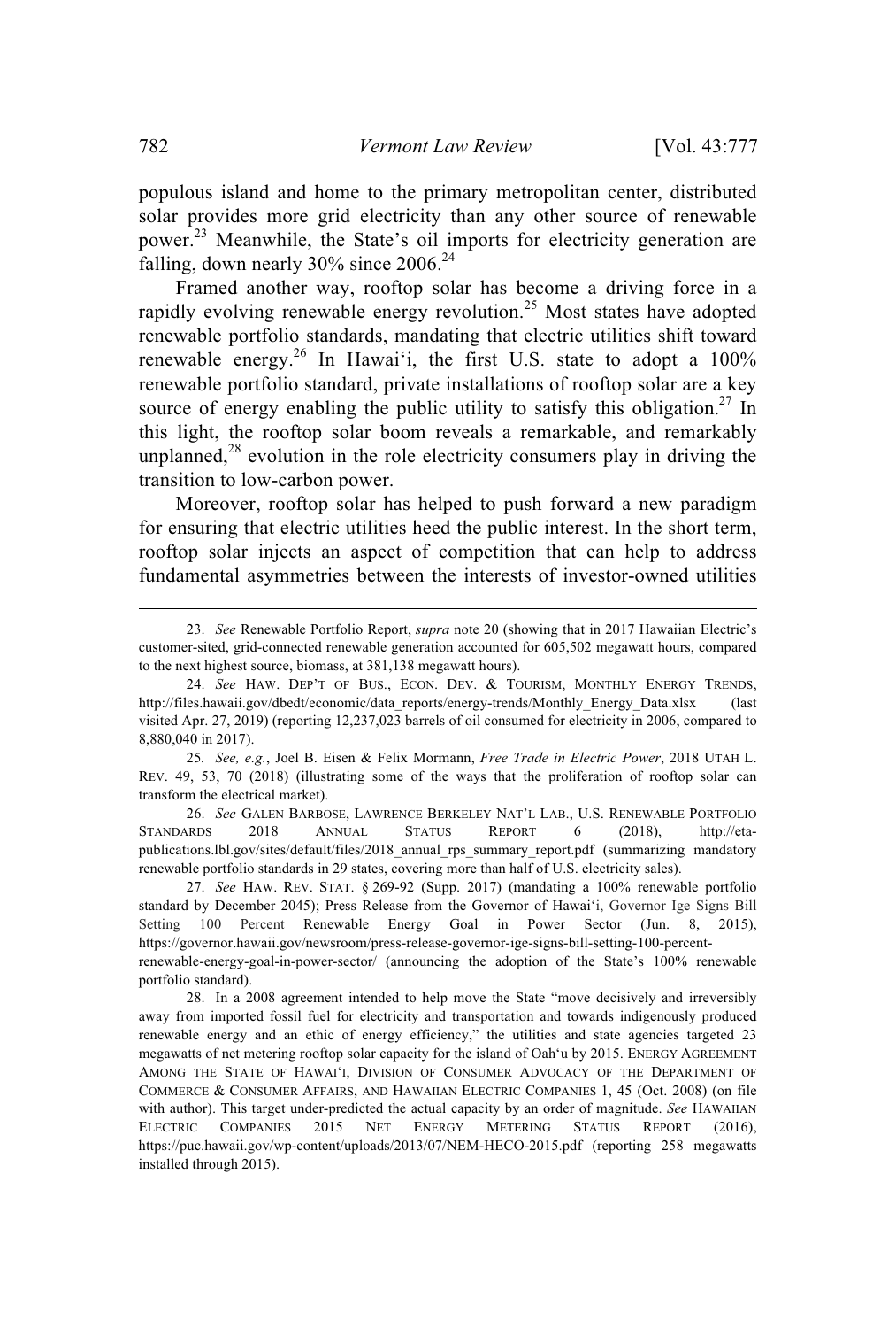populous island and home to the primary metropolitan center, distributed solar provides more grid electricity than any other source of renewable power.[23] Meanwhile, the State's oil imports for electricity generation are falling, down nearly 30% since 2006.[24]

Framed another way, rooftop solar has become a driving force in a rapidly evolving renewable energy revolution.[25] Most states have adopted renewable portfolio standards, mandating that electric utilities shift toward renewable energy.[26] In Hawai'i, the first U.S. state to adopt a 100% renewable portfolio standard, private installations of rooftop solar are a key source of energy enabling the public utility to satisfy this obligation.[27] In this light, the rooftop solar boom reveals a remarkable, and remarkably unplanned,[28] evolution in the role electricity consumers play in driving the transition to low-carbon power.

Moreover, rooftop solar has helped to push forward a new paradigm for ensuring that electric utilities heed the public interest. In the short term, rooftop solar injects an aspect of competition that can help to address fundamental asymmetries between the interests of investor-owned utilities

---

23. *See* Renewable Portfolio Report, *supra* note 20 (showing that in 2017 Hawaiian Electric's customer-sited, grid-connected renewable generation accounted for 605,502 megawatt hours, compared to the next highest source, biomass, at 381,138 megawatt hours).

24. *See* HAW. DEP'T OF BUS., ECON. DEV. & TOURISM, MONTHLY ENERGY TRENDS, http://files.hawaii.gov/dbedt/economic/data_reports/energy-trends/Monthly_Energy_Data.xlsx (last visited Apr. 27, 2019) (reporting 12,237,023 barrels of oil consumed for electricity in 2006, compared to 8,880,040 in 2017).

25. *See, e.g.*, Joel B. Eisen & Felix Mormann, *Free Trade in Electric Power*, 2018 UTAH L. REV. 49, 53, 70 (2018) (illustrating some of the ways that the proliferation of rooftop solar can transform the electrical market).

26. *See* GALEN BARBOSE, LAWRENCE BERKELEY NAT'L LAB., U.S. RENEWABLE PORTFOLIO STANDARDS 2018 ANNUAL STATUS REPORT 6 (2018), http://eta-publications.lbl.gov/sites/default/files/2018_annual_rps_summary_report.pdf (summarizing mandatory renewable portfolio standards in 29 states, covering more than half of U.S. electricity sales).

27. *See* HAW. REV. STAT. § 269-92 (Supp. 2017) (mandating a 100% renewable portfolio standard by December 2045); Press Release from the Governor of Hawai'i, Governor Ige Signs Bill Setting 100 Percent Renewable Energy Goal in Power Sector (Jun. 8, 2015), https://governor.hawaii.gov/newsroom/press-release-governor-ige-signs-bill-setting-100-percent-renewable-energy-goal-in-power-sector/ (announcing the adoption of the State's 100% renewable portfolio standard).

28. In a 2008 agreement intended to help move the State "move decisively and irreversibly away from imported fossil fuel for electricity and transportation and towards indigenously produced renewable energy and an ethic of energy efficiency," the utilities and state agencies targeted 23 megawatts of net metering rooftop solar capacity for the island of Oah'u by 2015. ENERGY AGREEMENT AMONG THE STATE OF HAWAI'I, DIVISION OF CONSUMER ADVOCACY OF THE DEPARTMENT OF COMMERCE & CONSUMER AFFAIRS, AND HAWAIIAN ELECTRIC COMPANIES 1, 45 (Oct. 2008) (on file with author). This target under-predicted the actual capacity by an order of magnitude. *See* HAWAIIAN ELECTRIC COMPANIES 2015 NET ENERGY METERING STATUS REPORT (2016), https://puc.hawaii.gov/wp-content/uploads/2013/07/NEM-HECO-2015.pdf (reporting 258 megawatts installed through 2015).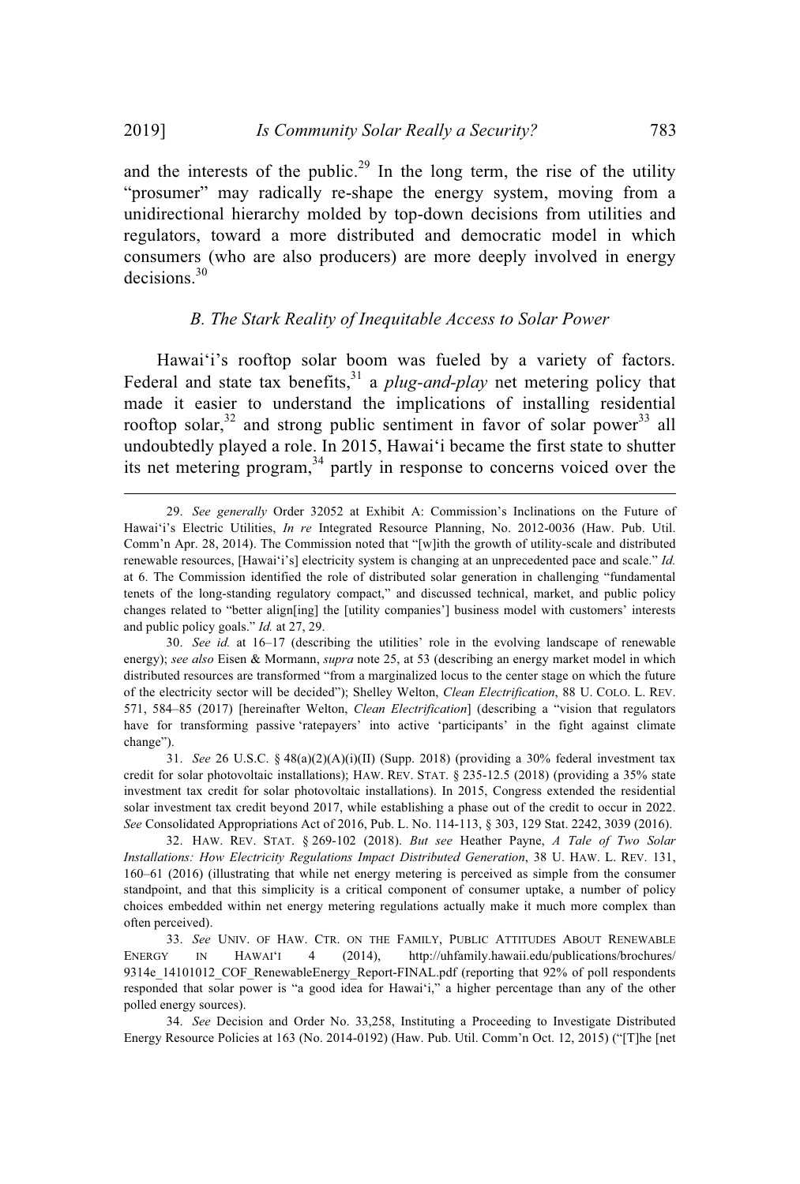and the interests of the public.[29] In the long term, the rise of the utility "prosumer" may radically re-shape the energy system, moving from a unidirectional hierarchy molded by top-down decisions from utilities and regulators, toward a more distributed and democratic model in which consumers (who are also producers) are more deeply involved in energy decisions.[30]

### B. *The Stark Reality of Inequitable Access to Solar Power*

Hawai'i's rooftop solar boom was fueled by a variety of factors. Federal and state tax benefits,[31] a *plug-and-play* net metering policy that made it easier to understand the implications of installing residential rooftop solar,[32] and strong public sentiment in favor of solar power[33] all undoubtedly played a role. In 2015, Hawai'i became the first state to shutter its net metering program,[34] partly in response to concerns voiced over the

---

29. *See generally* Order 32052 at Exhibit A: Commission's Inclinations on the Future of Hawai'i's Electric Utilities, *In re* Integrated Resource Planning, No. 2012-0036 (Haw. Pub. Util. Comm'n Apr. 28, 2014). The Commission noted that "[w]ith the growth of utility-scale and distributed renewable resources, [Hawai'i's] electricity system is changing at an unprecedented pace and scale." *Id.* at 6. The Commission identified the role of distributed solar generation in challenging "fundamental tenets of the long-standing regulatory compact," and discussed technical, market, and public policy changes related to "better align[ing] the [utility companies'] business model with customers' interests and public policy goals." *Id.* at 27, 29.

30. *See id.* at 16–17 (describing the utilities' role in the evolving landscape of renewable energy); *see also* Eisen & Mormann, *supra* note 25, at 53 (describing an energy market model in which distributed resources are transformed "from a marginalized locus to the center stage on which the future of the electricity sector will be decided"); Shelley Welton, *Clean Electrification*, 88 U. COLO. L. REV. 571, 584–85 (2017) [hereinafter Welton, *Clean Electrification*] (describing a "vision that regulators have for transforming passive 'ratepayers' into active 'participants' in the fight against climate change").

31. *See* 26 U.S.C. § 48(a)(2)(A)(i)(II) (Supp. 2018) (providing a 30% federal investment tax credit for solar photovoltaic installations); HAW. REV. STAT. § 235-12.5 (2018) (providing a 35% state investment tax credit for solar photovoltaic installations). In 2015, Congress extended the residential solar investment tax credit beyond 2017, while establishing a phase out of the credit to occur in 2022. *See* Consolidated Appropriations Act of 2016, Pub. L. No. 114-113, § 303, 129 Stat. 2242, 3039 (2016).

32. HAW. REV. STAT. § 269-102 (2018). *But see* Heather Payne, *A Tale of Two Solar Installations: How Electricity Regulations Impact Distributed Generation*, 38 U. HAW. L. REV. 131, 160–61 (2016) (illustrating that while net energy metering is perceived as simple from the consumer standpoint, and that this simplicity is a critical component of consumer uptake, a number of policy choices embedded within net energy metering regulations actually make it much more complex than often perceived).

33. *See* UNIV. OF HAW. CTR. ON THE FAMILY, PUBLIC ATTITUDES ABOUT RENEWABLE ENERGY IN HAWAI'I 4 (2014), http://uhfamily.hawaii.edu/publications/brochures/9314e_14101012_COF_RenewableEnergy_Report-FINAL.pdf (reporting that 92% of poll respondents responded that solar power is "a good idea for Hawai'i," a higher percentage than any of the other polled energy sources).

34. *See* Decision and Order No. 33,258, Instituting a Proceeding to Investigate Distributed Energy Resource Policies at 163 (No. 2014-0192) (Haw. Pub. Util. Comm'n Oct. 12, 2015) ("[T]he [net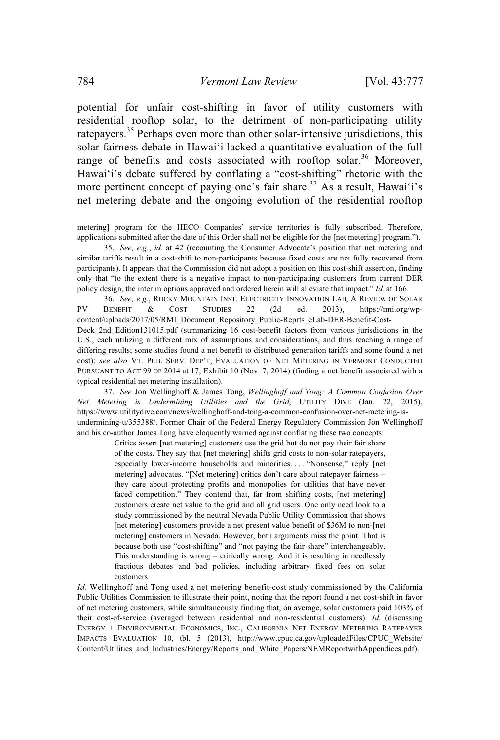potential for unfair cost-shifting in favor of utility customers with residential rooftop solar, to the detriment of non-participating utility ratepayers.[35] Perhaps even more than other solar-intensive jurisdictions, this solar fairness debate in Hawai'i lacked a quantitative evaluation of the full range of benefits and costs associated with rooftop solar.[36] Moreover, Hawai'i's debate suffered by conflating a "cost-shifting" rhetoric with the more pertinent concept of paying one's fair share.[37] As a result, Hawai'i's net metering debate and the ongoing evolution of the residential rooftop

---

metering] program for the HECO Companies' service territories is fully subscribed. Therefore, applications submitted after the date of this Order shall not be eligible for the [net metering] program.").

35. *See, e.g.*, *id.* at 42 (recounting the Consumer Advocate's position that net metering and similar tariffs result in a cost-shift to non-participants because fixed costs are not fully recovered from participants). It appears that the Commission did not adopt a position on this cost-shift assertion, finding only that "to the extent there is a negative impact to non-participating customers from current DER policy design, the interim options approved and ordered herein will alleviate that impact." *Id.* at 166.

36. *See, e.g.*, ROCKY MOUNTAIN INST. ELECTRICITY INNOVATION LAB, A REVIEW OF SOLAR PV BENEFIT & COST STUDIES 22 (2d ed. 2013), https://rmi.org/wp-content/uploads/2017/05/RMI_Document_Repository_Public-Reprts_eLab-DER-Benefit-Cost-Deck_2nd_Edition131015.pdf (summarizing 16 cost-benefit factors from various jurisdictions in the U.S., each utilizing a different mix of assumptions and considerations, and thus reaching a range of differing results; some studies found a net benefit to distributed generation tariffs and some found a net cost); *see also* VT. PUB. SERV. DEP'T, EVALUATION OF NET METERING IN VERMONT CONDUCTED PURSUANT TO ACT 99 OF 2014 at 17, Exhibit 10 (Nov. 7, 2014) (finding a net benefit associated with a typical residential net metering installation).

37. *See* Jon Wellinghoff & James Tong, *Wellinghoff and Tong: A Common Confusion Over Net Metering is Undermining Utilities and the Grid*, UTILITY DIVE (Jan. 22, 2015), https://www.utilitydive.com/news/wellinghoff-and-tong-a-common-confusion-over-net-metering-is-undermining-u/355388/. Former Chair of the Federal Energy Regulatory Commission Jon Wellinghoff and his co-author James Tong have eloquently warned against conflating these two concepts:

> Critics assert [net metering] customers use the grid but do not pay their fair share of the costs. They say that [net metering] shifts grid costs to non-solar ratepayers, especially lower-income households and minorities. . . . "Nonsense," reply [net metering] advocates. "[Net metering] critics don't care about ratepayer fairness – they care about protecting profits and monopolies for utilities that have never faced competition." They contend that, far from shifting costs, [net metering] customers create net value to the grid and all grid users. One only need look to a study commissioned by the neutral Nevada Public Utility Commission that shows [net metering] customers provide a net present value benefit of $36M to non-[net metering] customers in Nevada. However, both arguments miss the point. That is because both use "cost-shifting" and "not paying the fair share" interchangeably. This understanding is wrong – critically wrong. And it is resulting in needlessly fractious debates and bad policies, including arbitrary fixed fees on solar customers.

*Id.* Wellinghoff and Tong used a net metering benefit-cost study commissioned by the California Public Utilities Commission to illustrate their point, noting that the report found a net cost-shift in favor of net metering customers, while simultaneously finding that, on average, solar customers paid 103% of their cost-of-service (averaged between residential and non-residential customers). *Id.* (discussing ENERGY + ENVIRONMENTAL ECONOMICS, INC., CALIFORNIA NET ENERGY METERING RATEPAYER IMPACTS EVALUATION 10, tbl. 5 (2013), http://www.cpuc.ca.gov/uploadedFiles/CPUC_Website/Content/Utilities_and_Industries/Energy/Reports_and_White_Papers/NEMReportwithAppendices.pdf).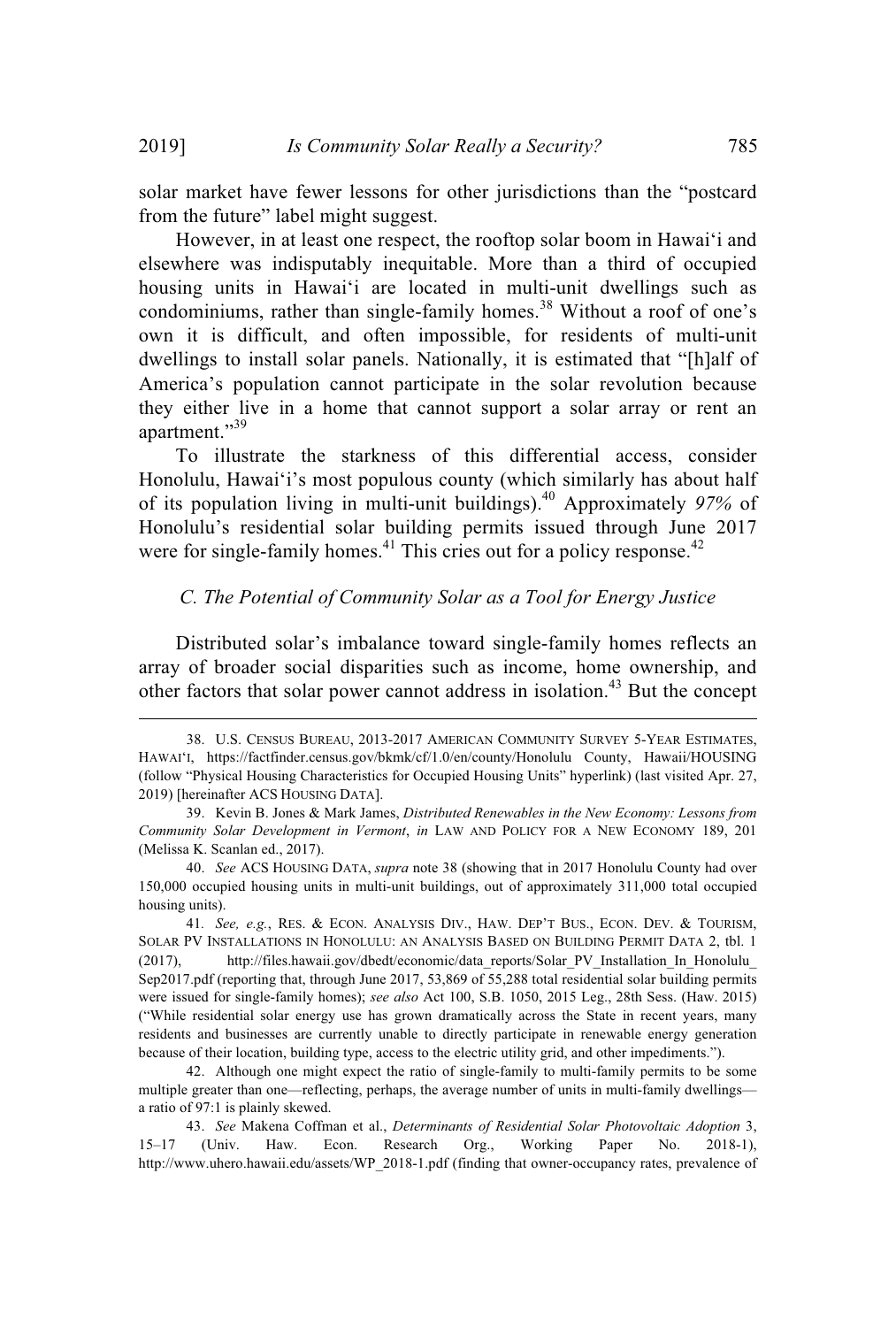solar market have fewer lessons for other jurisdictions than the "postcard from the future" label might suggest.

However, in at least one respect, the rooftop solar boom in Hawai'i and elsewhere was indisputably inequitable. More than a third of occupied housing units in Hawai'i are located in multi-unit dwellings such as condominiums, rather than single-family homes.[38] Without a roof of one's own it is difficult, and often impossible, for residents of multi-unit dwellings to install solar panels. Nationally, it is estimated that "[h]alf of America's population cannot participate in the solar revolution because they either live in a home that cannot support a solar array or rent an apartment."[39]

To illustrate the starkness of this differential access, consider Honolulu, Hawai'i's most populous county (which similarly has about half of its population living in multi-unit buildings).[40] Approximately *97%* of Honolulu's residential solar building permits issued through June 2017 were for single-family homes.[41] This cries out for a policy response.[42]

### *C. The Potential of Community Solar as a Tool for Energy Justice*

Distributed solar's imbalance toward single-family homes reflects an array of broader social disparities such as income, home ownership, and other factors that solar power cannot address in isolation.[43] But the concept

---

38. U.S. CENSUS BUREAU, 2013-2017 AMERICAN COMMUNITY SURVEY 5-YEAR ESTIMATES, HAWAI'I, https://factfinder.census.gov/bkmk/cf/1.0/en/county/Honolulu County, Hawaii/HOUSING (follow "Physical Housing Characteristics for Occupied Housing Units" hyperlink) (last visited Apr. 27, 2019) [hereinafter ACS HOUSING DATA].

39. Kevin B. Jones & Mark James, *Distributed Renewables in the New Economy: Lessons from Community Solar Development in Vermont*, *in* LAW AND POLICY FOR A NEW ECONOMY 189, 201 (Melissa K. Scanlan ed., 2017).

40. *See* ACS HOUSING DATA, *supra* note 38 (showing that in 2017 Honolulu County had over 150,000 occupied housing units in multi-unit buildings, out of approximately 311,000 total occupied housing units).

41. *See, e.g.*, RES. & ECON. ANALYSIS DIV., HAW. DEP'T BUS., ECON. DEV. & TOURISM, SOLAR PV INSTALLATIONS IN HONOLULU: AN ANALYSIS BASED ON BUILDING PERMIT DATA 2, tbl. 1 (2017), http://files.hawaii.gov/dbedt/economic/data_reports/Solar_PV_Installation_In_Honolulu_Sep2017.pdf (reporting that, through June 2017, 53,869 of 55,288 total residential solar building permits were issued for single-family homes); *see also* Act 100, S.B. 1050, 2015 Leg., 28th Sess. (Haw. 2015) ("While residential solar energy use has grown dramatically across the State in recent years, many residents and businesses are currently unable to directly participate in renewable energy generation because of their location, building type, access to the electric utility grid, and other impediments.").

42. Although one might expect the ratio of single-family to multi-family permits to be some multiple greater than one—reflecting, perhaps, the average number of units in multi-family dwellings—a ratio of 97:1 is plainly skewed.

43. *See* Makena Coffman et al., *Determinants of Residential Solar Photovoltaic Adoption* 3, 15–17 (Univ. Haw. Econ. Research Org., Working Paper No. 2018-1), http://www.uhero.hawaii.edu/assets/WP_2018-1.pdf (finding that owner-occupancy rates, prevalence of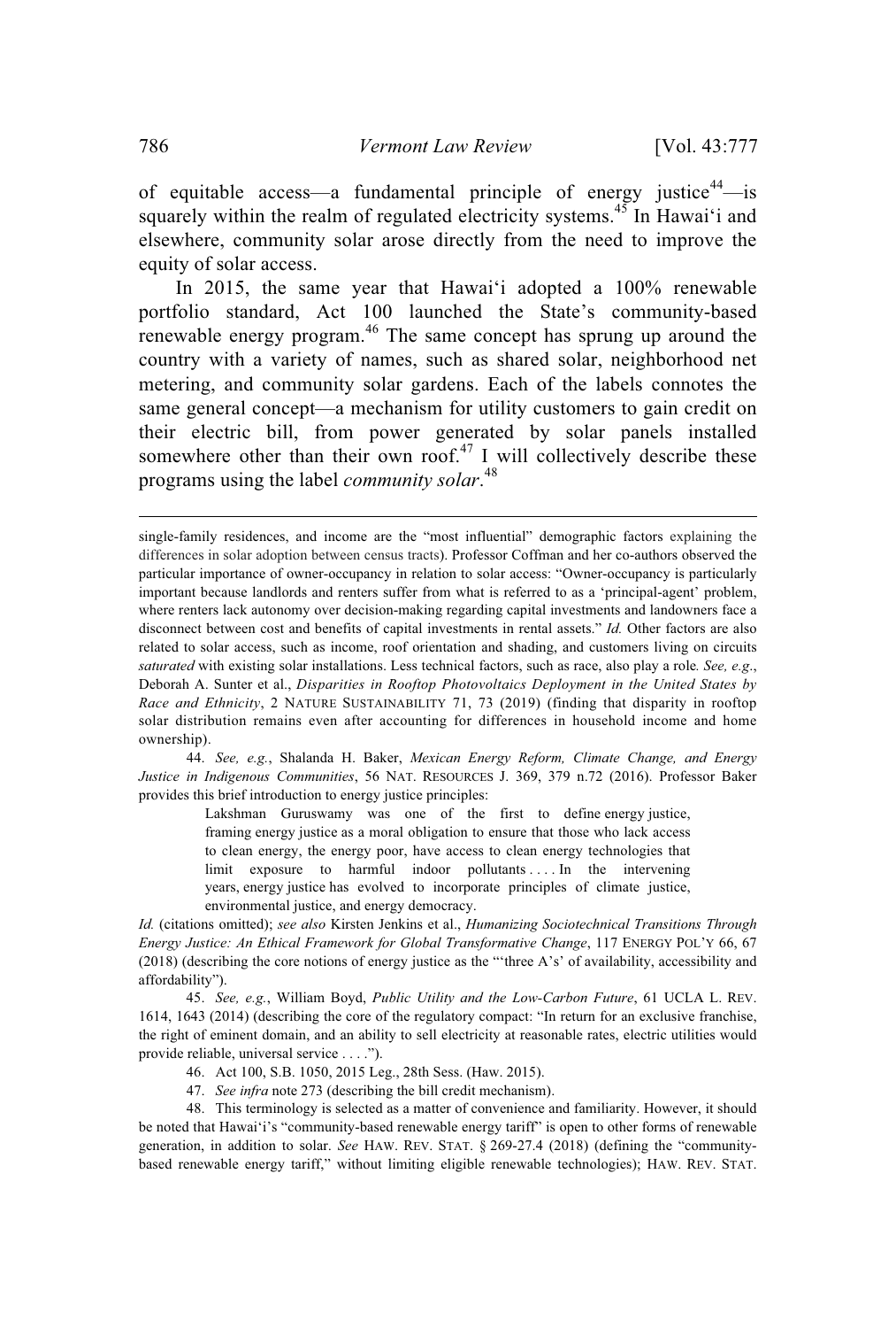of equitable access—a fundamental principle of energy justice[44]—is squarely within the realm of regulated electricity systems.[45] In Hawai‘i and elsewhere, community solar arose directly from the need to improve the equity of solar access.

In 2015, the same year that Hawai‘i adopted a 100% renewable portfolio standard, Act 100 launched the State's community-based renewable energy program.[46] The same concept has sprung up around the country with a variety of names, such as shared solar, neighborhood net metering, and community solar gardens. Each of the labels connotes the same general concept—a mechanism for utility customers to gain credit on their electric bill, from power generated by solar panels installed somewhere other than their own roof.[47] I will collectively describe these programs using the label *community solar*.[48]

---

single-family residences, and income are the "most influential" demographic factors explaining the differences in solar adoption between census tracts). Professor Coffman and her co-authors observed the particular importance of owner-occupancy in relation to solar access: "Owner-occupancy is particularly important because landlords and renters suffer from what is referred to as a 'principal-agent' problem, where renters lack autonomy over decision-making regarding capital investments and landowners face a disconnect between cost and benefits of capital investments in rental assets." *Id.* Other factors are also related to solar access, such as income, roof orientation and shading, and customers living on circuits *saturated* with existing solar installations. Less technical factors, such as race, also play a role. *See, e.g.*, Deborah A. Sunter et al., *Disparities in Rooftop Photovoltaics Deployment in the United States by Race and Ethnicity*, 2 NATURE SUSTAINABILITY 71, 73 (2019) (finding that disparity in rooftop solar distribution remains even after accounting for differences in household income and home ownership).

44. *See, e.g.*, Shalanda H. Baker, *Mexican Energy Reform, Climate Change, and Energy Justice in Indigenous Communities*, 56 NAT. RESOURCES J. 369, 379 n.72 (2016). Professor Baker provides this brief introduction to energy justice principles:

> Lakshman Guruswamy was one of the first to define energy justice, framing energy justice as a moral obligation to ensure that those who lack access to clean energy, the energy poor, have access to clean energy technologies that limit exposure to harmful indoor pollutants . . . . In the intervening years, energy justice has evolved to incorporate principles of climate justice, environmental justice, and energy democracy.

*Id.* (citations omitted); *see also* Kirsten Jenkins et al., *Humanizing Sociotechnical Transitions Through Energy Justice: An Ethical Framework for Global Transformative Change*, 117 ENERGY POL'Y 66, 67 (2018) (describing the core notions of energy justice as the "'three A's' of availability, accessibility and affordability").

45. *See, e.g.*, William Boyd, *Public Utility and the Low-Carbon Future*, 61 UCLA L. REV. 1614, 1643 (2014) (describing the core of the regulatory compact: "In return for an exclusive franchise, the right of eminent domain, and an ability to sell electricity at reasonable rates, electric utilities would provide reliable, universal service . . . .").

46. Act 100, S.B. 1050, 2015 Leg., 28th Sess. (Haw. 2015).

47. *See infra* note 273 (describing the bill credit mechanism).

48. This terminology is selected as a matter of convenience and familiarity. However, it should be noted that Hawai‘i's "community-based renewable energy tariff" is open to other forms of renewable generation, in addition to solar. *See* HAW. REV. STAT. § 269-27.4 (2018) (defining the "community-based renewable energy tariff," without limiting eligible renewable technologies); HAW. REV. STAT.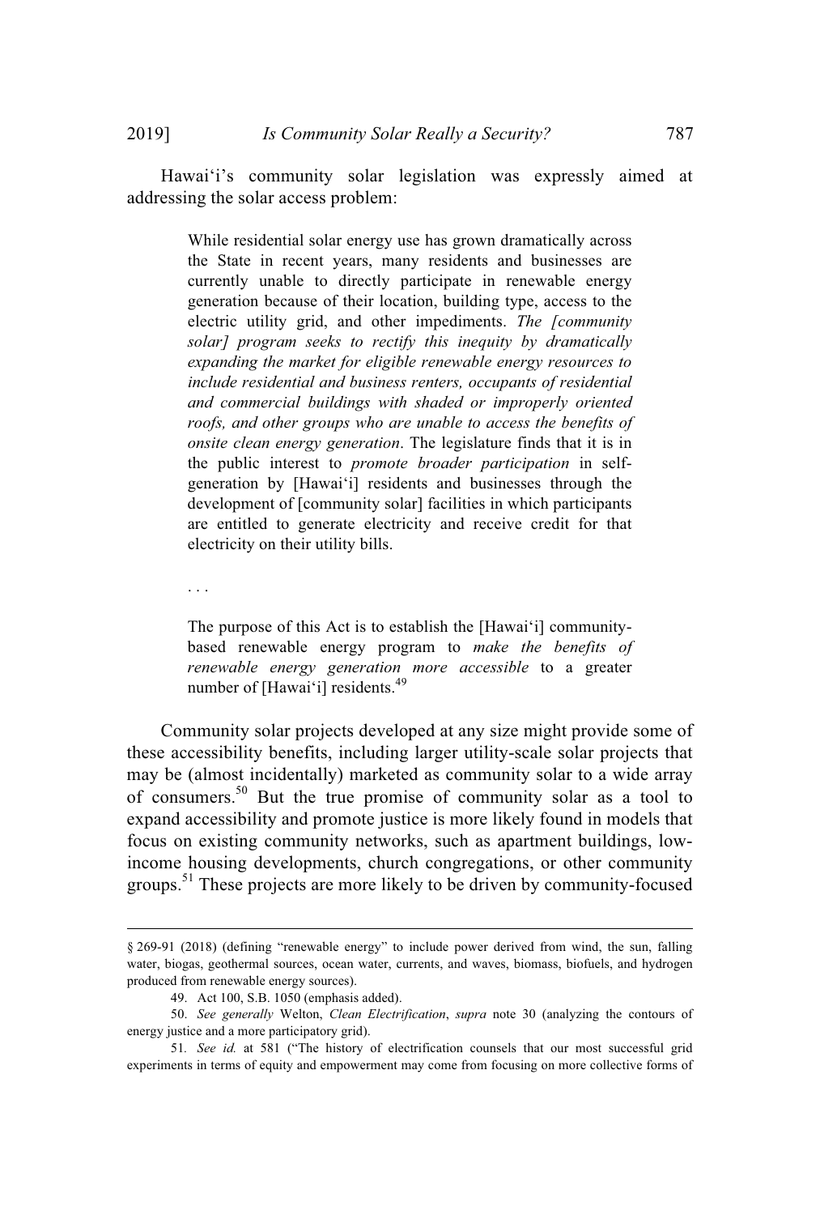Hawai‘i's community solar legislation was expressly aimed at addressing the solar access problem:

> While residential solar energy use has grown dramatically across the State in recent years, many residents and businesses are currently unable to directly participate in renewable energy generation because of their location, building type, access to the electric utility grid, and other impediments. *The [community solar] program seeks to rectify this inequity by dramatically expanding the market for eligible renewable energy resources to include residential and business renters, occupants of residential and commercial buildings with shaded or improperly oriented roofs, and other groups who are unable to access the benefits of onsite clean energy generation*. The legislature finds that it is in the public interest to *promote broader participation* in self-generation by [Hawai‘i] residents and businesses through the development of [community solar] facilities in which participants are entitled to generate electricity and receive credit for that electricity on their utility bills.
>
> . . .
>
> The purpose of this Act is to establish the [Hawai‘i] community-based renewable energy program to *make the benefits of renewable energy generation more accessible* to a greater number of [Hawai‘i] residents.[49]

Community solar projects developed at any size might provide some of these accessibility benefits, including larger utility-scale solar projects that may be (almost incidentally) marketed as community solar to a wide array of consumers.[50] But the true promise of community solar as a tool to expand accessibility and promote justice is more likely found in models that focus on existing community networks, such as apartment buildings, low-income housing developments, church congregations, or other community groups.[51] These projects are more likely to be driven by community-focused

---

§ 269-91 (2018) (defining "renewable energy" to include power derived from wind, the sun, falling water, biogas, geothermal sources, ocean water, currents, and waves, biomass, biofuels, and hydrogen produced from renewable energy sources).

49. Act 100, S.B. 1050 (emphasis added).

50. *See generally* Welton, *Clean Electrification*, *supra* note 30 (analyzing the contours of energy justice and a more participatory grid).

51. *See id.* at 581 ("The history of electrification counsels that our most successful grid experiments in terms of equity and empowerment may come from focusing on more collective forms of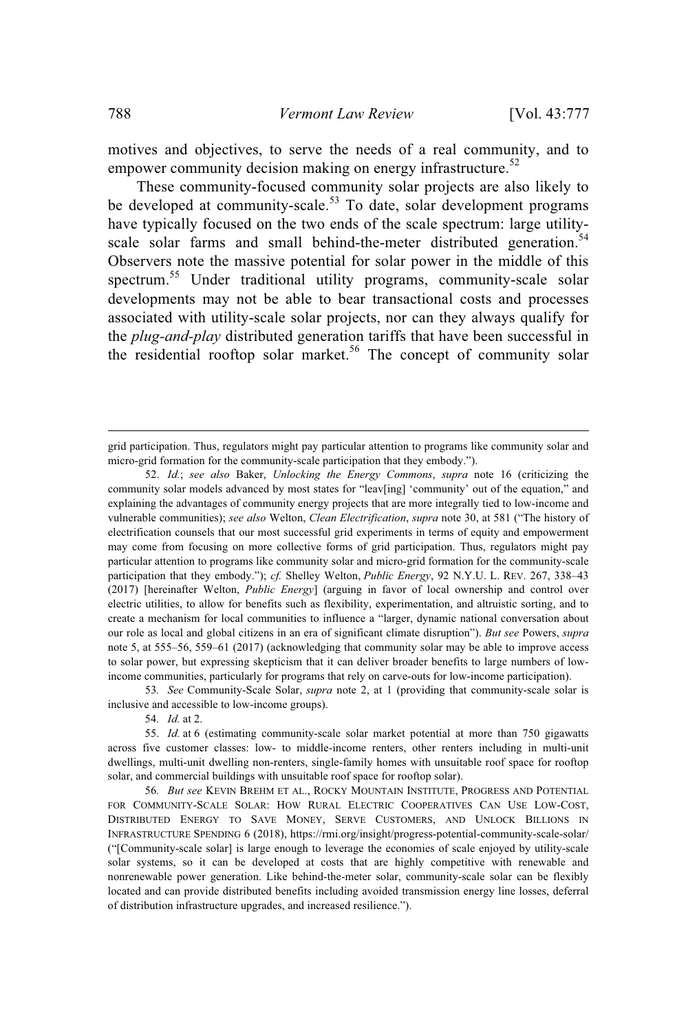motives and objectives, to serve the needs of a real community, and to empower community decision making on energy infrastructure.[52]

These community-focused community solar projects are also likely to be developed at community-scale.[53] To date, solar development programs have typically focused on the two ends of the scale spectrum: large utility-scale solar farms and small behind-the-meter distributed generation.[54] Observers note the massive potential for solar power in the middle of this spectrum.[55] Under traditional utility programs, community-scale solar developments may not be able to bear transactional costs and processes associated with utility-scale solar projects, nor can they always qualify for the *plug-and-play* distributed generation tariffs that have been successful in the residential rooftop solar market.[56] The concept of community solar

---

grid participation. Thus, regulators might pay particular attention to programs like community solar and micro-grid formation for the community-scale participation that they embody.").

52. *Id.*; *see also* Baker, *Unlocking the Energy Commons*, *supra* note 16 (criticizing the community solar models advanced by most states for "leav[ing] 'community' out of the equation," and explaining the advantages of community energy projects that are more integrally tied to low-income and vulnerable communities); *see also* Welton, *Clean Electrification*, *supra* note 30, at 581 ("The history of electrification counsels that our most successful grid experiments in terms of equity and empowerment may come from focusing on more collective forms of grid participation. Thus, regulators might pay particular attention to programs like community solar and micro-grid formation for the community-scale participation that they embody."); *cf.* Shelley Welton, *Public Energy*, 92 N.Y.U. L. REV. 267, 338–43 (2017) [hereinafter Welton, *Public Energy*] (arguing in favor of local ownership and control over electric utilities, to allow for benefits such as flexibility, experimentation, and altruistic sorting, and to create a mechanism for local communities to influence a "larger, dynamic national conversation about our role as local and global citizens in an era of significant climate disruption"). *But see* Powers, *supra* note 5, at 555–56, 559–61 (2017) (acknowledging that community solar may be able to improve access to solar power, but expressing skepticism that it can deliver broader benefits to large numbers of low-income communities, particularly for programs that rely on carve-outs for low-income participation).

53. *See* Community-Scale Solar, *supra* note 2, at 1 (providing that community-scale solar is inclusive and accessible to low-income groups).

54. *Id.* at 2.

55. *Id.* at 6 (estimating community-scale solar market potential at more than 750 gigawatts across five customer classes: low- to middle-income renters, other renters including in multi-unit dwellings, multi-unit dwelling non-renters, single-family homes with unsuitable roof space for rooftop solar, and commercial buildings with unsuitable roof space for rooftop solar).

56. *But see* KEVIN BREHM ET AL., ROCKY MOUNTAIN INSTITUTE, PROGRESS AND POTENTIAL FOR COMMUNITY-SCALE SOLAR: HOW RURAL ELECTRIC COOPERATIVES CAN USE LOW-COST, DISTRIBUTED ENERGY TO SAVE MONEY, SERVE CUSTOMERS, AND UNLOCK BILLIONS IN INFRASTRUCTURE SPENDING 6 (2018), https://rmi.org/insight/progress-potential-community-scale-solar/ ("[Community-scale solar] is large enough to leverage the economies of scale enjoyed by utility-scale solar systems, so it can be developed at costs that are highly competitive with renewable and nonrenewable power generation. Like behind-the-meter solar, community-scale solar can be flexibly located and can provide distributed benefits including avoided transmission energy line losses, deferral of distribution infrastructure upgrades, and increased resilience.").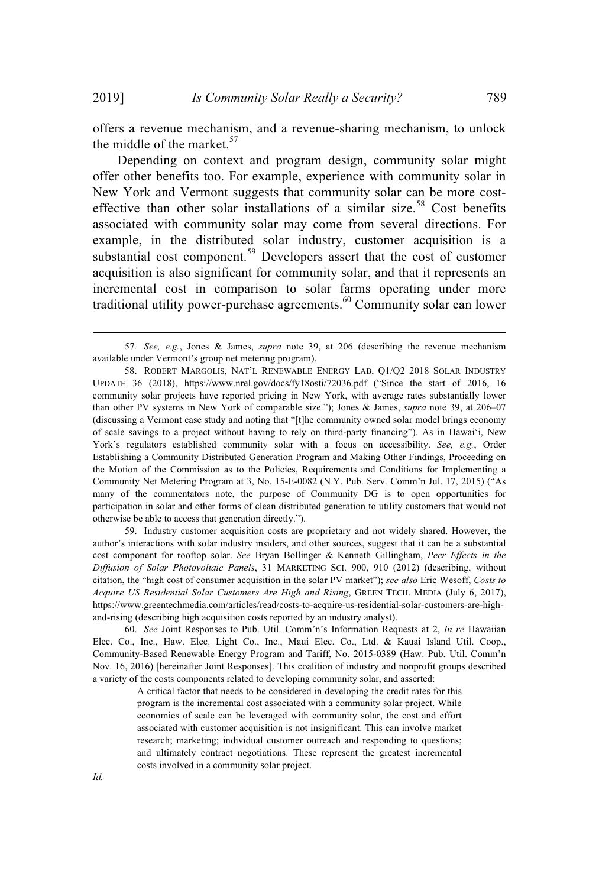offers a revenue mechanism, and a revenue-sharing mechanism, to unlock the middle of the market.[57]

Depending on context and program design, community solar might offer other benefits too. For example, experience with community solar in New York and Vermont suggests that community solar can be more cost-effective than other solar installations of a similar size.[58] Cost benefits associated with community solar may come from several directions. For example, in the distributed solar industry, customer acquisition is a substantial cost component.[59] Developers assert that the cost of customer acquisition is also significant for community solar, and that it represents an incremental cost in comparison to solar farms operating under more traditional utility power-purchase agreements.[60] Community solar can lower

---

57. *See, e.g.*, Jones & James, *supra* note 39, at 206 (describing the revenue mechanism available under Vermont's group net metering program).

58. ROBERT MARGOLIS, NAT'L RENEWABLE ENERGY LAB, Q1/Q2 2018 SOLAR INDUSTRY UPDATE 36 (2018), https://www.nrel.gov/docs/fy18osti/72036.pdf ("Since the start of 2016, 16 community solar projects have reported pricing in New York, with average rates substantially lower than other PV systems in New York of comparable size."); Jones & James, *supra* note 39, at 206–07 (discussing a Vermont case study and noting that "[t]he community owned solar model brings economy of scale savings to a project without having to rely on third-party financing"). As in Hawai'i, New York's regulators established community solar with a focus on accessibility. *See, e.g.*, Order Establishing a Community Distributed Generation Program and Making Other Findings, Proceeding on the Motion of the Commission as to the Policies, Requirements and Conditions for Implementing a Community Net Metering Program at 3, No. 15-E-0082 (N.Y. Pub. Serv. Comm'n Jul. 17, 2015) ("As many of the commentators note, the purpose of Community DG is to open opportunities for participation in solar and other forms of clean distributed generation to utility customers that would not otherwise be able to access that generation directly.").

59. Industry customer acquisition costs are proprietary and not widely shared. However, the author's interactions with solar industry insiders, and other sources, suggest that it can be a substantial cost component for rooftop solar. *See* Bryan Bollinger & Kenneth Gillingham, *Peer Effects in the Diffusion of Solar Photovoltaic Panels*, 31 MARKETING SCI. 900, 910 (2012) (describing, without citation, the "high cost of consumer acquisition in the solar PV market"); *see also* Eric Wesoff, *Costs to Acquire US Residential Solar Customers Are High and Rising*, GREEN TECH. MEDIA (July 6, 2017), https://www.greentechmedia.com/articles/read/costs-to-acquire-us-residential-solar-customers-are-high-and-rising (describing high acquisition costs reported by an industry analyst).

60. *See* Joint Responses to Pub. Util. Comm'n's Information Requests at 2, *In re* Hawaiian Elec. Co., Inc., Haw. Elec. Light Co., Inc., Maui Elec. Co., Ltd. & Kauai Island Util. Coop., Community-Based Renewable Energy Program and Tariff, No. 2015-0389 (Haw. Pub. Util. Comm'n Nov. 16, 2016) [hereinafter Joint Responses]. This coalition of industry and nonprofit groups described a variety of the costs components related to developing community solar, and asserted:

> A critical factor that needs to be considered in developing the credit rates for this program is the incremental cost associated with a community solar project. While economies of scale can be leveraged with community solar, the cost and effort associated with customer acquisition is not insignificant. This can involve market research; marketing; individual customer outreach and responding to questions; and ultimately contract negotiations. These represent the greatest incremental costs involved in a community solar project.

*Id.*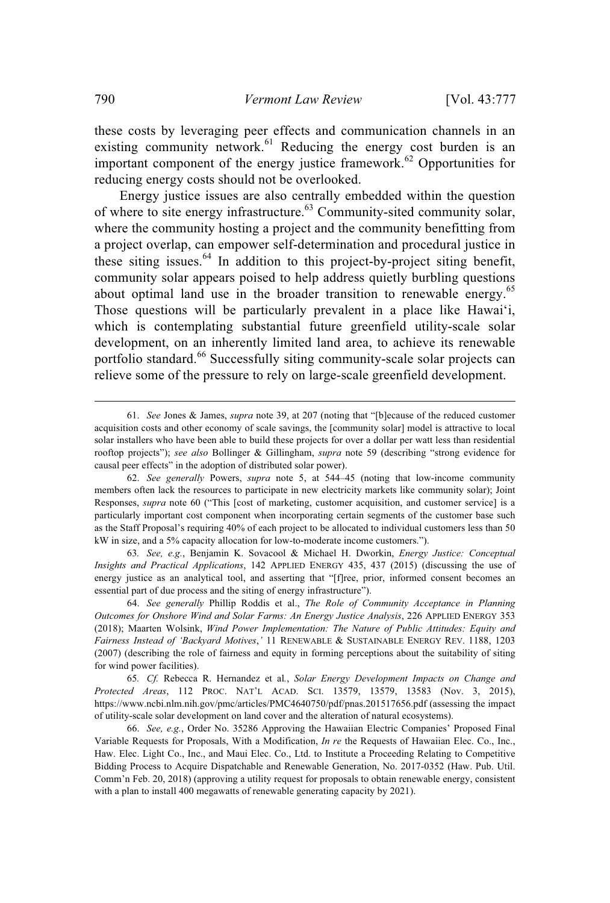these costs by leveraging peer effects and communication channels in an existing community network.[61] Reducing the energy cost burden is an important component of the energy justice framework.[62] Opportunities for reducing energy costs should not be overlooked.

Energy justice issues are also centrally embedded within the question of where to site energy infrastructure.[63] Community-sited community solar, where the community hosting a project and the community benefitting from a project overlap, can empower self-determination and procedural justice in these siting issues.[64] In addition to this project-by-project siting benefit, community solar appears poised to help address quietly burbling questions about optimal land use in the broader transition to renewable energy.[65] Those questions will be particularly prevalent in a place like Hawai'i, which is contemplating substantial future greenfield utility-scale solar development, on an inherently limited land area, to achieve its renewable portfolio standard.[66] Successfully siting community-scale solar projects can relieve some of the pressure to rely on large-scale greenfield development.

---

61. *See* Jones & James, *supra* note 39, at 207 (noting that "[b]ecause of the reduced customer acquisition costs and other economy of scale savings, the [community solar] model is attractive to local solar installers who have been able to build these projects for over a dollar per watt less than residential rooftop projects"); *see also* Bollinger & Gillingham, *supra* note 59 (describing "strong evidence for causal peer effects" in the adoption of distributed solar power).

62. *See generally* Powers, *supra* note 5, at 544–45 (noting that low-income community members often lack the resources to participate in new electricity markets like community solar); Joint Responses, *supra* note 60 ("This [cost of marketing, customer acquisition, and customer service] is a particularly important cost component when incorporating certain segments of the customer base such as the Staff Proposal's requiring 40% of each project to be allocated to individual customers less than 50 kW in size, and a 5% capacity allocation for low-to-moderate income customers.").

63. *See, e.g.*, Benjamin K. Sovacool & Michael H. Dworkin, *Energy Justice: Conceptual Insights and Practical Applications*, 142 APPLIED ENERGY 435, 437 (2015) (discussing the use of energy justice as an analytical tool, and asserting that "[f]ree, prior, informed consent becomes an essential part of due process and the siting of energy infrastructure").

64. *See generally* Phillip Roddis et al., *The Role of Community Acceptance in Planning Outcomes for Onshore Wind and Solar Farms: An Energy Justice Analysis*, 226 APPLIED ENERGY 353 (2018); Maarten Wolsink, *Wind Power Implementation: The Nature of Public Attitudes: Equity and Fairness Instead of 'Backyard Motives*,*'* 11 RENEWABLE & SUSTAINABLE ENERGY REV. 1188, 1203 (2007) (describing the role of fairness and equity in forming perceptions about the suitability of siting for wind power facilities).

65. *Cf.* Rebecca R. Hernandez et al., *Solar Energy Development Impacts on Change and Protected Areas*, 112 PROC. NAT'L ACAD. SCI. 13579, 13579, 13583 (Nov. 3, 2015), https://www.ncbi.nlm.nih.gov/pmc/articles/PMC4640750/pdf/pnas.201517656.pdf (assessing the impact of utility-scale solar development on land cover and the alteration of natural ecosystems).

66. *See, e.g.*, Order No. 35286 Approving the Hawaiian Electric Companies' Proposed Final Variable Requests for Proposals, With a Modification, *In re* the Requests of Hawaiian Elec. Co., Inc., Haw. Elec. Light Co., Inc., and Maui Elec. Co., Ltd. to Institute a Proceeding Relating to Competitive Bidding Process to Acquire Dispatchable and Renewable Generation, No. 2017-0352 (Haw. Pub. Util. Comm'n Feb. 20, 2018) (approving a utility request for proposals to obtain renewable energy, consistent with a plan to install 400 megawatts of renewable generating capacity by 2021).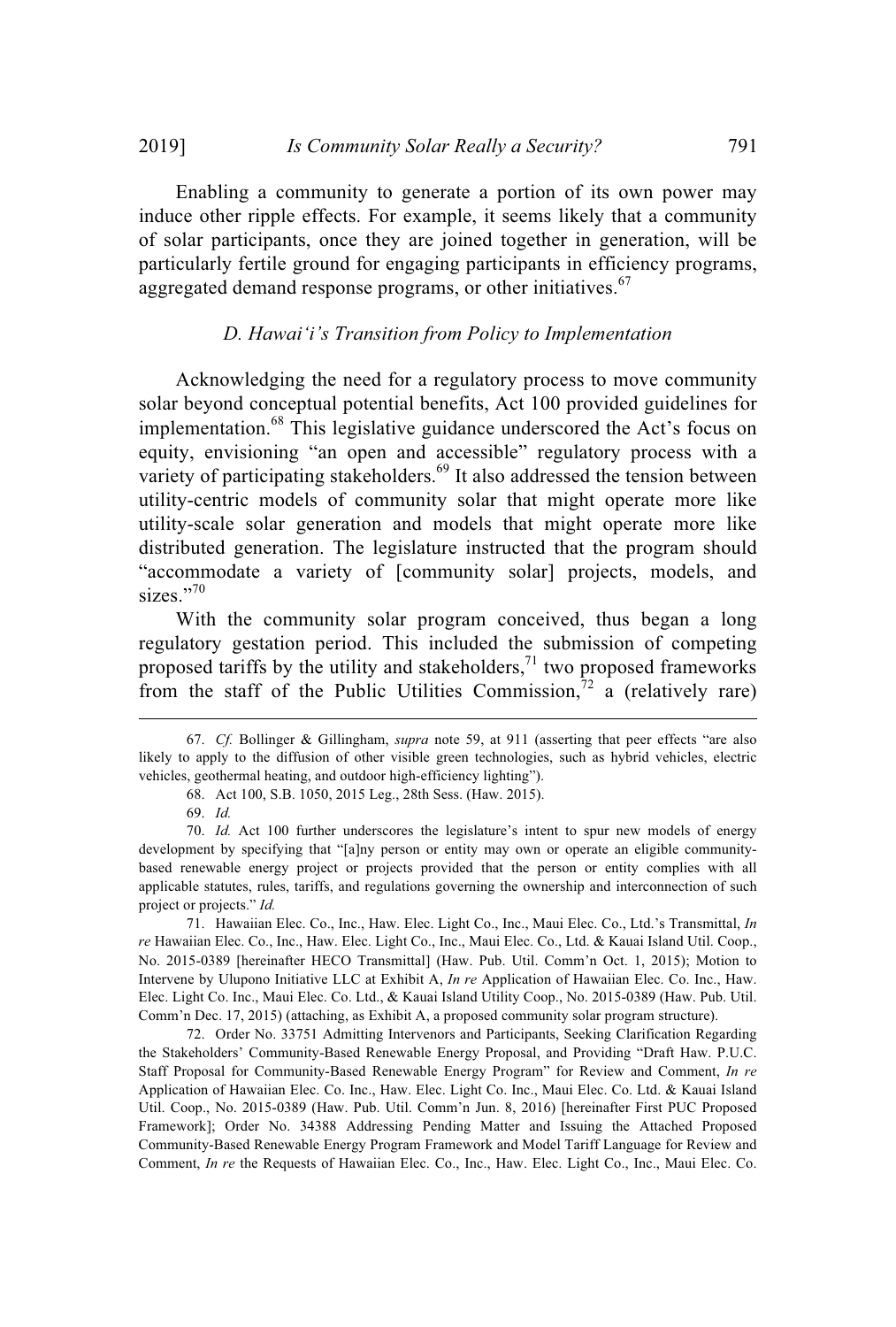Enabling a community to generate a portion of its own power may induce other ripple effects. For example, it seems likely that a community of solar participants, once they are joined together in generation, will be particularly fertile ground for engaging participants in efficiency programs, aggregated demand response programs, or other initiatives.[67]

### *D. Hawai'i's Transition from Policy to Implementation*

Acknowledging the need for a regulatory process to move community solar beyond conceptual potential benefits, Act 100 provided guidelines for implementation.[68] This legislative guidance underscored the Act's focus on equity, envisioning "an open and accessible" regulatory process with a variety of participating stakeholders.[69] It also addressed the tension between utility-centric models of community solar that might operate more like utility-scale solar generation and models that might operate more like distributed generation. The legislature instructed that the program should "accommodate a variety of [community solar] projects, models, and sizes."[70]

With the community solar program conceived, thus began a long regulatory gestation period. This included the submission of competing proposed tariffs by the utility and stakeholders,[71] two proposed frameworks from the staff of the Public Utilities Commission,[72] a (relatively rare)

---

67. *Cf.* Bollinger & Gillingham, *supra* note 59, at 911 (asserting that peer effects "are also likely to apply to the diffusion of other visible green technologies, such as hybrid vehicles, electric vehicles, geothermal heating, and outdoor high-efficiency lighting").

68. Act 100, S.B. 1050, 2015 Leg., 28th Sess. (Haw. 2015).

69. *Id.*

70. *Id.* Act 100 further underscores the legislature's intent to spur new models of energy development by specifying that "[a]ny person or entity may own or operate an eligible community-based renewable energy project or projects provided that the person or entity complies with all applicable statutes, rules, tariffs, and regulations governing the ownership and interconnection of such project or projects." *Id.*

71. Hawaiian Elec. Co., Inc., Haw. Elec. Light Co., Inc., Maui Elec. Co., Ltd.'s Transmittal, *In re* Hawaiian Elec. Co., Inc., Haw. Elec. Light Co., Inc., Maui Elec. Co., Ltd. & Kauai Island Util. Coop., No. 2015-0389 [hereinafter HECO Transmittal] (Haw. Pub. Util. Comm'n Oct. 1, 2015); Motion to Intervene by Ulupono Initiative LLC at Exhibit A, *In re* Application of Hawaiian Elec. Co. Inc., Haw. Elec. Light Co. Inc., Maui Elec. Co. Ltd., & Kauai Island Utility Coop., No. 2015-0389 (Haw. Pub. Util. Comm'n Dec. 17, 2015) (attaching, as Exhibit A, a proposed community solar program structure).

72. Order No. 33751 Admitting Intervenors and Participants, Seeking Clarification Regarding the Stakeholders' Community-Based Renewable Energy Proposal, and Providing "Draft Haw. P.U.C. Staff Proposal for Community-Based Renewable Energy Program" for Review and Comment, *In re* Application of Hawaiian Elec. Co. Inc., Haw. Elec. Light Co. Inc., Maui Elec. Co. Ltd. & Kauai Island Util. Coop., No. 2015-0389 (Haw. Pub. Util. Comm'n Jun. 8, 2016) [hereinafter First PUC Proposed Framework]; Order No. 34388 Addressing Pending Matter and Issuing the Attached Proposed Community-Based Renewable Energy Program Framework and Model Tariff Language for Review and Comment, *In re* the Requests of Hawaiian Elec. Co., Inc., Haw. Elec. Light Co., Inc., Maui Elec. Co.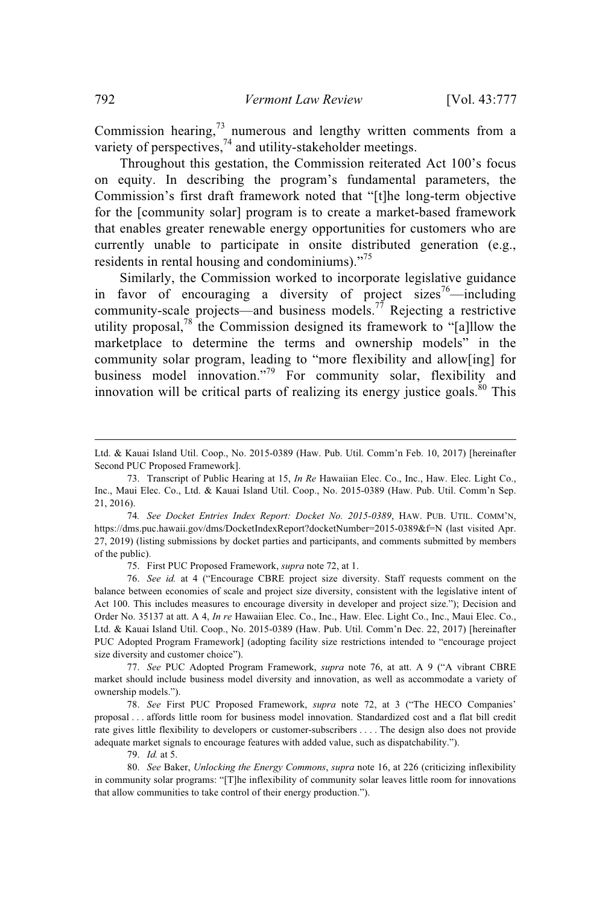Commission hearing,[73] numerous and lengthy written comments from a variety of perspectives,[74] and utility-stakeholder meetings.

Throughout this gestation, the Commission reiterated Act 100's focus on equity. In describing the program's fundamental parameters, the Commission's first draft framework noted that "[t]he long-term objective for the [community solar] program is to create a market-based framework that enables greater renewable energy opportunities for customers who are currently unable to participate in onsite distributed generation (e.g., residents in rental housing and condominiums)."[75]

Similarly, the Commission worked to incorporate legislative guidance in favor of encouraging a diversity of project sizes[76]—including community-scale projects—and business models.[77] Rejecting a restrictive utility proposal,[78] the Commission designed its framework to "[a]llow the marketplace to determine the terms and ownership models" in the community solar program, leading to "more flexibility and allow[ing] for business model innovation."[79] For community solar, flexibility and innovation will be critical parts of realizing its energy justice goals.[80] This

---

Ltd. & Kauai Island Util. Coop., No. 2015-0389 (Haw. Pub. Util. Comm'n Feb. 10, 2017) [hereinafter Second PUC Proposed Framework].

73. Transcript of Public Hearing at 15, *In Re* Hawaiian Elec. Co., Inc., Haw. Elec. Light Co., Inc., Maui Elec. Co., Ltd. & Kauai Island Util. Coop., No. 2015-0389 (Haw. Pub. Util. Comm'n Sep. 21, 2016).

74. *See Docket Entries Index Report: Docket No. 2015-0389*, HAW. PUB. UTIL. COMM'N, https://dms.puc.hawaii.gov/dms/DocketIndexReport?docketNumber=2015-0389&f=N (last visited Apr. 27, 2019) (listing submissions by docket parties and participants, and comments submitted by members of the public).

75. First PUC Proposed Framework, *supra* note 72, at 1.

76. *See id.* at 4 ("Encourage CBRE project size diversity. Staff requests comment on the balance between economies of scale and project size diversity, consistent with the legislative intent of Act 100. This includes measures to encourage diversity in developer and project size."); Decision and Order No. 35137 at att. A 4, *In re* Hawaiian Elec. Co., Inc., Haw. Elec. Light Co., Inc., Maui Elec. Co., Ltd. & Kauai Island Util. Coop., No. 2015-0389 (Haw. Pub. Util. Comm'n Dec. 22, 2017) [hereinafter PUC Adopted Program Framework] (adopting facility size restrictions intended to "encourage project size diversity and customer choice").

77. *See* PUC Adopted Program Framework, *supra* note 76, at att. A 9 ("A vibrant CBRE market should include business model diversity and innovation, as well as accommodate a variety of ownership models.").

78. *See* First PUC Proposed Framework, *supra* note 72, at 3 ("The HECO Companies' proposal . . . affords little room for business model innovation. Standardized cost and a flat bill credit rate gives little flexibility to developers or customer-subscribers . . . . The design also does not provide adequate market signals to encourage features with added value, such as dispatchability.").

79. *Id.* at 5.

80. *See* Baker, *Unlocking the Energy Commons*, *supra* note 16, at 226 (criticizing inflexibility in community solar programs: "[T]he inflexibility of community solar leaves little room for innovations that allow communities to take control of their energy production.").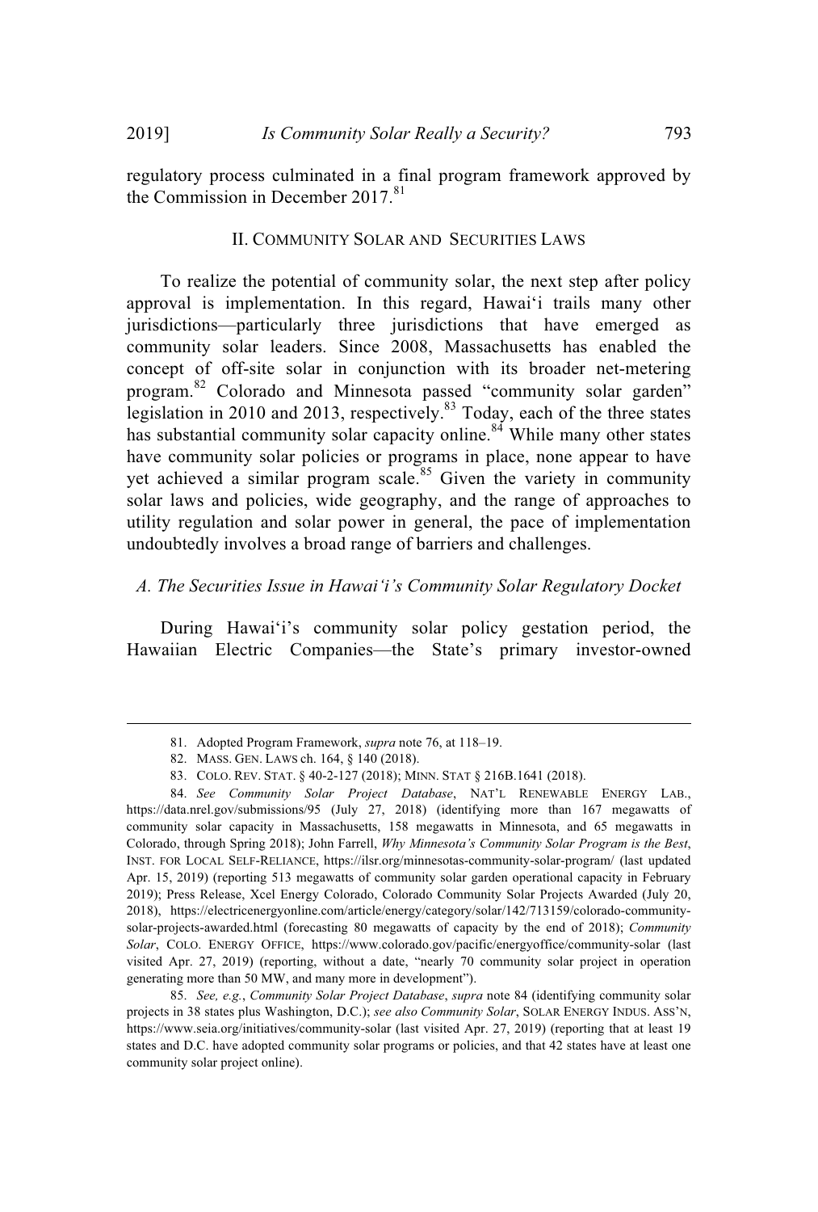regulatory process culminated in a final program framework approved by the Commission in December 2017.[81]

## II. Community Solar and Securities Laws

To realize the potential of community solar, the next step after policy approval is implementation. In this regard, Hawai'i trails many other jurisdictions—particularly three jurisdictions that have emerged as community solar leaders. Since 2008, Massachusetts has enabled the concept of off-site solar in conjunction with its broader net-metering program.[82] Colorado and Minnesota passed "community solar garden" legislation in 2010 and 2013, respectively.[83] Today, each of the three states has substantial community solar capacity online.[84] While many other states have community solar policies or programs in place, none appear to have yet achieved a similar program scale.[85] Given the variety in community solar laws and policies, wide geography, and the range of approaches to utility regulation and solar power in general, the pace of implementation undoubtedly involves a broad range of barriers and challenges.

### *A. The Securities Issue in Hawai'i's Community Solar Regulatory Docket*

During Hawai'i's community solar policy gestation period, the Hawaiian Electric Companies—the State's primary investor-owned

---

81. Adopted Program Framework, *supra* note 76, at 118–19.

82. Mass. Gen. Laws ch. 164, § 140 (2018).

83. Colo. Rev. Stat. § 40-2-127 (2018); Minn. Stat § 216B.1641 (2018).

84. *See Community Solar Project Database*, Nat'l Renewable Energy Lab., https://data.nrel.gov/submissions/95 (July 27, 2018) (identifying more than 167 megawatts of community solar capacity in Massachusetts, 158 megawatts in Minnesota, and 65 megawatts in Colorado, through Spring 2018); John Farrell, *Why Minnesota's Community Solar Program is the Best*, Inst. for Local Self-Reliance, https://ilsr.org/minnesotas-community-solar-program/ (last updated Apr. 15, 2019) (reporting 513 megawatts of community solar garden operational capacity in February 2019); Press Release, Xcel Energy Colorado, Colorado Community Solar Projects Awarded (July 20, 2018), https://electricenergyonline.com/article/energy/category/solar/142/713159/colorado-community-solar-projects-awarded.html (forecasting 80 megawatts of capacity by the end of 2018); *Community Solar*, Colo. Energy Office, https://www.colorado.gov/pacific/energyoffice/community-solar (last visited Apr. 27, 2019) (reporting, without a date, "nearly 70 community solar project in operation generating more than 50 MW, and many more in development").

85. *See, e.g.*, *Community Solar Project Database*, *supra* note 84 (identifying community solar projects in 38 states plus Washington, D.C.); *see also Community Solar*, Solar Energy Indus. Ass'n, https://www.seia.org/initiatives/community-solar (last visited Apr. 27, 2019) (reporting that at least 19 states and D.C. have adopted community solar programs or policies, and that 42 states have at least one community solar project online).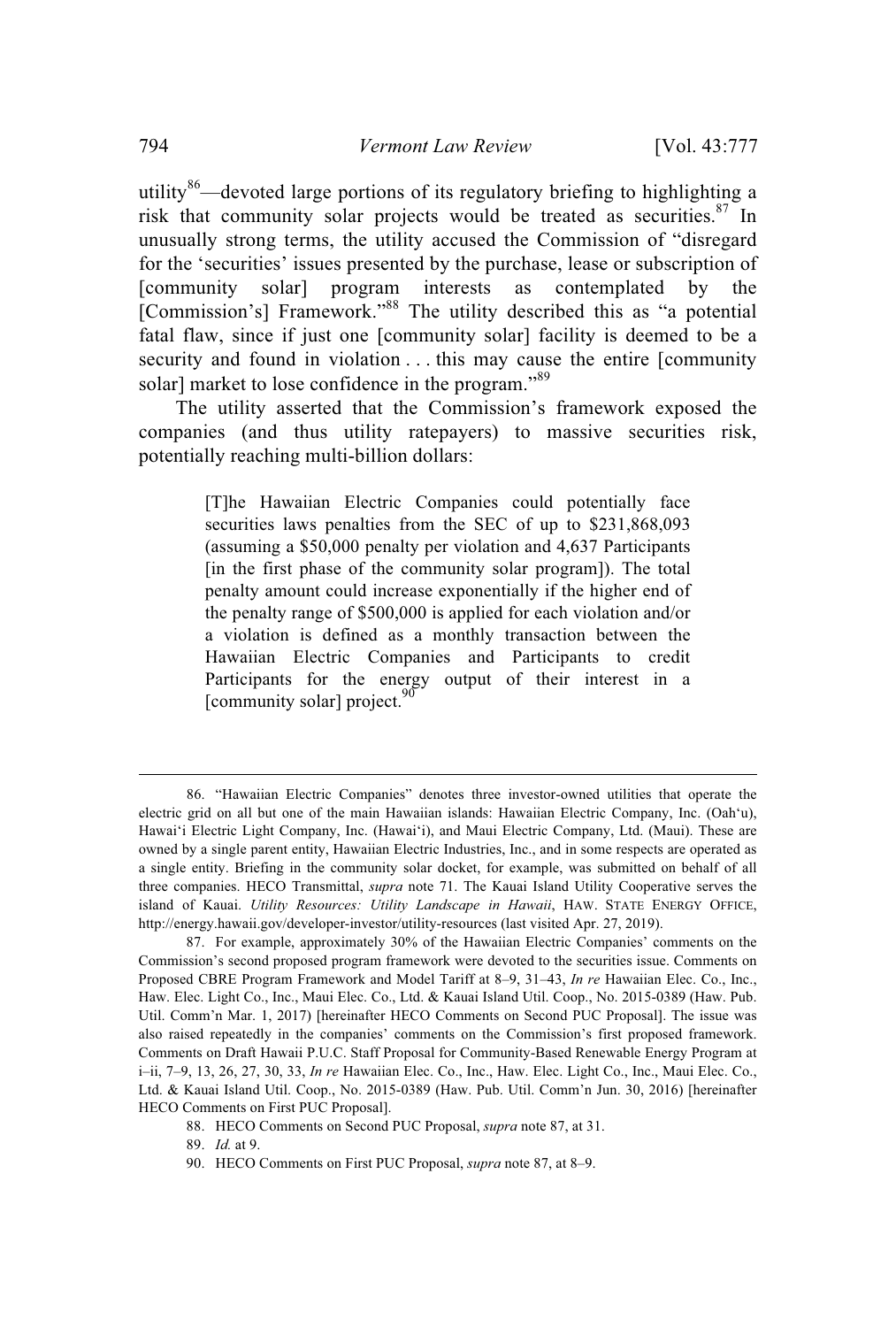utility[86]—devoted large portions of its regulatory briefing to highlighting a risk that community solar projects would be treated as securities.[87] In unusually strong terms, the utility accused the Commission of "disregard for the 'securities' issues presented by the purchase, lease or subscription of [community solar] program interests as contemplated by the [Commission's] Framework."[88] The utility described this as "a potential fatal flaw, since if just one [community solar] facility is deemed to be a security and found in violation . . . this may cause the entire [community solar] market to lose confidence in the program."[89]

The utility asserted that the Commission's framework exposed the companies (and thus utility ratepayers) to massive securities risk, potentially reaching multi-billion dollars:

> [T]he Hawaiian Electric Companies could potentially face securities laws penalties from the SEC of up to $231,868,093 (assuming a $50,000 penalty per violation and 4,637 Participants [in the first phase of the community solar program]). The total penalty amount could increase exponentially if the higher end of the penalty range of $500,000 is applied for each violation and/or a violation is defined as a monthly transaction between the Hawaiian Electric Companies and Participants to credit Participants for the energy output of their interest in a [community solar] project.[90]

---

86. "Hawaiian Electric Companies" denotes three investor-owned utilities that operate the electric grid on all but one of the main Hawaiian islands: Hawaiian Electric Company, Inc. (Oah'u), Hawai'i Electric Light Company, Inc. (Hawai'i), and Maui Electric Company, Ltd. (Maui). These are owned by a single parent entity, Hawaiian Electric Industries, Inc., and in some respects are operated as a single entity. Briefing in the community solar docket, for example, was submitted on behalf of all three companies. HECO Transmittal, *supra* note 71. The Kauai Island Utility Cooperative serves the island of Kauai. *Utility Resources: Utility Landscape in Hawaii*, HAW. STATE ENERGY OFFICE, http://energy.hawaii.gov/developer-investor/utility-resources (last visited Apr. 27, 2019).

87. For example, approximately 30% of the Hawaiian Electric Companies' comments on the Commission's second proposed program framework were devoted to the securities issue. Comments on Proposed CBRE Program Framework and Model Tariff at 8–9, 31–43, *In re* Hawaiian Elec. Co., Inc., Haw. Elec. Light Co., Inc., Maui Elec. Co., Ltd. & Kauai Island Util. Coop., No. 2015-0389 (Haw. Pub. Util. Comm'n Mar. 1, 2017) [hereinafter HECO Comments on Second PUC Proposal]. The issue was also raised repeatedly in the companies' comments on the Commission's first proposed framework. Comments on Draft Hawaii P.U.C. Staff Proposal for Community-Based Renewable Energy Program at i–ii, 7–9, 13, 26, 27, 30, 33, *In re* Hawaiian Elec. Co., Inc., Haw. Elec. Light Co., Inc., Maui Elec. Co., Ltd. & Kauai Island Util. Coop., No. 2015-0389 (Haw. Pub. Util. Comm'n Jun. 30, 2016) [hereinafter HECO Comments on First PUC Proposal].

88. HECO Comments on Second PUC Proposal, *supra* note 87, at 31.

89. *Id.* at 9.

90. HECO Comments on First PUC Proposal, *supra* note 87, at 8–9.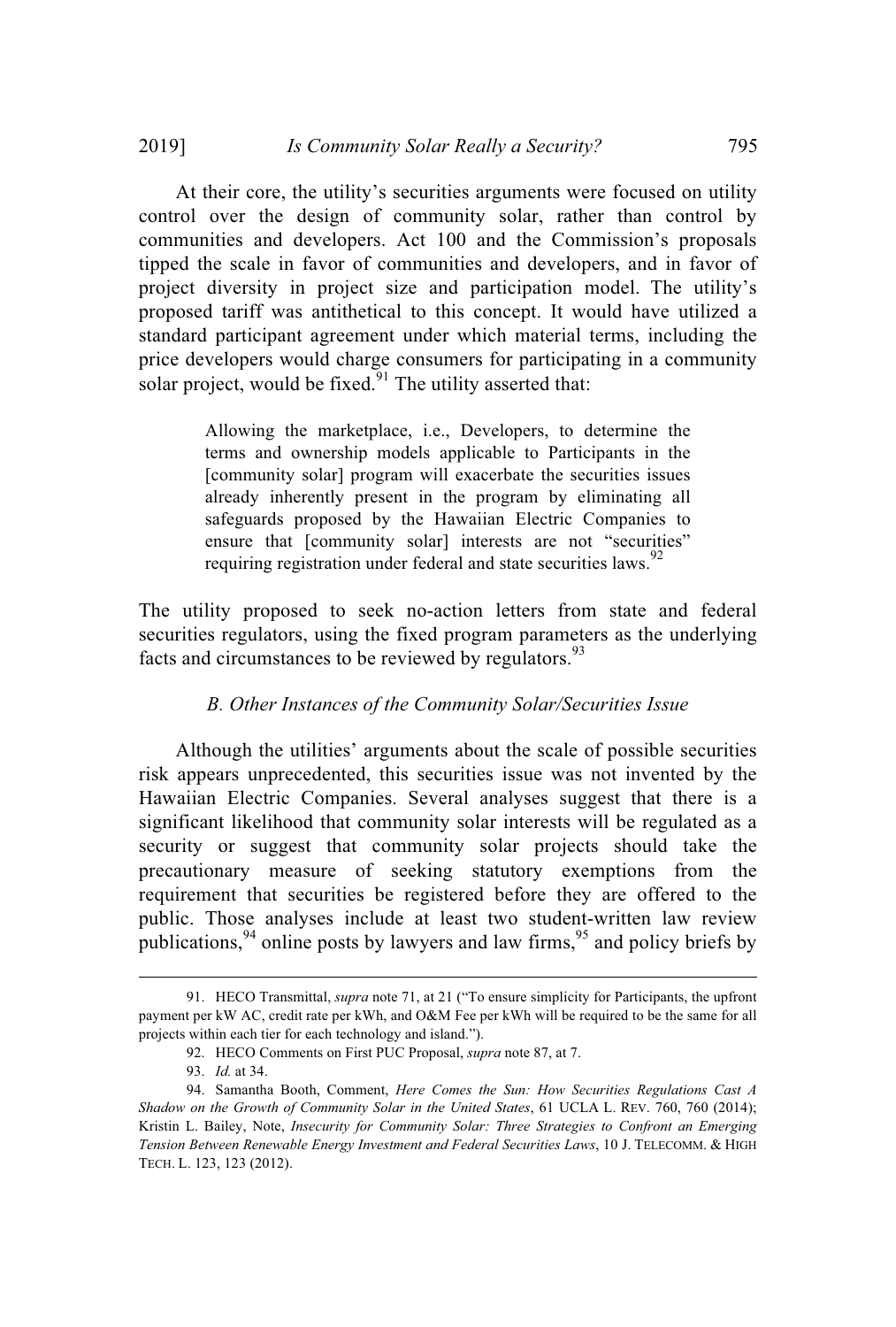At their core, the utility's securities arguments were focused on utility control over the design of community solar, rather than control by communities and developers. Act 100 and the Commission's proposals tipped the scale in favor of communities and developers, and in favor of project diversity in project size and participation model. The utility's proposed tariff was antithetical to this concept. It would have utilized a standard participant agreement under which material terms, including the price developers would charge consumers for participating in a community solar project, would be fixed.[91] The utility asserted that:

> Allowing the marketplace, i.e., Developers, to determine the terms and ownership models applicable to Participants in the [community solar] program will exacerbate the securities issues already inherently present in the program by eliminating all safeguards proposed by the Hawaiian Electric Companies to ensure that [community solar] interests are not "securities" requiring registration under federal and state securities laws.[92]

The utility proposed to seek no-action letters from state and federal securities regulators, using the fixed program parameters as the underlying facts and circumstances to be reviewed by regulators.[93]

### *B. Other Instances of the Community Solar/Securities Issue*

Although the utilities' arguments about the scale of possible securities risk appears unprecedented, this securities issue was not invented by the Hawaiian Electric Companies. Several analyses suggest that there is a significant likelihood that community solar interests will be regulated as a security or suggest that community solar projects should take the precautionary measure of seeking statutory exemptions from the requirement that securities be registered before they are offered to the public. Those analyses include at least two student-written law review publications,[94] online posts by lawyers and law firms,[95] and policy briefs by

---

91. HECO Transmittal, *supra* note 71, at 21 ("To ensure simplicity for Participants, the upfront payment per kW AC, credit rate per kWh, and O&M Fee per kWh will be required to be the same for all projects within each tier for each technology and island.").

92. HECO Comments on First PUC Proposal, *supra* note 87, at 7.

93. *Id.* at 34.

94. Samantha Booth, Comment, *Here Comes the Sun: How Securities Regulations Cast A Shadow on the Growth of Community Solar in the United States*, 61 UCLA L. REV. 760, 760 (2014); Kristin L. Bailey, Note, *Insecurity for Community Solar: Three Strategies to Confront an Emerging Tension Between Renewable Energy Investment and Federal Securities Laws*, 10 J. TELECOMM. & HIGH TECH. L. 123, 123 (2012).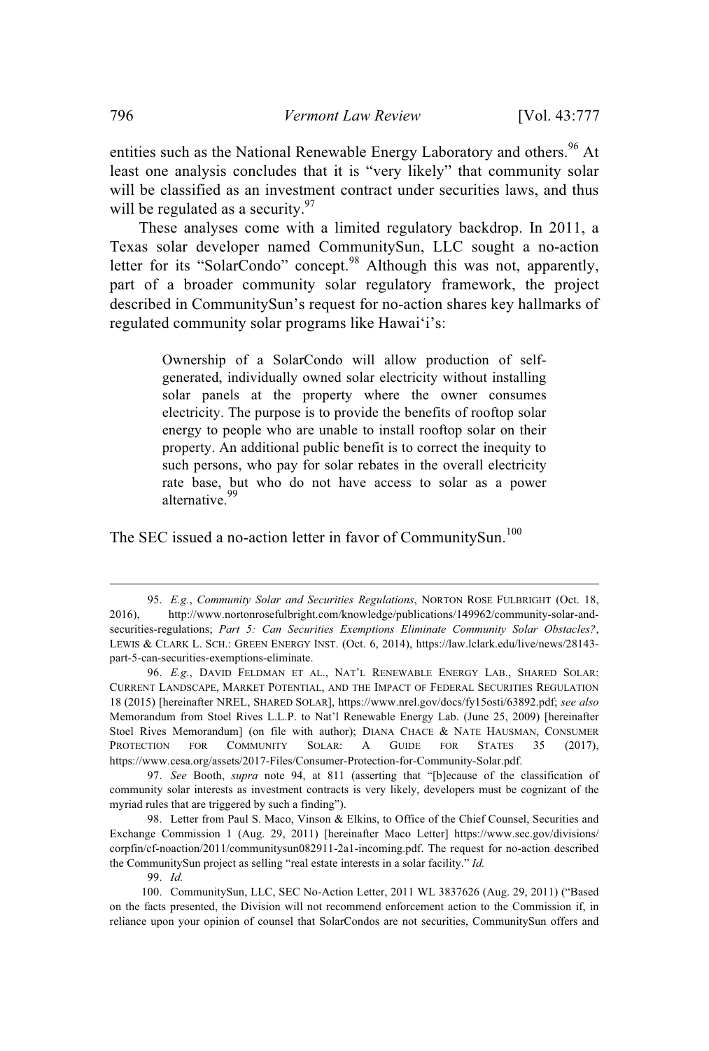entities such as the National Renewable Energy Laboratory and others.[96] At least one analysis concludes that it is "very likely" that community solar will be classified as an investment contract under securities laws, and thus will be regulated as a security.[97]

These analyses come with a limited regulatory backdrop. In 2011, a Texas solar developer named CommunitySun, LLC sought a no-action letter for its "SolarCondo" concept.[98] Although this was not, apparently, part of a broader community solar regulatory framework, the project described in CommunitySun's request for no-action shares key hallmarks of regulated community solar programs like Hawai'i's:

> Ownership of a SolarCondo will allow production of self-generated, individually owned solar electricity without installing solar panels at the property where the owner consumes electricity. The purpose is to provide the benefits of rooftop solar energy to people who are unable to install rooftop solar on their property. An additional public benefit is to correct the inequity to such persons, who pay for solar rebates in the overall electricity rate base, but who do not have access to solar as a power alternative.[99]

The SEC issued a no-action letter in favor of CommunitySun.[100]

---

95. *E.g.*, *Community Solar and Securities Regulations*, NORTON ROSE FULBRIGHT (Oct. 18, 2016), http://www.nortonrosefulbright.com/knowledge/publications/149962/community-solar-and-securities-regulations; *Part 5: Can Securities Exemptions Eliminate Community Solar Obstacles?*, LEWIS & CLARK L. SCH.: GREEN ENERGY INST. (Oct. 6, 2014), https://law.lclark.edu/live/news/28143-part-5-can-securities-exemptions-eliminate.

96. *E.g.*, DAVID FELDMAN ET AL., NAT'L RENEWABLE ENERGY LAB., SHARED SOLAR: CURRENT LANDSCAPE, MARKET POTENTIAL, AND THE IMPACT OF FEDERAL SECURITIES REGULATION 18 (2015) [hereinafter NREL, SHARED SOLAR], https://www.nrel.gov/docs/fy15osti/63892.pdf; *see also* Memorandum from Stoel Rives L.L.P. to Nat'l Renewable Energy Lab. (June 25, 2009) [hereinafter Stoel Rives Memorandum] (on file with author); DIANA CHACE & NATE HAUSMAN, CONSUMER PROTECTION FOR COMMUNITY SOLAR: A GUIDE FOR STATES 35 (2017), https://www.cesa.org/assets/2017-Files/Consumer-Protection-for-Community-Solar.pdf.

97. *See* Booth, *supra* note 94, at 811 (asserting that "[b]ecause of the classification of community solar interests as investment contracts is very likely, developers must be cognizant of the myriad rules that are triggered by such a finding").

98. Letter from Paul S. Maco, Vinson & Elkins, to Office of the Chief Counsel, Securities and Exchange Commission 1 (Aug. 29, 2011) [hereinafter Maco Letter] https://www.sec.gov/divisions/corpfin/cf-noaction/2011/communitysun082911-2a1-incoming.pdf. The request for no-action described the CommunitySun project as selling "real estate interests in a solar facility." *Id.*

99. *Id.*

100. CommunitySun, LLC, SEC No-Action Letter, 2011 WL 3837626 (Aug. 29, 2011) ("Based on the facts presented, the Division will not recommend enforcement action to the Commission if, in reliance upon your opinion of counsel that SolarCondos are not securities, CommunitySun offers and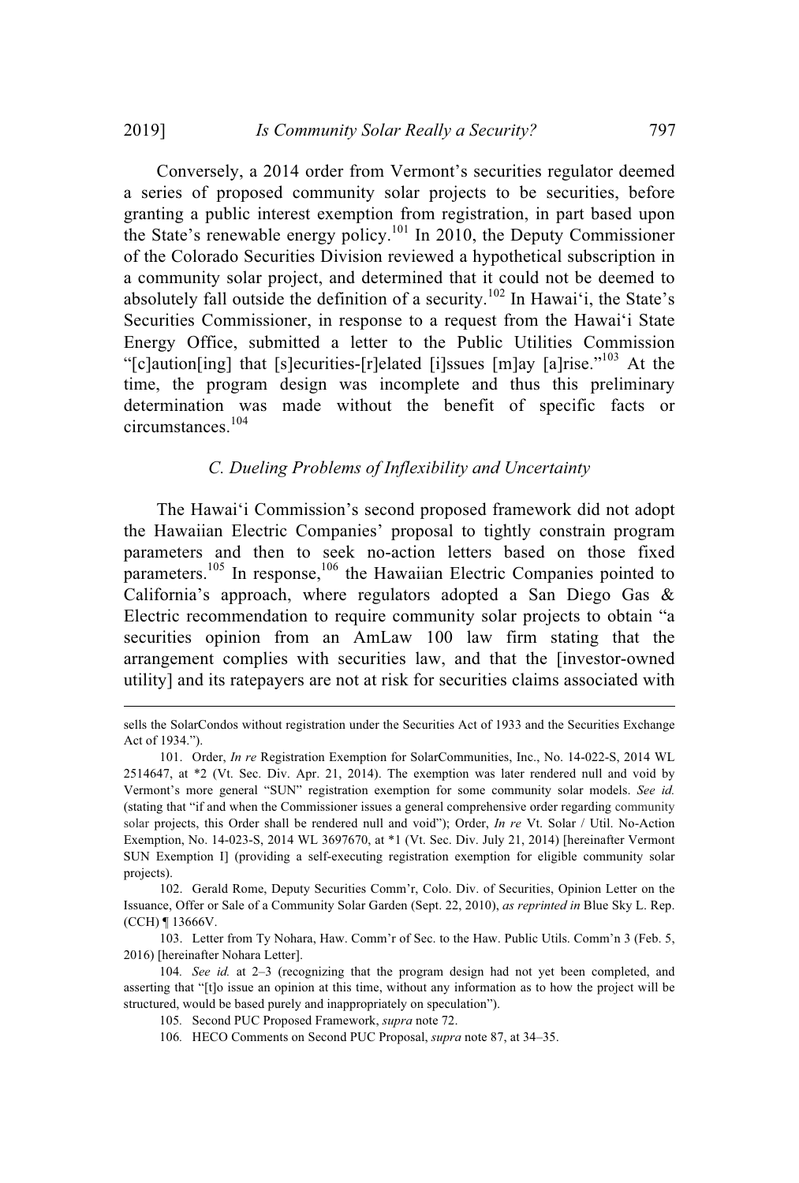Conversely, a 2014 order from Vermont's securities regulator deemed a series of proposed community solar projects to be securities, before granting a public interest exemption from registration, in part based upon the State's renewable energy policy.[101] In 2010, the Deputy Commissioner of the Colorado Securities Division reviewed a hypothetical subscription in a community solar project, and determined that it could not be deemed to absolutely fall outside the definition of a security.[102] In Hawai'i, the State's Securities Commissioner, in response to a request from the Hawai'i State Energy Office, submitted a letter to the Public Utilities Commission "[c]aution[ing] that [s]ecurities-[r]elated [i]ssues [m]ay [a]rise."[103] At the time, the program design was incomplete and thus this preliminary determination was made without the benefit of specific facts or circumstances.[104]

### *C. Dueling Problems of Inflexibility and Uncertainty*

The Hawai'i Commission's second proposed framework did not adopt the Hawaiian Electric Companies' proposal to tightly constrain program parameters and then to seek no-action letters based on those fixed parameters.[105] In response,[106] the Hawaiian Electric Companies pointed to California's approach, where regulators adopted a San Diego Gas & Electric recommendation to require community solar projects to obtain "a securities opinion from an AmLaw 100 law firm stating that the arrangement complies with securities law, and that the [investor-owned utility] and its ratepayers are not at risk for securities claims associated with

---

sells the SolarCondos without registration under the Securities Act of 1933 and the Securities Exchange Act of 1934.").

101. Order, *In re* Registration Exemption for SolarCommunities, Inc., No. 14-022-S, 2014 WL 2514647, at *2 (Vt. Sec. Div. Apr. 21, 2014). The exemption was later rendered null and void by Vermont's more general "SUN" registration exemption for some community solar models. *See id.* (stating that "if and when the Commissioner issues a general comprehensive order regarding community solar projects, this Order shall be rendered null and void"); Order, *In re* Vt. Solar / Util. No-Action Exemption, No. 14-023-S, 2014 WL 3697670, at *1 (Vt. Sec. Div. July 21, 2014) [hereinafter Vermont SUN Exemption I] (providing a self-executing registration exemption for eligible community solar projects).

102. Gerald Rome, Deputy Securities Comm'r, Colo. Div. of Securities, Opinion Letter on the Issuance, Offer or Sale of a Community Solar Garden (Sept. 22, 2010), *as reprinted in* Blue Sky L. Rep. (CCH) ¶ 13666V.

103. Letter from Ty Nohara, Haw. Comm'r of Sec. to the Haw. Public Utils. Comm'n 3 (Feb. 5, 2016) [hereinafter Nohara Letter].

104. *See id.* at 2–3 (recognizing that the program design had not yet been completed, and asserting that "[t]o issue an opinion at this time, without any information as to how the project will be structured, would be based purely and inappropriately on speculation").

105. Second PUC Proposed Framework, *supra* note 72.

106. HECO Comments on Second PUC Proposal, *supra* note 87, at 34–35.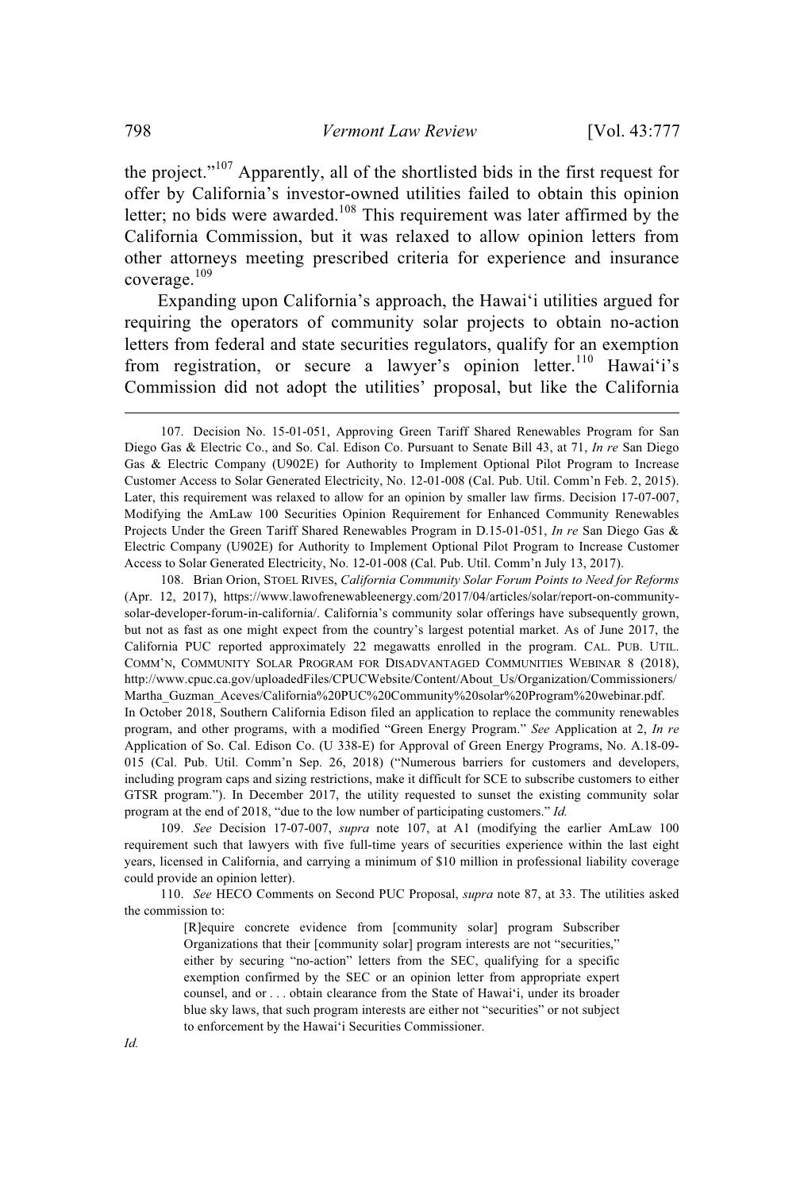the project."[107] Apparently, all of the shortlisted bids in the first request for offer by California's investor-owned utilities failed to obtain this opinion letter; no bids were awarded.[108] This requirement was later affirmed by the California Commission, but it was relaxed to allow opinion letters from other attorneys meeting prescribed criteria for experience and insurance coverage.[109]

Expanding upon California's approach, the Hawai'i utilities argued for requiring the operators of community solar projects to obtain no-action letters from federal and state securities regulators, qualify for an exemption from registration, or secure a lawyer's opinion letter.[110] Hawai'i's Commission did not adopt the utilities' proposal, but like the California

---

107. Decision No. 15-01-051, Approving Green Tariff Shared Renewables Program for San Diego Gas & Electric Co., and So. Cal. Edison Co. Pursuant to Senate Bill 43, at 71, *In re* San Diego Gas & Electric Company (U902E) for Authority to Implement Optional Pilot Program to Increase Customer Access to Solar Generated Electricity, No. 12-01-008 (Cal. Pub. Util. Comm'n Feb. 2, 2015). Later, this requirement was relaxed to allow for an opinion by smaller law firms. Decision 17-07-007, Modifying the AmLaw 100 Securities Opinion Requirement for Enhanced Community Renewables Projects Under the Green Tariff Shared Renewables Program in D.15-01-051, *In re* San Diego Gas & Electric Company (U902E) for Authority to Implement Optional Pilot Program to Increase Customer Access to Solar Generated Electricity, No. 12-01-008 (Cal. Pub. Util. Comm'n July 13, 2017).

108. Brian Orion, STOEL RIVES, *California Community Solar Forum Points to Need for Reforms* (Apr. 12, 2017), https://www.lawofrenewableenergy.com/2017/04/articles/solar/report-on-community-solar-developer-forum-in-california/. California's community solar offerings have subsequently grown, but not as fast as one might expect from the country's largest potential market. As of June 2017, the California PUC reported approximately 22 megawatts enrolled in the program. CAL. PUB. UTIL. COMM'N, COMMUNITY SOLAR PROGRAM FOR DISADVANTAGED COMMUNITIES WEBINAR 8 (2018), http://www.cpuc.ca.gov/uploadedFiles/CPUCWebsite/Content/About_Us/Organization/Commissioners/Martha_Guzman_Aceves/California%20PUC%20Community%20solar%20Program%20webinar.pdf. In October 2018, Southern California Edison filed an application to replace the community renewables program, and other programs, with a modified "Green Energy Program." *See* Application at 2, *In re* Application of So. Cal. Edison Co. (U 338-E) for Approval of Green Energy Programs, No. A.18-09-015 (Cal. Pub. Util. Comm'n Sep. 26, 2018) ("Numerous barriers for customers and developers, including program caps and sizing restrictions, make it difficult for SCE to subscribe customers to either GTSR program."). In December 2017, the utility requested to sunset the existing community solar program at the end of 2018, "due to the low number of participating customers." *Id.*

109. *See* Decision 17-07-007, *supra* note 107, at A1 (modifying the earlier AmLaw 100 requirement such that lawyers with five full-time years of securities experience within the last eight years, licensed in California, and carrying a minimum of $10 million in professional liability coverage could provide an opinion letter).

110. *See* HECO Comments on Second PUC Proposal, *supra* note 87, at 33. The utilities asked the commission to:

> [R]equire concrete evidence from [community solar] program Subscriber Organizations that their [community solar] program interests are not "securities," either by securing "no-action" letters from the SEC, qualifying for a specific exemption confirmed by the SEC or an opinion letter from appropriate expert counsel, and or . . . obtain clearance from the State of Hawai'i, under its broader blue sky laws, that such program interests are either not "securities" or not subject to enforcement by the Hawai'i Securities Commissioner.

*Id.*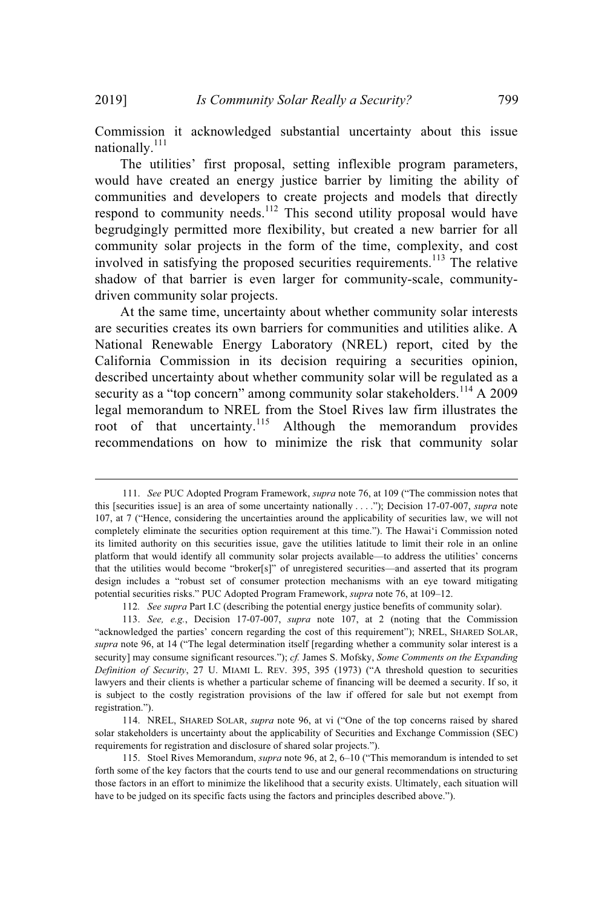Commission it acknowledged substantial uncertainty about this issue nationally.[111]

The utilities' first proposal, setting inflexible program parameters, would have created an energy justice barrier by limiting the ability of communities and developers to create projects and models that directly respond to community needs.[112] This second utility proposal would have begrudgingly permitted more flexibility, but created a new barrier for all community solar projects in the form of the time, complexity, and cost involved in satisfying the proposed securities requirements.[113] The relative shadow of that barrier is even larger for community-scale, community-driven community solar projects.

At the same time, uncertainty about whether community solar interests are securities creates its own barriers for communities and utilities alike. A National Renewable Energy Laboratory (NREL) report, cited by the California Commission in its decision requiring a securities opinion, described uncertainty about whether community solar will be regulated as a security as a "top concern" among community solar stakeholders.[114] A 2009 legal memorandum to NREL from the Stoel Rives law firm illustrates the root of that uncertainty.[115] Although the memorandum provides recommendations on how to minimize the risk that community solar

---

111. *See* PUC Adopted Program Framework, *supra* note 76, at 109 ("The commission notes that this [securities issue] is an area of some uncertainty nationally . . . ."); Decision 17-07-007, *supra* note 107, at 7 ("Hence, considering the uncertainties around the applicability of securities law, we will not completely eliminate the securities option requirement at this time."). The Hawai'i Commission noted its limited authority on this securities issue, gave the utilities latitude to limit their role in an online platform that would identify all community solar projects available—to address the utilities' concerns that the utilities would become "broker[s]" of unregistered securities—and asserted that its program design includes a "robust set of consumer protection mechanisms with an eye toward mitigating potential securities risks." PUC Adopted Program Framework, *supra* note 76, at 109–12.

112. *See supra* Part I.C (describing the potential energy justice benefits of community solar).

113. *See, e.g.*, Decision 17-07-007, *supra* note 107, at 2 (noting that the Commission "acknowledged the parties' concern regarding the cost of this requirement"); NREL, SHARED SOLAR, *supra* note 96, at 14 ("The legal determination itself [regarding whether a community solar interest is a security] may consume significant resources."); *cf.* James S. Mofsky, *Some Comments on the Expanding Definition of Security*, 27 U. MIAMI L. REV. 395, 395 (1973) ("A threshold question to securities lawyers and their clients is whether a particular scheme of financing will be deemed a security. If so, it is subject to the costly registration provisions of the law if offered for sale but not exempt from registration.").

114. NREL, SHARED SOLAR, *supra* note 96, at vi ("One of the top concerns raised by shared solar stakeholders is uncertainty about the applicability of Securities and Exchange Commission (SEC) requirements for registration and disclosure of shared solar projects.").

115. Stoel Rives Memorandum, *supra* note 96, at 2, 6–10 ("This memorandum is intended to set forth some of the key factors that the courts tend to use and our general recommendations on structuring those factors in an effort to minimize the likelihood that a security exists. Ultimately, each situation will have to be judged on its specific facts using the factors and principles described above.").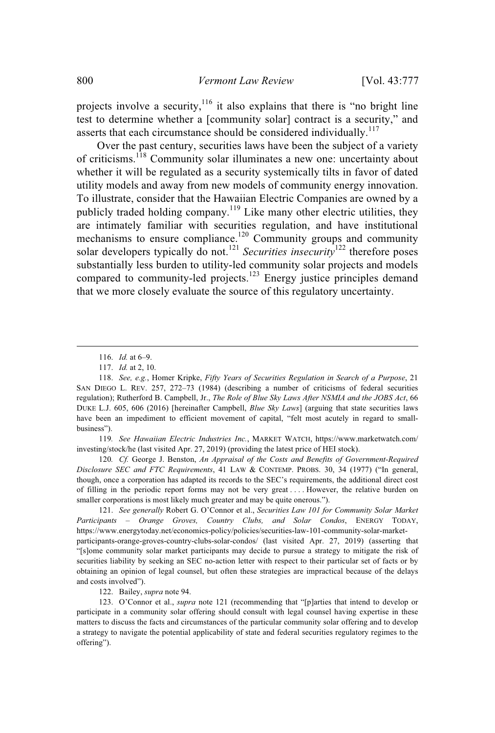projects involve a security,[116] it also explains that there is "no bright line test to determine whether a [community solar] contract is a security," and asserts that each circumstance should be considered individually.[117]

Over the past century, securities laws have been the subject of a variety of criticisms.[118] Community solar illuminates a new one: uncertainty about whether it will be regulated as a security systemically tilts in favor of dated utility models and away from new models of community energy innovation. To illustrate, consider that the Hawaiian Electric Companies are owned by a publicly traded holding company.[119] Like many other electric utilities, they are intimately familiar with securities regulation, and have institutional mechanisms to ensure compliance.[120] Community groups and community solar developers typically do not.[121] *Securities insecurity*[122] therefore poses substantially less burden to utility-led community solar projects and models compared to community-led projects.[123] Energy justice principles demand that we more closely evaluate the source of this regulatory uncertainty.

---

116. *Id.* at 6–9.

117. *Id.* at 2, 10.

118. *See, e.g.*, Homer Kripke, *Fifty Years of Securities Regulation in Search of a Purpose*, 21 SAN DIEGO L. REV. 257, 272–73 (1984) (describing a number of criticisms of federal securities regulation); Rutherford B. Campbell, Jr., *The Role of Blue Sky Laws After NSMIA and the JOBS Act*, 66 DUKE L.J. 605, 606 (2016) [hereinafter Campbell, *Blue Sky Laws*] (arguing that state securities laws have been an impediment to efficient movement of capital, "felt most acutely in regard to small-business").

119. *See Hawaiian Electric Industries Inc.*, MARKET WATCH, https://www.marketwatch.com/investing/stock/he (last visited Apr. 27, 2019) (providing the latest price of HEI stock).

120. *Cf.* George J. Benston, *An Appraisal of the Costs and Benefits of Government-Required Disclosure SEC and FTC Requirements*, 41 LAW & CONTEMP. PROBS. 30, 34 (1977) ("In general, though, once a corporation has adapted its records to the SEC's requirements, the additional direct cost of filling in the periodic report forms may not be very great . . . . However, the relative burden on smaller corporations is most likely much greater and may be quite onerous.").

121. *See generally* Robert G. O'Connor et al., *Securities Law 101 for Community Solar Market Participants – Orange Groves, Country Clubs, and Solar Condos*, ENERGY TODAY, https://www.energytoday.net/economics-policy/policies/securities-law-101-community-solar-market-participants-orange-groves-country-clubs-solar-condos/ (last visited Apr. 27, 2019) (asserting that "[s]ome community solar market participants may decide to pursue a strategy to mitigate the risk of securities liability by seeking an SEC no-action letter with respect to their particular set of facts or by obtaining an opinion of legal counsel, but often these strategies are impractical because of the delays and costs involved").

122. Bailey, *supra* note 94.

123. O'Connor et al., *supra* note 121 (recommending that "[p]arties that intend to develop or participate in a community solar offering should consult with legal counsel having expertise in these matters to discuss the facts and circumstances of the particular community solar offering and to develop a strategy to navigate the potential applicability of state and federal securities regulatory regimes to the offering").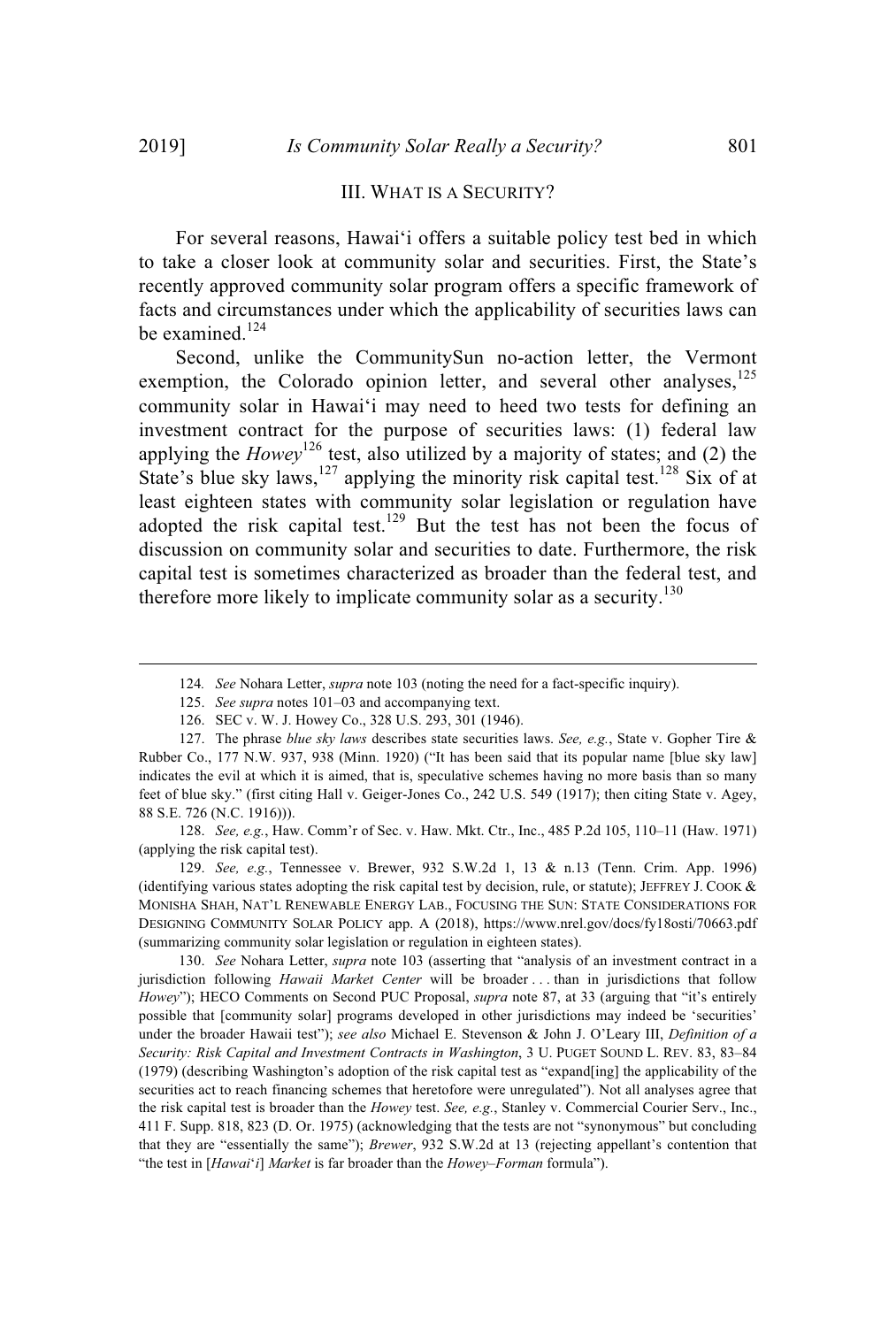## III. WHAT IS A SECURITY?

For several reasons, Hawai'i offers a suitable policy test bed in which to take a closer look at community solar and securities. First, the State's recently approved community solar program offers a specific framework of facts and circumstances under which the applicability of securities laws can be examined.[124]

Second, unlike the CommunitySun no-action letter, the Vermont exemption, the Colorado opinion letter, and several other analyses,[125] community solar in Hawai'i may need to heed two tests for defining an investment contract for the purpose of securities laws: (1) federal law applying the *Howey*[126] test, also utilized by a majority of states; and (2) the State's blue sky laws,[127] applying the minority risk capital test.[128] Six of at least eighteen states with community solar legislation or regulation have adopted the risk capital test.[129] But the test has not been the focus of discussion on community solar and securities to date. Furthermore, the risk capital test is sometimes characterized as broader than the federal test, and therefore more likely to implicate community solar as a security.[130]

---

124. *See* Nohara Letter, *supra* note 103 (noting the need for a fact-specific inquiry).

125. *See supra* notes 101–03 and accompanying text.

126. SEC v. W. J. Howey Co., 328 U.S. 293, 301 (1946).

127. The phrase *blue sky laws* describes state securities laws. *See, e.g.*, State v. Gopher Tire & Rubber Co., 177 N.W. 937, 938 (Minn. 1920) ("It has been said that its popular name [blue sky law] indicates the evil at which it is aimed, that is, speculative schemes having no more basis than so many feet of blue sky." (first citing Hall v. Geiger-Jones Co., 242 U.S. 549 (1917); then citing State v. Agey, 88 S.E. 726 (N.C. 1916))).

128. *See, e.g.*, Haw. Comm'r of Sec. v. Haw. Mkt. Ctr., Inc., 485 P.2d 105, 110–11 (Haw. 1971) (applying the risk capital test).

129. *See, e.g.*, Tennessee v. Brewer, 932 S.W.2d 1, 13 & n.13 (Tenn. Crim. App. 1996) (identifying various states adopting the risk capital test by decision, rule, or statute); JEFFREY J. COOK & MONISHA SHAH, NAT'L RENEWABLE ENERGY LAB., FOCUSING THE SUN: STATE CONSIDERATIONS FOR DESIGNING COMMUNITY SOLAR POLICY app. A (2018), https://www.nrel.gov/docs/fy18osti/70663.pdf (summarizing community solar legislation or regulation in eighteen states).

130. *See* Nohara Letter, *supra* note 103 (asserting that "analysis of an investment contract in a jurisdiction following *Hawaii Market Center* will be broader . . . than in jurisdictions that follow *Howey*"); HECO Comments on Second PUC Proposal, *supra* note 87, at 33 (arguing that "it's entirely possible that [community solar] programs developed in other jurisdictions may indeed be 'securities' under the broader Hawaii test"); *see also* Michael E. Stevenson & John J. O'Leary III, *Definition of a Security: Risk Capital and Investment Contracts in Washington*, 3 U. PUGET SOUND L. REV. 83, 83–84 (1979) (describing Washington's adoption of the risk capital test as "expand[ing] the applicability of the securities act to reach financing schemes that heretofore were unregulated"). Not all analyses agree that the risk capital test is broader than the *Howey* test. *See, e.g.*, Stanley v. Commercial Courier Serv., Inc., 411 F. Supp. 818, 823 (D. Or. 1975) (acknowledging that the tests are not "synonymous" but concluding that they are "essentially the same"); *Brewer*, 932 S.W.2d at 13 (rejecting appellant's contention that "the test in [*Hawai'i*] *Market* is far broader than the *Howey–Forman* formula").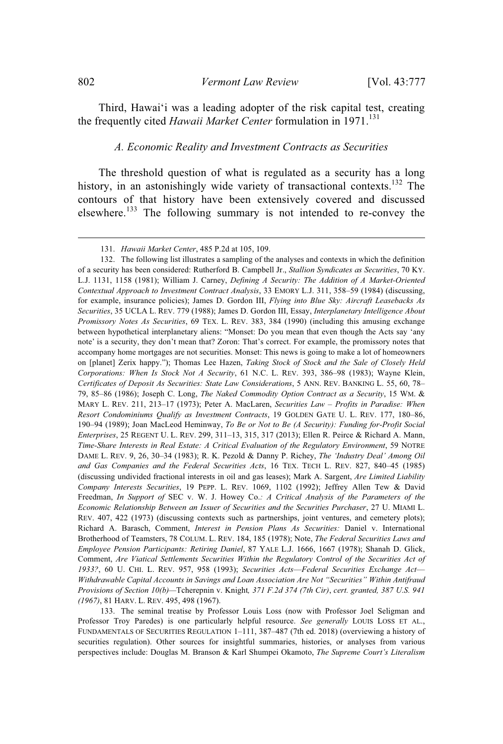Third, Hawai'i was a leading adopter of the risk capital test, creating the frequently cited *Hawaii Market Center* formulation in 1971.[131]

### *A. Economic Reality and Investment Contracts as Securities*

The threshold question of what is regulated as a security has a long history, in an astonishingly wide variety of transactional contexts.[132] The contours of that history have been extensively covered and discussed elsewhere.[133] The following summary is not intended to re-convey the

---

131. *Hawaii Market Center*, 485 P.2d at 105, 109.

132. The following list illustrates a sampling of the analyses and contexts in which the definition of a security has been considered: Rutherford B. Campbell Jr., *Stallion Syndicates as Securities*, 70 KY. L.J. 1131, 1158 (1981); William J. Carney, *Defining A Security: The Addition of A Market-Oriented Contextual Approach to Investment Contract Analysis*, 33 EMORY L.J. 311, 358–59 (1984) (discussing, for example, insurance policies); James D. Gordon III, *Flying into Blue Sky: Aircraft Leasebacks As Securities*, 35 UCLA L. REV. 779 (1988); James D. Gordon III, Essay, *Interplanetary Intelligence About Promissory Notes As Securities*, 69 TEX. L. REV. 383, 384 (1990) (including this amusing exchange between hypothetical interplanetary aliens: "Monset: Do you mean that even though the Acts say 'any note' is a security, they don't mean that? Zoron: That's correct. For example, the promissory notes that accompany home mortgages are not securities. Monset: This news is going to make a lot of homeowners on [planet] Zerix happy."); Thomas Lee Hazen, *Taking Stock of Stock and the Sale of Closely Held Corporations: When Is Stock Not A Security*, 61 N.C. L. REV. 393, 386–98 (1983); Wayne Klein, *Certificates of Deposit As Securities: State Law Considerations*, 5 ANN. REV. BANKING L. 55, 60, 78–79, 85–86 (1986); Joseph C. Long, *The Naked Commodity Option Contract as a Security*, 15 WM. & MARY L. REV. 211, 213–17 (1973); Peter A. MacLaren, *Securities Law – Profits in Paradise: When Resort Condominiums Qualify as Investment Contracts*, 19 GOLDEN GATE U. L. REV. 177, 180–86, 190–94 (1989); Joan MacLeod Heminway, *To Be or Not to Be (A Security): Funding for-Profit Social Enterprises*, 25 REGENT U. L. REV. 299, 311–13, 315, 317 (2013); Ellen R. Peirce & Richard A. Mann, *Time-Share Interests in Real Estate: A Critical Evaluation of the Regulatory Environment*, 59 NOTRE DAME L. REV. 9, 26, 30–34 (1983); R. K. Pezold & Danny P. Richey, *The 'Industry Deal' Among Oil and Gas Companies and the Federal Securities Acts*, 16 TEX. TECH L. REV. 827, 840–45 (1985) (discussing undivided fractional interests in oil and gas leases); Mark A. Sargent, *Are Limited Liability Company Interests Securities*, 19 PEPP. L. REV. 1069, 1102 (1992); Jeffrey Allen Tew & David Freedman, *In Support of* SEC v. W. J. Howey Co.*: A Critical Analysis of the Parameters of the Economic Relationship Between an Issuer of Securities and the Securities Purchaser*, 27 U. MIAMI L. REV. 407, 422 (1973) (discussing contexts such as partnerships, joint ventures, and cemetery plots); Richard A. Barasch, Comment, *Interest in Pension Plans As Securities:* Daniel v. International Brotherhood of Teamsters, 78 COLUM. L. REV. 184, 185 (1978); Note, *The Federal Securities Laws and Employee Pension Participants: Retiring Daniel*, 87 YALE L.J. 1666, 1667 (1978); Shanah D. Glick, Comment, *Are Viatical Settlements Securities Within the Regulatory Control of the Securities Act of 1933?*, 60 U. CHI. L. REV. 957, 958 (1993); *Securities Acts—Federal Securities Exchange Act—Withdrawable Capital Accounts in Savings and Loan Association Are Not "Securities" Within Antifraud Provisions of Section 10(b)—*Tcherepnin v. Knight*, 371 F.2d 374 (7th Cir)*, *cert. granted, 387 U.S. 941 (1967)*, 81 HARV. L. REV. 495, 498 (1967).

133. The seminal treatise by Professor Louis Loss (now with Professor Joel Seligman and Professor Troy Paredes) is one particularly helpful resource. *See generally* LOUIS LOSS ET AL., FUNDAMENTALS OF SECURITIES REGULATION 1–111, 387–487 (7th ed. 2018) (overviewing a history of securities regulation). Other sources for insightful summaries, histories, or analyses from various perspectives include: Douglas M. Branson & Karl Shumpei Okamoto, *The Supreme Court's Literalism*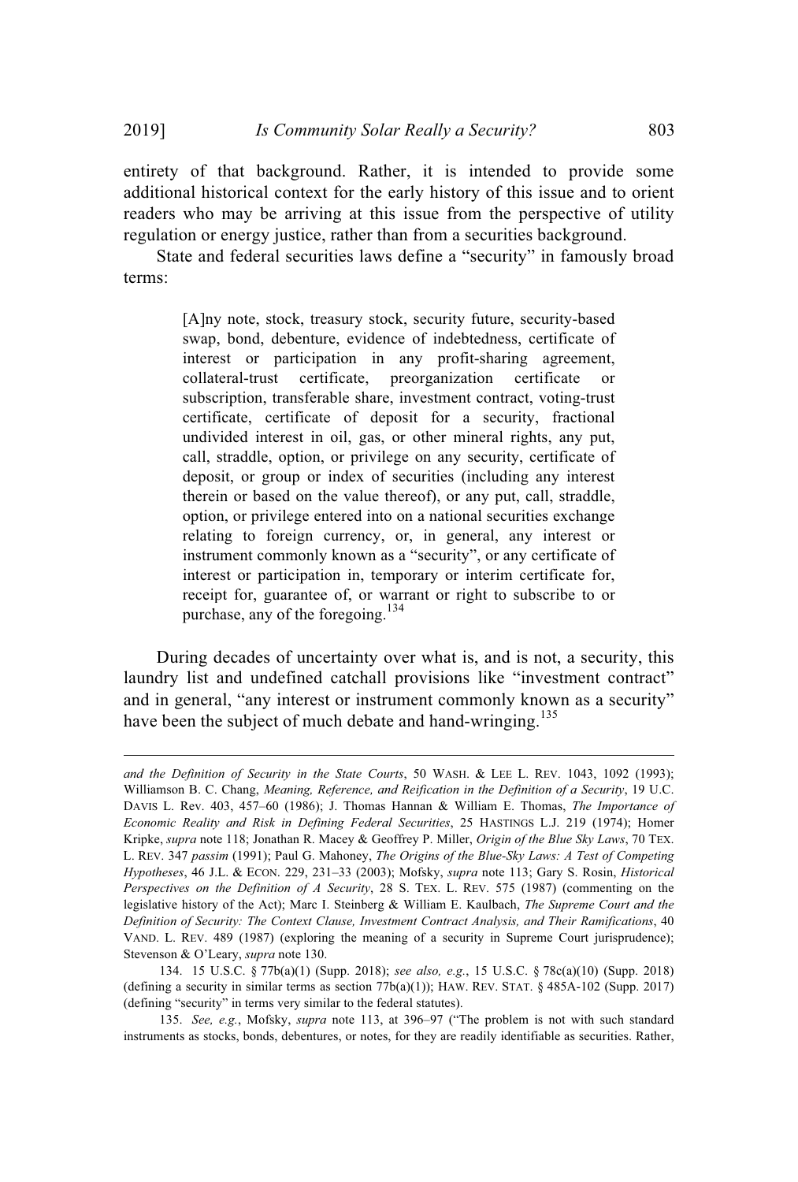entirety of that background. Rather, it is intended to provide some additional historical context for the early history of this issue and to orient readers who may be arriving at this issue from the perspective of utility regulation or energy justice, rather than from a securities background.

State and federal securities laws define a "security" in famously broad terms:

> [A]ny note, stock, treasury stock, security future, security-based swap, bond, debenture, evidence of indebtedness, certificate of interest or participation in any profit-sharing agreement, collateral-trust certificate, preorganization certificate or subscription, transferable share, investment contract, voting-trust certificate, certificate of deposit for a security, fractional undivided interest in oil, gas, or other mineral rights, any put, call, straddle, option, or privilege on any security, certificate of deposit, or group or index of securities (including any interest therein or based on the value thereof), or any put, call, straddle, option, or privilege entered into on a national securities exchange relating to foreign currency, or, in general, any interest or instrument commonly known as a "security", or any certificate of interest or participation in, temporary or interim certificate for, receipt for, guarantee of, or warrant or right to subscribe to or purchase, any of the foregoing.[134]

During decades of uncertainty over what is, and is not, a security, this laundry list and undefined catchall provisions like "investment contract" and in general, "any interest or instrument commonly known as a security" have been the subject of much debate and hand-wringing.[135]

---

*and the Definition of Security in the State Courts*, 50 WASH. & LEE L. REV. 1043, 1092 (1993); Williamson B. C. Chang, *Meaning, Reference, and Reification in the Definition of a Security*, 19 U.C. DAVIS L. Rev. 403, 457–60 (1986); J. Thomas Hannan & William E. Thomas, *The Importance of Economic Reality and Risk in Defining Federal Securities*, 25 HASTINGS L.J. 219 (1974); Homer Kripke, *supra* note 118; Jonathan R. Macey & Geoffrey P. Miller, *Origin of the Blue Sky Laws*, 70 TEX. L. REV. 347 *passim* (1991); Paul G. Mahoney, *The Origins of the Blue-Sky Laws: A Test of Competing Hypotheses*, 46 J.L. & ECON. 229, 231–33 (2003); Mofsky, *supra* note 113; Gary S. Rosin, *Historical Perspectives on the Definition of A Security*, 28 S. TEX. L. REV. 575 (1987) (commenting on the legislative history of the Act); Marc I. Steinberg & William E. Kaulbach, *The Supreme Court and the Definition of Security: The Context Clause, Investment Contract Analysis, and Their Ramifications*, 40 VAND. L. REV. 489 (1987) (exploring the meaning of a security in Supreme Court jurisprudence); Stevenson & O'Leary, *supra* note 130.

134. 15 U.S.C. § 77b(a)(1) (Supp. 2018); *see also, e.g.*, 15 U.S.C. § 78c(a)(10) (Supp. 2018) (defining a security in similar terms as section 77b(a)(1)); HAW. REV. STAT. § 485A-102 (Supp. 2017) (defining "security" in terms very similar to the federal statutes).

135. *See, e.g.*, Mofsky, *supra* note 113, at 396–97 ("The problem is not with such standard instruments as stocks, bonds, debentures, or notes, for they are readily identifiable as securities. Rather,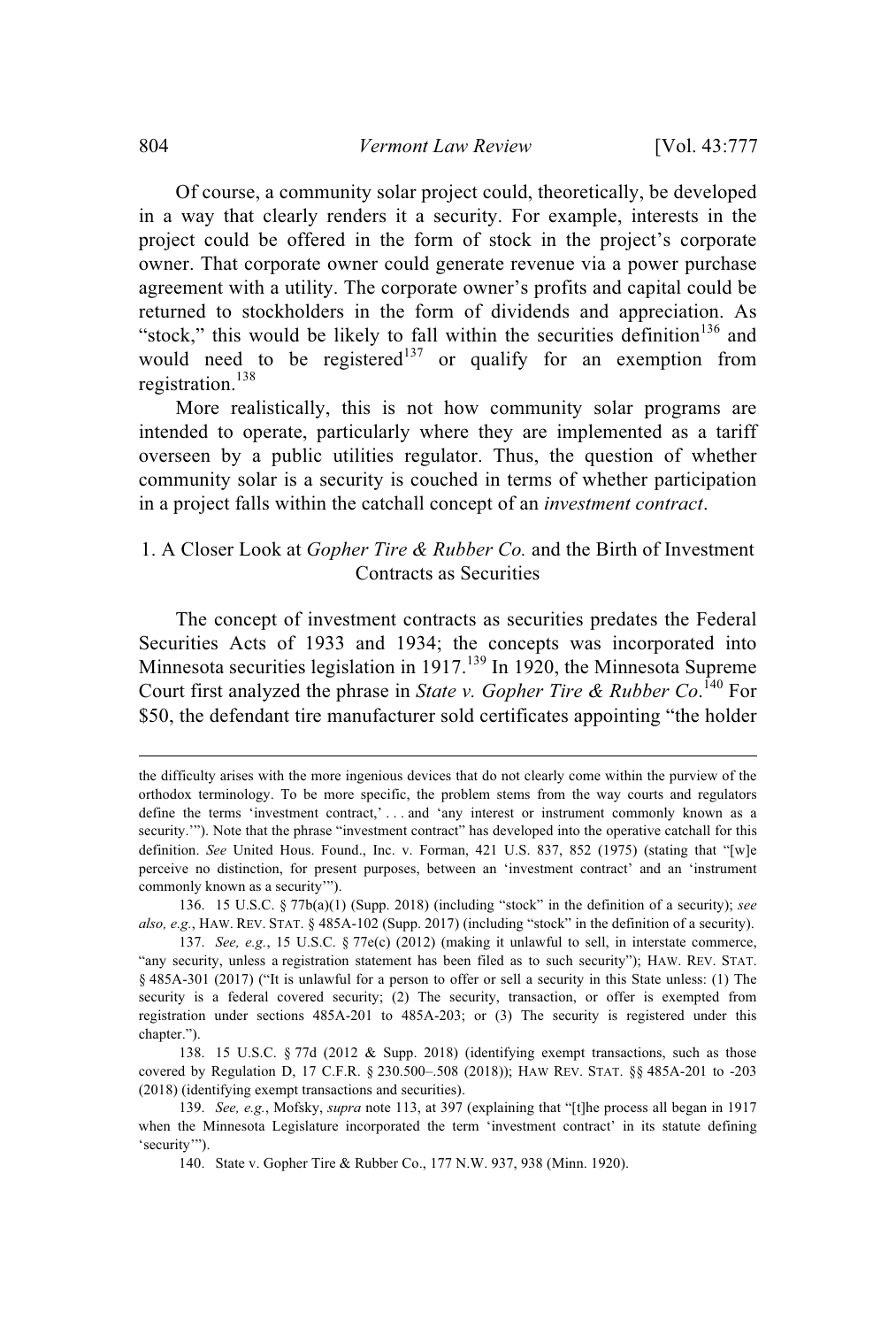Of course, a community solar project could, theoretically, be developed in a way that clearly renders it a security. For example, interests in the project could be offered in the form of stock in the project's corporate owner. That corporate owner could generate revenue via a power purchase agreement with a utility. The corporate owner's profits and capital could be returned to stockholders in the form of dividends and appreciation. As "stock," this would be likely to fall within the securities definition[136] and would need to be registered[137] or qualify for an exemption from registration.[138]

More realistically, this is not how community solar programs are intended to operate, particularly where they are implemented as a tariff overseen by a public utilities regulator. Thus, the question of whether community solar is a security is couched in terms of whether participation in a project falls within the catchall concept of an *investment contract*.

### 1. A Closer Look at *Gopher Tire & Rubber Co.* and the Birth of Investment Contracts as Securities

The concept of investment contracts as securities predates the Federal Securities Acts of 1933 and 1934; the concepts was incorporated into Minnesota securities legislation in 1917.[139] In 1920, the Minnesota Supreme Court first analyzed the phrase in *State v. Gopher Tire & Rubber Co*.[140] For $50, the defendant tire manufacturer sold certificates appointing "the holder

---

the difficulty arises with the more ingenious devices that do not clearly come within the purview of the orthodox terminology. To be more specific, the problem stems from the way courts and regulators define the terms 'investment contract,' . . . and 'any interest or instrument commonly known as a security.'"). Note that the phrase "investment contract" has developed into the operative catchall for this definition. *See* United Hous. Found., Inc. v. Forman, 421 U.S. 837, 852 (1975) (stating that "[w]e perceive no distinction, for present purposes, between an 'investment contract' and an 'instrument commonly known as a security'").

136. 15 U.S.C. § 77b(a)(1) (Supp. 2018) (including "stock" in the definition of a security); *see also, e.g.*, HAW. REV. STAT. § 485A-102 (Supp. 2017) (including "stock" in the definition of a security).

137. *See, e.g.*, 15 U.S.C. § 77e(c) (2012) (making it unlawful to sell, in interstate commerce, "any security, unless a registration statement has been filed as to such security"); HAW. REV. STAT. § 485A-301 (2017) ("It is unlawful for a person to offer or sell a security in this State unless: (1) The security is a federal covered security; (2) The security, transaction, or offer is exempted from registration under sections 485A-201 to 485A-203; or (3) The security is registered under this chapter.").

138. 15 U.S.C. § 77d (2012 & Supp. 2018) (identifying exempt transactions, such as those covered by Regulation D, 17 C.F.R. § 230.500–.508 (2018)); HAW REV. STAT. §§ 485A-201 to -203 (2018) (identifying exempt transactions and securities).

139. *See, e.g.*, Mofsky, *supra* note 113, at 397 (explaining that "[t]he process all began in 1917 when the Minnesota Legislature incorporated the term 'investment contract' in its statute defining 'security'").

140. State v. Gopher Tire & Rubber Co., 177 N.W. 937, 938 (Minn. 1920).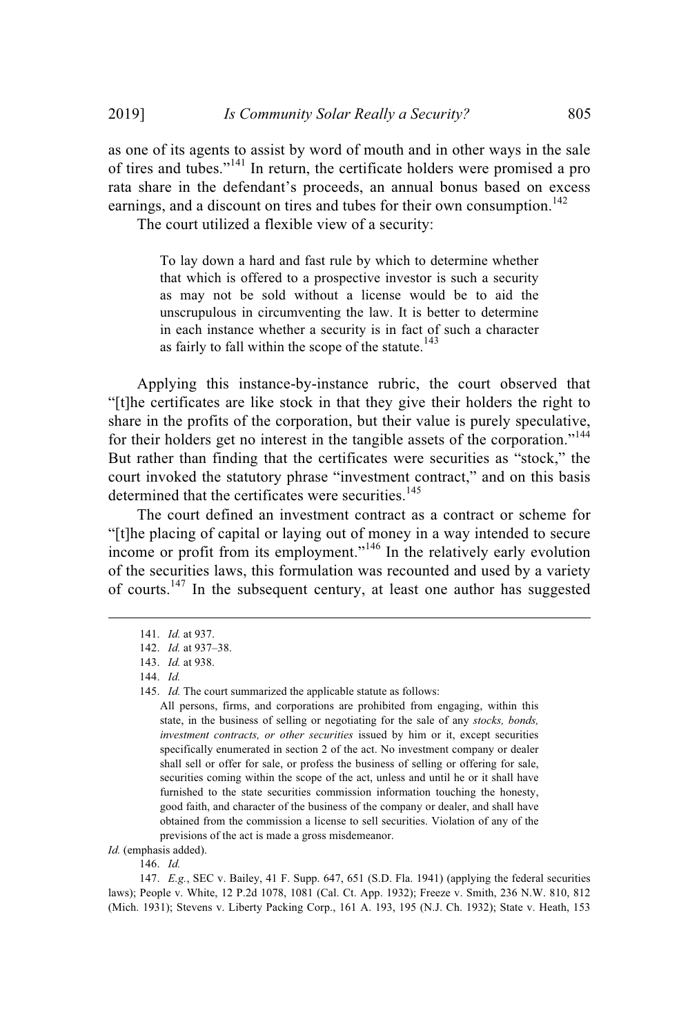as one of its agents to assist by word of mouth and in other ways in the sale of tires and tubes."[141] In return, the certificate holders were promised a pro rata share in the defendant's proceeds, an annual bonus based on excess earnings, and a discount on tires and tubes for their own consumption.[142]

The court utilized a flexible view of a security:

> To lay down a hard and fast rule by which to determine whether that which is offered to a prospective investor is such a security as may not be sold without a license would be to aid the unscrupulous in circumventing the law. It is better to determine in each instance whether a security is in fact of such a character as fairly to fall within the scope of the statute.[143]

Applying this instance-by-instance rubric, the court observed that "[t]he certificates are like stock in that they give their holders the right to share in the profits of the corporation, but their value is purely speculative, for their holders get no interest in the tangible assets of the corporation."[144] But rather than finding that the certificates were securities as "stock," the court invoked the statutory phrase "investment contract," and on this basis determined that the certificates were securities.[145]

The court defined an investment contract as a contract or scheme for "[t]he placing of capital or laying out of money in a way intended to secure income or profit from its employment."[146] In the relatively early evolution of the securities laws, this formulation was recounted and used by a variety of courts.[147] In the subsequent century, at least one author has suggested

---

141. *Id.* at 937.

142. *Id.* at 937–38.

143. *Id.* at 938.

144. *Id.*

145. *Id.* The court summarized the applicable statute as follows:

> All persons, firms, and corporations are prohibited from engaging, within this state, in the business of selling or negotiating for the sale of any *stocks, bonds, investment contracts, or other securities* issued by him or it, except securities specifically enumerated in section 2 of the act. No investment company or dealer shall sell or offer for sale, or profess the business of selling or offering for sale, securities coming within the scope of the act, unless and until he or it shall have furnished to the state securities commission information touching the honesty, good faith, and character of the business of the company or dealer, and shall have obtained from the commission a license to sell securities. Violation of any of the previsions of the act is made a gross misdemeanor.

*Id.* (emphasis added).

146. *Id.*

147. *E.g.*, SEC v. Bailey, 41 F. Supp. 647, 651 (S.D. Fla. 1941) (applying the federal securities laws); People v. White, 12 P.2d 1078, 1081 (Cal. Ct. App. 1932); Freeze v. Smith, 236 N.W. 810, 812 (Mich. 1931); Stevens v. Liberty Packing Corp., 161 A. 193, 195 (N.J. Ch. 1932); State v. Heath, 153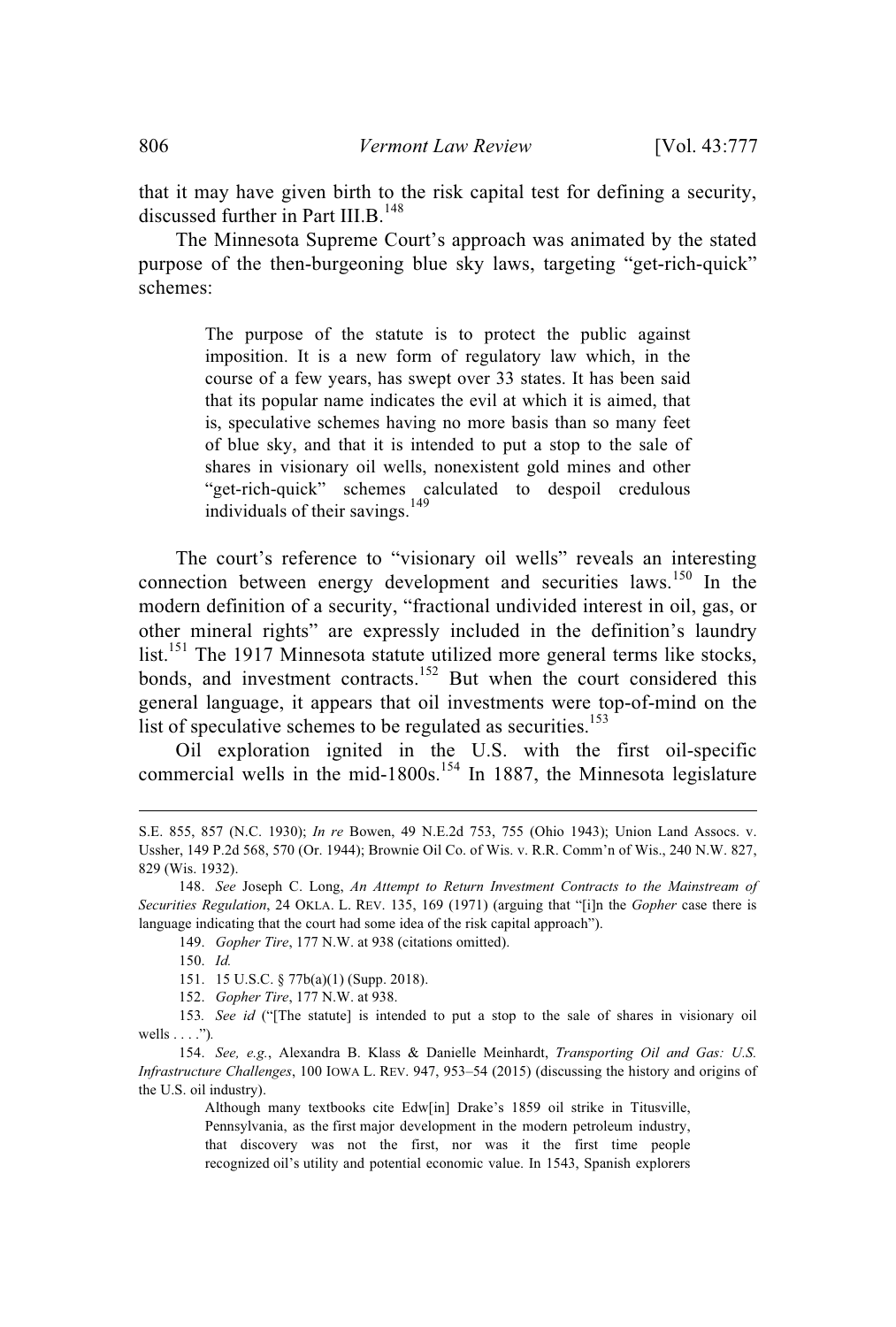that it may have given birth to the risk capital test for defining a security, discussed further in Part III.B.[148]

The Minnesota Supreme Court's approach was animated by the stated purpose of the then-burgeoning blue sky laws, targeting "get-rich-quick" schemes:

> The purpose of the statute is to protect the public against imposition. It is a new form of regulatory law which, in the course of a few years, has swept over 33 states. It has been said that its popular name indicates the evil at which it is aimed, that is, speculative schemes having no more basis than so many feet of blue sky, and that it is intended to put a stop to the sale of shares in visionary oil wells, nonexistent gold mines and other "get-rich-quick" schemes calculated to despoil credulous individuals of their savings.[149]

The court's reference to "visionary oil wells" reveals an interesting connection between energy development and securities laws.[150] In the modern definition of a security, "fractional undivided interest in oil, gas, or other mineral rights" are expressly included in the definition's laundry list.[151] The 1917 Minnesota statute utilized more general terms like stocks, bonds, and investment contracts.[152] But when the court considered this general language, it appears that oil investments were top-of-mind on the list of speculative schemes to be regulated as securities.[153]

Oil exploration ignited in the U.S. with the first oil-specific commercial wells in the mid-1800s.[154] In 1887, the Minnesota legislature

---

S.E. 855, 857 (N.C. 1930); *In re* Bowen, 49 N.E.2d 753, 755 (Ohio 1943); Union Land Assocs. v. Ussher, 149 P.2d 568, 570 (Or. 1944); Brownie Oil Co. of Wis. v. R.R. Comm'n of Wis., 240 N.W. 827, 829 (Wis. 1932).

148. *See* Joseph C. Long, *An Attempt to Return Investment Contracts to the Mainstream of Securities Regulation*, 24 OKLA. L. REV. 135, 169 (1971) (arguing that "[i]n the *Gopher* case there is language indicating that the court had some idea of the risk capital approach").

149. *Gopher Tire*, 177 N.W. at 938 (citations omitted).

150. *Id.*

151. 15 U.S.C. § 77b(a)(1) (Supp. 2018).

152. *Gopher Tire*, 177 N.W. at 938.

153. *See id* ("[The statute] is intended to put a stop to the sale of shares in visionary oil wells . . . .").

154. *See, e.g.*, Alexandra B. Klass & Danielle Meinhardt, *Transporting Oil and Gas: U.S. Infrastructure Challenges*, 100 IOWA L. REV. 947, 953–54 (2015) (discussing the history and origins of the U.S. oil industry).

> Although many textbooks cite Edw[in] Drake's 1859 oil strike in Titusville, Pennsylvania, as the first major development in the modern petroleum industry, that discovery was not the first, nor was it the first time people recognized oil's utility and potential economic value. In 1543, Spanish explorers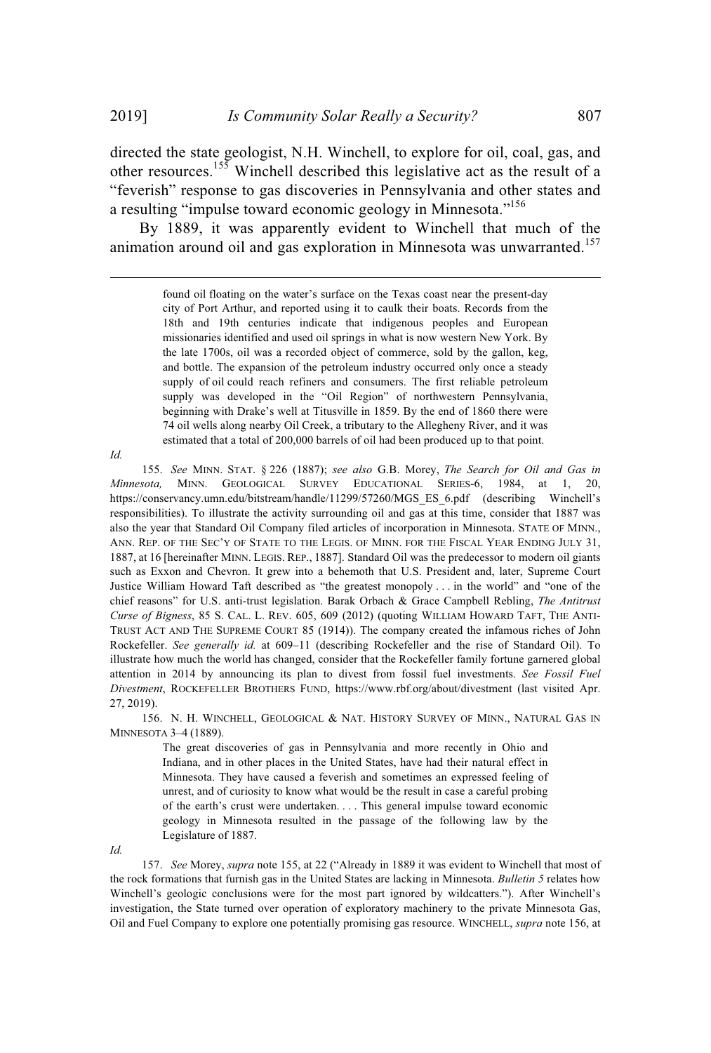directed the state geologist, N.H. Winchell, to explore for oil, coal, gas, and other resources.[155] Winchell described this legislative act as the result of a "feverish" response to gas discoveries in Pennsylvania and other states and a resulting "impulse toward economic geology in Minnesota."[156]

By 1889, it was apparently evident to Winchell that much of the animation around oil and gas exploration in Minnesota was unwarranted.[157]

---

> found oil floating on the water's surface on the Texas coast near the present-day city of Port Arthur, and reported using it to caulk their boats. Records from the 18th and 19th centuries indicate that indigenous peoples and European missionaries identified and used oil springs in what is now western New York. By the late 1700s, oil was a recorded object of commerce, sold by the gallon, keg, and bottle. The expansion of the petroleum industry occurred only once a steady supply of oil could reach refiners and consumers. The first reliable petroleum supply was developed in the "Oil Region" of northwestern Pennsylvania, beginning with Drake's well at Titusville in 1859. By the end of 1860 there were 74 oil wells along nearby Oil Creek, a tributary to the Allegheny River, and it was estimated that a total of 200,000 barrels of oil had been produced up to that point.

*Id.*

155. *See* MINN. STAT. § 226 (1887); *see also* G.B. Morey, *The Search for Oil and Gas in Minnesota,* MINN. GEOLOGICAL SURVEY EDUCATIONAL SERIES-6, 1984, at 1, 20, https://conservancy.umn.edu/bitstream/handle/11299/57260/MGS_ES_6.pdf (describing Winchell's responsibilities). To illustrate the activity surrounding oil and gas at this time, consider that 1887 was also the year that Standard Oil Company filed articles of incorporation in Minnesota. STATE OF MINN., ANN. REP. OF THE SEC'Y OF STATE TO THE LEGIS. OF MINN. FOR THE FISCAL YEAR ENDING JULY 31, 1887, at 16 [hereinafter MINN. LEGIS. REP., 1887]. Standard Oil was the predecessor to modern oil giants such as Exxon and Chevron. It grew into a behemoth that U.S. President and, later, Supreme Court Justice William Howard Taft described as "the greatest monopoly . . . in the world" and "one of the chief reasons" for U.S. anti-trust legislation. Barak Orbach & Grace Campbell Rebling, *The Antitrust Curse of Bigness*, 85 S. CAL. L. REV. 605, 609 (2012) (quoting WILLIAM HOWARD TAFT, THE ANTI-TRUST ACT AND THE SUPREME COURT 85 (1914)). The company created the infamous riches of John Rockefeller. *See generally id.* at 609–11 (describing Rockefeller and the rise of Standard Oil). To illustrate how much the world has changed, consider that the Rockefeller family fortune garnered global attention in 2014 by announcing its plan to divest from fossil fuel investments. *See Fossil Fuel Divestment*, ROCKEFELLER BROTHERS FUND, https://www.rbf.org/about/divestment (last visited Apr. 27, 2019).

156. N. H. WINCHELL, GEOLOGICAL & NAT. HISTORY SURVEY OF MINN., NATURAL GAS IN MINNESOTA 3–4 (1889).

> The great discoveries of gas in Pennsylvania and more recently in Ohio and Indiana, and in other places in the United States, have had their natural effect in Minnesota. They have caused a feverish and sometimes an expressed feeling of unrest, and of curiosity to know what would be the result in case a careful probing of the earth's crust were undertaken. . . . This general impulse toward economic geology in Minnesota resulted in the passage of the following law by the Legislature of 1887.

*Id.*

157. *See* Morey, *supra* note 155, at 22 ("Already in 1889 it was evident to Winchell that most of the rock formations that furnish gas in the United States are lacking in Minnesota. *Bulletin 5* relates how Winchell's geologic conclusions were for the most part ignored by wildcatters."). After Winchell's investigation, the State turned over operation of exploratory machinery to the private Minnesota Gas, Oil and Fuel Company to explore one potentially promising gas resource. WINCHELL, *supra* note 156, at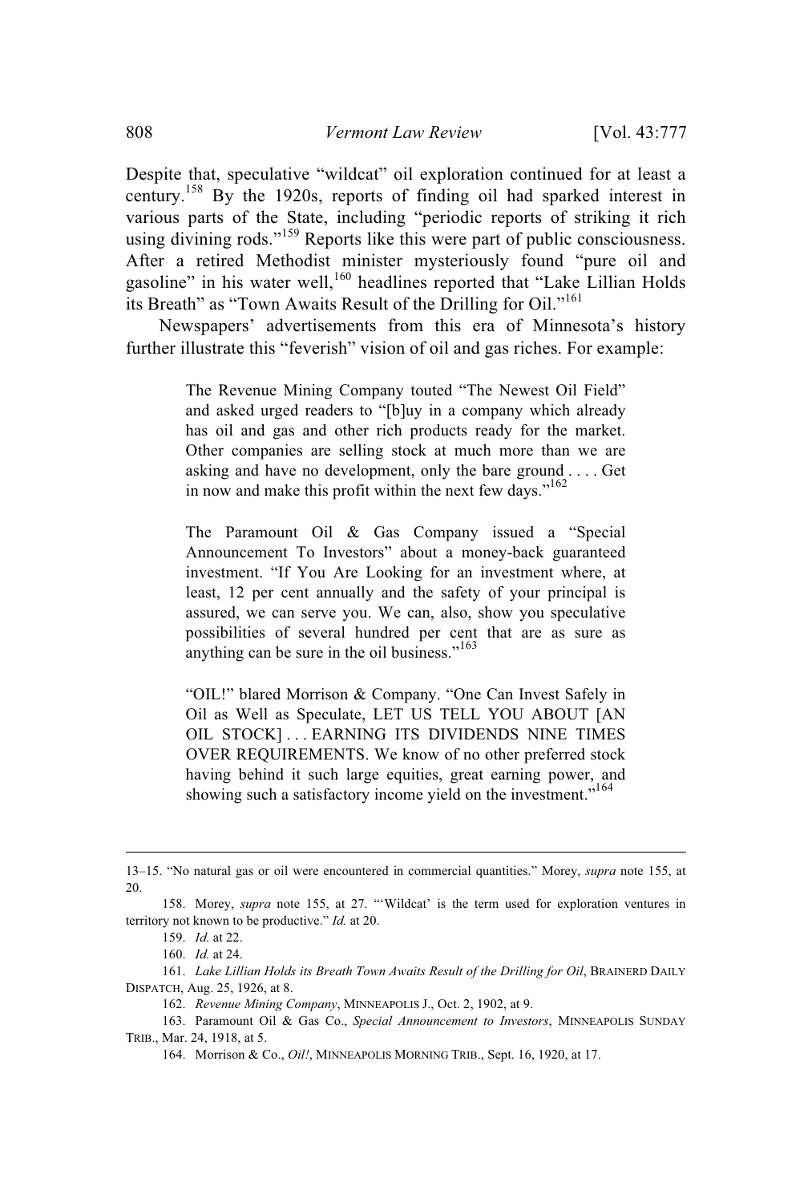Despite that, speculative "wildcat" oil exploration continued for at least a century.[158] By the 1920s, reports of finding oil had sparked interest in various parts of the State, including "periodic reports of striking it rich using divining rods."[159] Reports like this were part of public consciousness. After a retired Methodist minister mysteriously found "pure oil and gasoline" in his water well,[160] headlines reported that "Lake Lillian Holds its Breath" as "Town Awaits Result of the Drilling for Oil."[161]

Newspapers' advertisements from this era of Minnesota's history further illustrate this "feverish" vision of oil and gas riches. For example:

> The Revenue Mining Company touted "The Newest Oil Field" and asked urged readers to "[b]uy in a company which already has oil and gas and other rich products ready for the market. Other companies are selling stock at much more than we are asking and have no development, only the bare ground . . . . Get in now and make this profit within the next few days."[162]
>
> The Paramount Oil & Gas Company issued a "Special Announcement To Investors" about a money-back guaranteed investment. "If You Are Looking for an investment where, at least, 12 per cent annually and the safety of your principal is assured, we can serve you. We can, also, show you speculative possibilities of several hundred per cent that are as sure as anything can be sure in the oil business."[163]
>
> "OIL!" blared Morrison & Company. "One Can Invest Safely in Oil as Well as Speculate, LET US TELL YOU ABOUT [AN OIL STOCK] . . . EARNING ITS DIVIDENDS NINE TIMES OVER REQUIREMENTS. We know of no other preferred stock having behind it such large equities, great earning power, and showing such a satisfactory income yield on the investment."[164]

---

13–15. "No natural gas or oil were encountered in commercial quantities." Morey, *supra* note 155, at 20.

158. Morey, *supra* note 155, at 27. "'Wildcat' is the term used for exploration ventures in territory not known to be productive." *Id.* at 20.

159. *Id.* at 22.

160. *Id.* at 24.

161. *Lake Lillian Holds its Breath Town Awaits Result of the Drilling for Oil*, BRAINERD DAILY DISPATCH, Aug. 25, 1926, at 8.

162. *Revenue Mining Company*, MINNEAPOLIS J., Oct. 2, 1902, at 9.

163. Paramount Oil & Gas Co., *Special Announcement to Investors*, MINNEAPOLIS SUNDAY TRIB., Mar. 24, 1918, at 5.

164. Morrison & Co., *Oil!*, MINNEAPOLIS MORNING TRIB., Sept. 16, 1920, at 17.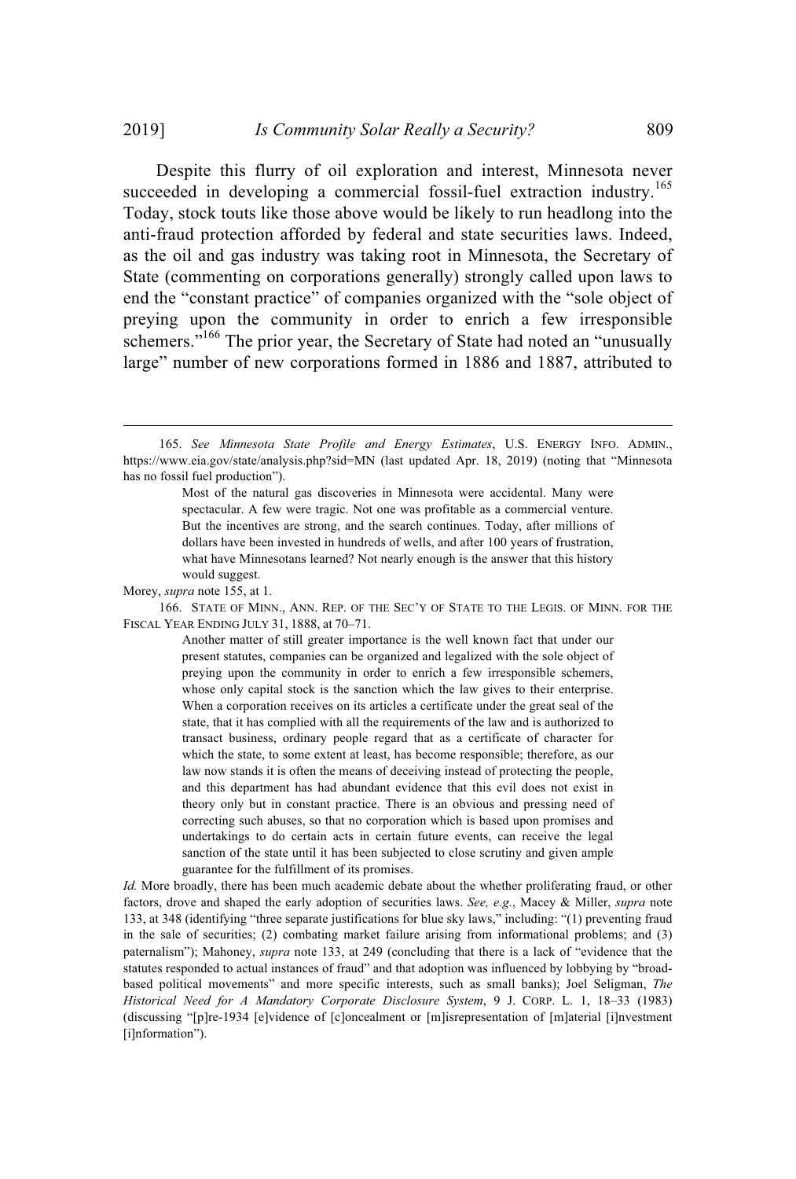Despite this flurry of oil exploration and interest, Minnesota never succeeded in developing a commercial fossil-fuel extraction industry.[165] Today, stock touts like those above would be likely to run headlong into the anti-fraud protection afforded by federal and state securities laws. Indeed, as the oil and gas industry was taking root in Minnesota, the Secretary of State (commenting on corporations generally) strongly called upon laws to end the "constant practice" of companies organized with the "sole object of preying upon the community in order to enrich a few irresponsible schemers."[166] The prior year, the Secretary of State had noted an "unusually large" number of new corporations formed in 1886 and 1887, attributed to

---

165. *See Minnesota State Profile and Energy Estimates*, U.S. ENERGY INFO. ADMIN., https://www.eia.gov/state/analysis.php?sid=MN (last updated Apr. 18, 2019) (noting that "Minnesota has no fossil fuel production").

> Most of the natural gas discoveries in Minnesota were accidental. Many were spectacular. A few were tragic. Not one was profitable as a commercial venture. But the incentives are strong, and the search continues. Today, after millions of dollars have been invested in hundreds of wells, and after 100 years of frustration, what have Minnesotans learned? Not nearly enough is the answer that this history would suggest.

Morey, *supra* note 155, at 1.

166. STATE OF MINN., ANN. REP. OF THE SEC'Y OF STATE TO THE LEGIS. OF MINN. FOR THE FISCAL YEAR ENDING JULY 31, 1888, at 70–71.

> Another matter of still greater importance is the well known fact that under our present statutes, companies can be organized and legalized with the sole object of preying upon the community in order to enrich a few irresponsible schemers, whose only capital stock is the sanction which the law gives to their enterprise. When a corporation receives on its articles a certificate under the great seal of the state, that it has complied with all the requirements of the law and is authorized to transact business, ordinary people regard that as a certificate of character for which the state, to some extent at least, has become responsible; therefore, as our law now stands it is often the means of deceiving instead of protecting the people, and this department has had abundant evidence that this evil does not exist in theory only but in constant practice. There is an obvious and pressing need of correcting such abuses, so that no corporation which is based upon promises and undertakings to do certain acts in certain future events, can receive the legal sanction of the state until it has been subjected to close scrutiny and given ample guarantee for the fulfillment of its promises.

*Id.* More broadly, there has been much academic debate about the whether proliferating fraud, or other factors, drove and shaped the early adoption of securities laws. *See, e.g.*, Macey & Miller, *supra* note 133, at 348 (identifying "three separate justifications for blue sky laws," including: "(1) preventing fraud in the sale of securities; (2) combating market failure arising from informational problems; and (3) paternalism"); Mahoney, *supra* note 133, at 249 (concluding that there is a lack of "evidence that the statutes responded to actual instances of fraud" and that adoption was influenced by lobbying by "broad-based political movements" and more specific interests, such as small banks); Joel Seligman, *The Historical Need for A Mandatory Corporate Disclosure System*, 9 J. CORP. L. 1, 18–33 (1983) (discussing "[p]re-1934 [e]vidence of [c]oncealment or [m]isrepresentation of [m]aterial [i]nvestment [i]nformation").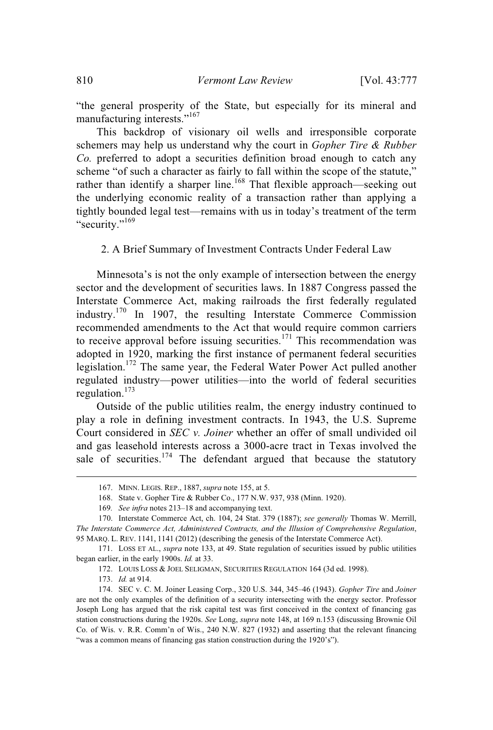"the general prosperity of the State, but especially for its mineral and manufacturing interests."[167]

This backdrop of visionary oil wells and irresponsible corporate schemers may help us understand why the court in *Gopher Tire & Rubber Co.* preferred to adopt a securities definition broad enough to catch any scheme "of such a character as fairly to fall within the scope of the statute," rather than identify a sharper line.[168] That flexible approach—seeking out the underlying economic reality of a transaction rather than applying a tightly bounded legal test—remains with us in today's treatment of the term "security."[169]

### 2. A Brief Summary of Investment Contracts Under Federal Law

Minnesota's is not the only example of intersection between the energy sector and the development of securities laws. In 1887 Congress passed the Interstate Commerce Act, making railroads the first federally regulated industry.[170] In 1907, the resulting Interstate Commerce Commission recommended amendments to the Act that would require common carriers to receive approval before issuing securities.[171] This recommendation was adopted in 1920, marking the first instance of permanent federal securities legislation.[172] The same year, the Federal Water Power Act pulled another regulated industry—power utilities—into the world of federal securities regulation.[173]

Outside of the public utilities realm, the energy industry continued to play a role in defining investment contracts. In 1943, the U.S. Supreme Court considered in *SEC v. Joiner* whether an offer of small undivided oil and gas leasehold interests across a 3000-acre tract in Texas involved the sale of securities.[174] The defendant argued that because the statutory

---

167. MINN. LEGIS. REP., 1887, *supra* note 155, at 5.

168. State v. Gopher Tire & Rubber Co., 177 N.W. 937, 938 (Minn. 1920).

169. *See infra* notes 213–18 and accompanying text.

170. Interstate Commerce Act, ch. 104, 24 Stat. 379 (1887); *see generally* Thomas W. Merrill, *The Interstate Commerce Act, Administered Contracts, and the Illusion of Comprehensive Regulation*, 95 MARQ. L. REV. 1141, 1141 (2012) (describing the genesis of the Interstate Commerce Act).

171. LOSS ET AL., *supra* note 133, at 49. State regulation of securities issued by public utilities began earlier, in the early 1900s. *Id.* at 33.

172. LOUIS LOSS & JOEL SELIGMAN, SECURITIES REGULATION 164 (3d ed. 1998).

173. *Id.* at 914.

174. SEC v. C. M. Joiner Leasing Corp., 320 U.S. 344, 345–46 (1943). *Gopher Tire* and *Joiner* are not the only examples of the definition of a security intersecting with the energy sector. Professor Joseph Long has argued that the risk capital test was first conceived in the context of financing gas station constructions during the 1920s. *See* Long, *supra* note 148, at 169 n.153 (discussing Brownie Oil Co. of Wis. v. R.R. Comm'n of Wis., 240 N.W. 827 (1932) and asserting that the relevant financing "was a common means of financing gas station construction during the 1920's").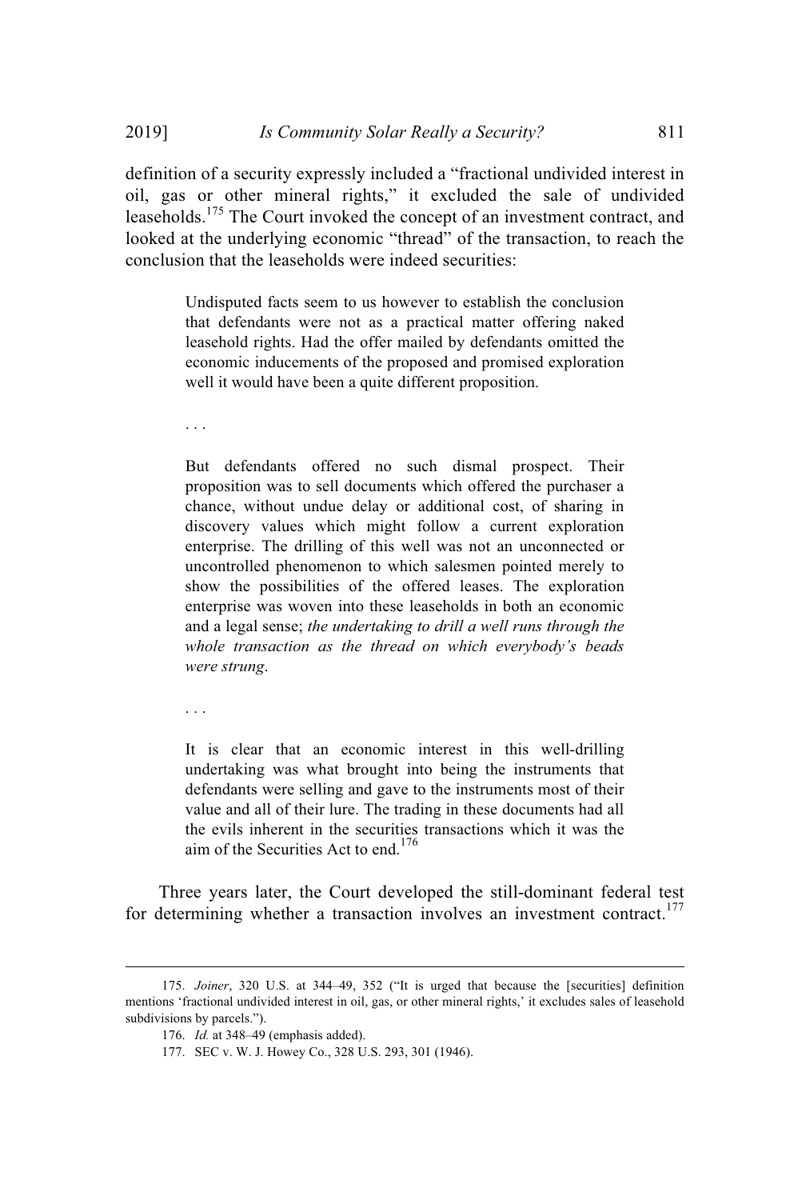definition of a security expressly included a "fractional undivided interest in oil, gas or other mineral rights," it excluded the sale of undivided leaseholds.[175] The Court invoked the concept of an investment contract, and looked at the underlying economic "thread" of the transaction, to reach the conclusion that the leaseholds were indeed securities:

> Undisputed facts seem to us however to establish the conclusion that defendants were not as a practical matter offering naked leasehold rights. Had the offer mailed by defendants omitted the economic inducements of the proposed and promised exploration well it would have been a quite different proposition.
>
> . . .
>
> But defendants offered no such dismal prospect. Their proposition was to sell documents which offered the purchaser a chance, without undue delay or additional cost, of sharing in discovery values which might follow a current exploration enterprise. The drilling of this well was not an unconnected or uncontrolled phenomenon to which salesmen pointed merely to show the possibilities of the offered leases. The exploration enterprise was woven into these leaseholds in both an economic and a legal sense; *the undertaking to drill a well runs through the whole transaction as the thread on which everybody's beads were strung*.
>
> . . .
>
> It is clear that an economic interest in this well-drilling undertaking was what brought into being the instruments that defendants were selling and gave to the instruments most of their value and all of their lure. The trading in these documents had all the evils inherent in the securities transactions which it was the aim of the Securities Act to end.[176]

Three years later, the Court developed the still-dominant federal test for determining whether a transaction involves an investment contract.[177]

---

175. *Joiner*, 320 U.S. at 344–49, 352 ("It is urged that because the [securities] definition mentions 'fractional undivided interest in oil, gas, or other mineral rights,' it excludes sales of leasehold subdivisions by parcels.").

176. *Id.* at 348–49 (emphasis added).

177. SEC v. W. J. Howey Co., 328 U.S. 293, 301 (1946).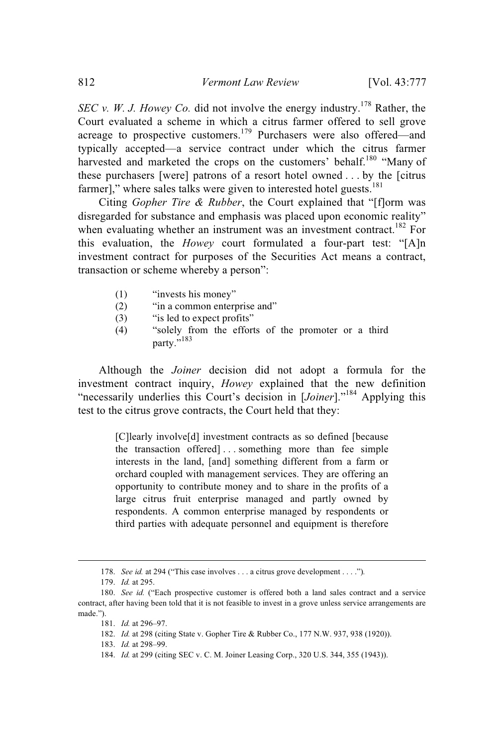*SEC v. W. J. Howey Co.* did not involve the energy industry.[178] Rather, the Court evaluated a scheme in which a citrus farmer offered to sell grove acreage to prospective customers.[179] Purchasers were also offered—and typically accepted—a service contract under which the citrus farmer harvested and marketed the crops on the customers' behalf.[180] "Many of these purchasers [were] patrons of a resort hotel owned . . . by the [citrus farmer]," where sales talks were given to interested hotel guests.[181]

Citing *Gopher Tire & Rubber*, the Court explained that "[f]orm was disregarded for substance and emphasis was placed upon economic reality" when evaluating whether an instrument was an investment contract.[182] For this evaluation, the *Howey* court formulated a four-part test: "[A]n investment contract for purposes of the Securities Act means a contract, transaction or scheme whereby a person":

> (1) "invests his money"
> (2) "in a common enterprise and"
> (3) "is led to expect profits"
> (4) "solely from the efforts of the promoter or a third party."[183]

Although the *Joiner* decision did not adopt a formula for the investment contract inquiry, *Howey* explained that the new definition "necessarily underlies this Court's decision in [*Joiner*]."[184] Applying this test to the citrus grove contracts, the Court held that they:

> [C]learly involve[d] investment contracts as so defined [because the transaction offered] . . . something more than fee simple interests in the land, [and] something different from a farm or orchard coupled with management services. They are offering an opportunity to contribute money and to share in the profits of a large citrus fruit enterprise managed and partly owned by respondents. A common enterprise managed by respondents or third parties with adequate personnel and equipment is therefore

---

178. *See id.* at 294 ("This case involves . . . a citrus grove development . . . .").

179. *Id.* at 295.

180. *See id.* ("Each prospective customer is offered both a land sales contract and a service contract, after having been told that it is not feasible to invest in a grove unless service arrangements are made.").

181. *Id.* at 296–97.

182. *Id.* at 298 (citing State v. Gopher Tire & Rubber Co., 177 N.W. 937, 938 (1920)).

183. *Id.* at 298–99.

184. *Id.* at 299 (citing SEC v. C. M. Joiner Leasing Corp., 320 U.S. 344, 355 (1943)).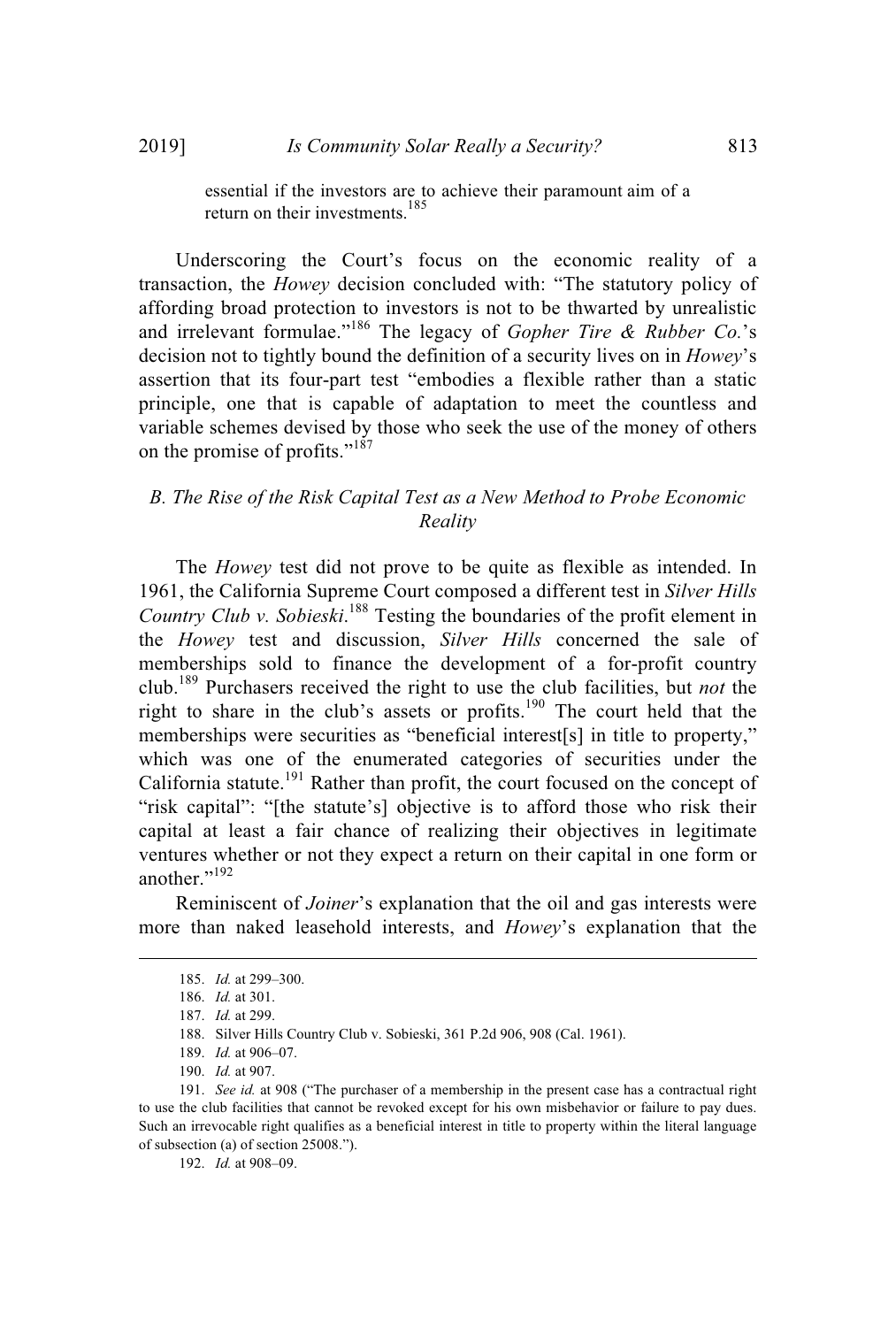essential if the investors are to achieve their paramount aim of a return on their investments.[185]

Underscoring the Court's focus on the economic reality of a transaction, the *Howey* decision concluded with: "The statutory policy of affording broad protection to investors is not to be thwarted by unrealistic and irrelevant formulae."[186] The legacy of *Gopher Tire & Rubber Co.*'s decision not to tightly bound the definition of a security lives on in *Howey*'s assertion that its four-part test "embodies a flexible rather than a static principle, one that is capable of adaptation to meet the countless and variable schemes devised by those who seek the use of the money of others on the promise of profits."[187]

### *B. The Rise of the Risk Capital Test as a New Method to Probe Economic Reality*

The *Howey* test did not prove to be quite as flexible as intended. In 1961, the California Supreme Court composed a different test in *Silver Hills Country Club v. Sobieski*.[188] Testing the boundaries of the profit element in the *Howey* test and discussion, *Silver Hills* concerned the sale of memberships sold to finance the development of a for-profit country club.[189] Purchasers received the right to use the club facilities, but *not* the right to share in the club's assets or profits.[190] The court held that the memberships were securities as "beneficial interest[s] in title to property," which was one of the enumerated categories of securities under the California statute.[191] Rather than profit, the court focused on the concept of "risk capital": "[the statute's] objective is to afford those who risk their capital at least a fair chance of realizing their objectives in legitimate ventures whether or not they expect a return on their capital in one form or another."[192]

Reminiscent of *Joiner*'s explanation that the oil and gas interests were more than naked leasehold interests, and *Howey*'s explanation that the

---

185. *Id.* at 299–300.

186. *Id.* at 301.

187. *Id.* at 299.

188. Silver Hills Country Club v. Sobieski, 361 P.2d 906, 908 (Cal. 1961).

189. *Id.* at 906–07.

190. *Id.* at 907.

191. *See id.* at 908 ("The purchaser of a membership in the present case has a contractual right to use the club facilities that cannot be revoked except for his own misbehavior or failure to pay dues. Such an irrevocable right qualifies as a beneficial interest in title to property within the literal language of subsection (a) of section 25008.").

192. *Id.* at 908–09.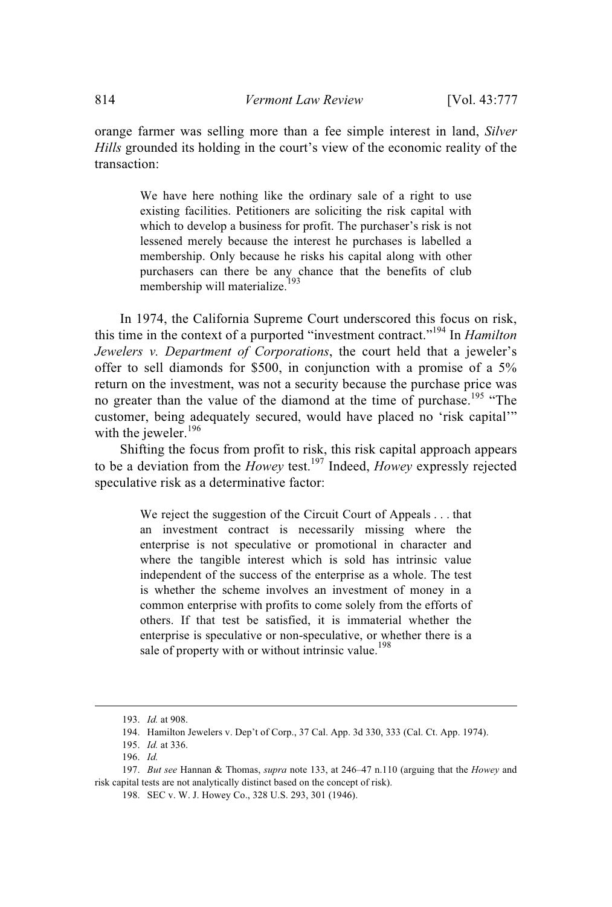orange farmer was selling more than a fee simple interest in land, *Silver Hills* grounded its holding in the court's view of the economic reality of the transaction:

> We have here nothing like the ordinary sale of a right to use existing facilities. Petitioners are soliciting the risk capital with which to develop a business for profit. The purchaser's risk is not lessened merely because the interest he purchases is labelled a membership. Only because he risks his capital along with other purchasers can there be any chance that the benefits of club membership will materialize.[193]

In 1974, the California Supreme Court underscored this focus on risk, this time in the context of a purported "investment contract."[194] In *Hamilton Jewelers v. Department of Corporations*, the court held that a jeweler's offer to sell diamonds for $500, in conjunction with a promise of a 5% return on the investment, was not a security because the purchase price was no greater than the value of the diamond at the time of purchase.[195] "The customer, being adequately secured, would have placed no 'risk capital'" with the jeweler.[196]

Shifting the focus from profit to risk, this risk capital approach appears to be a deviation from the *Howey* test.[197] Indeed, *Howey* expressly rejected speculative risk as a determinative factor:

> We reject the suggestion of the Circuit Court of Appeals . . . that an investment contract is necessarily missing where the enterprise is not speculative or promotional in character and where the tangible interest which is sold has intrinsic value independent of the success of the enterprise as a whole. The test is whether the scheme involves an investment of money in a common enterprise with profits to come solely from the efforts of others. If that test be satisfied, it is immaterial whether the enterprise is speculative or non-speculative, or whether there is a sale of property with or without intrinsic value.[198]

---

193. *Id.* at 908.

194. Hamilton Jewelers v. Dep't of Corp., 37 Cal. App. 3d 330, 333 (Cal. Ct. App. 1974).

195. *Id.* at 336.

196. *Id.*

197. *But see* Hannan & Thomas, *supra* note 133, at 246–47 n.110 (arguing that the *Howey* and risk capital tests are not analytically distinct based on the concept of risk).

198. SEC v. W. J. Howey Co., 328 U.S. 293, 301 (1946).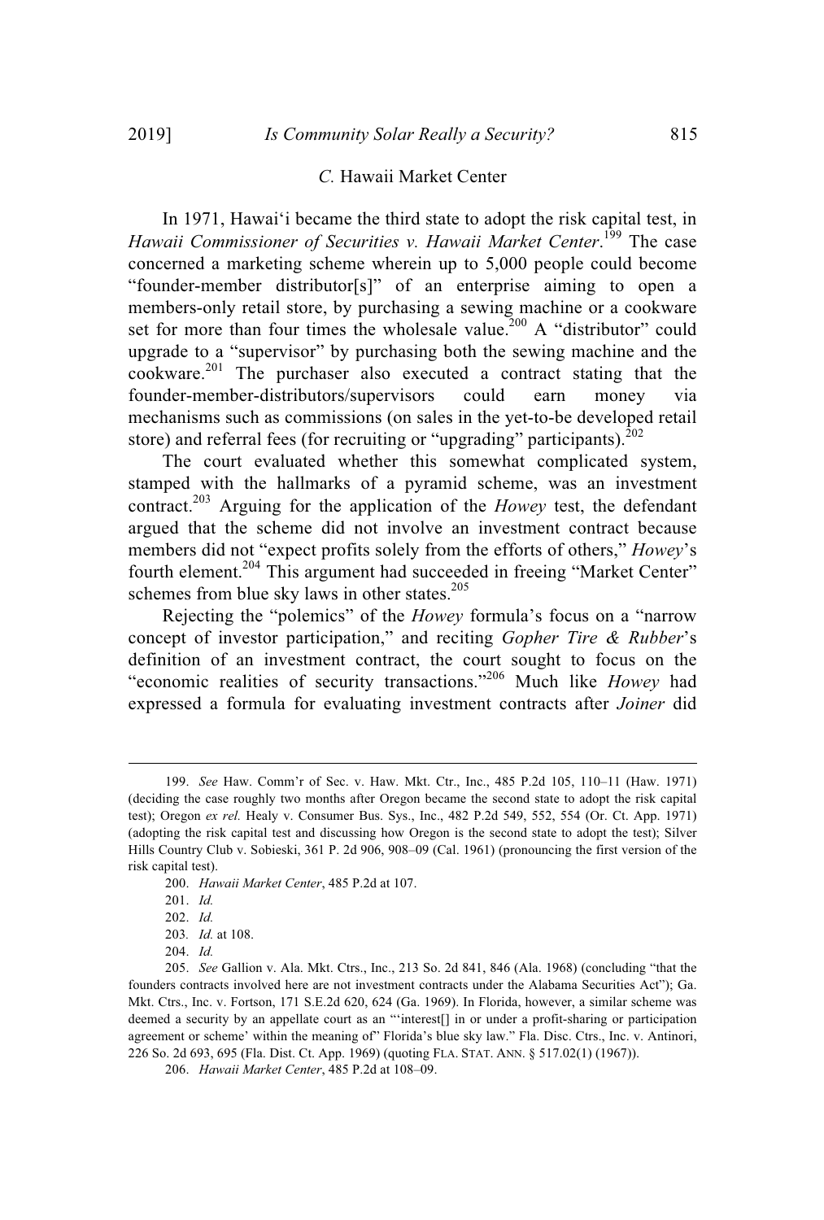### *C.* Hawaii Market Center

In 1971, Hawai'i became the third state to adopt the risk capital test, in *Hawaii Commissioner of Securities v. Hawaii Market Center*.[199] The case concerned a marketing scheme wherein up to 5,000 people could become "founder-member distributor[s]" of an enterprise aiming to open a members-only retail store, by purchasing a sewing machine or a cookware set for more than four times the wholesale value.[200] A "distributor" could upgrade to a "supervisor" by purchasing both the sewing machine and the cookware.[201] The purchaser also executed a contract stating that the founder-member-distributors/supervisors could earn money via mechanisms such as commissions (on sales in the yet-to-be developed retail store) and referral fees (for recruiting or "upgrading" participants).[202]

The court evaluated whether this somewhat complicated system, stamped with the hallmarks of a pyramid scheme, was an investment contract.[203] Arguing for the application of the *Howey* test, the defendant argued that the scheme did not involve an investment contract because members did not "expect profits solely from the efforts of others," *Howey*'s fourth element.[204] This argument had succeeded in freeing "Market Center" schemes from blue sky laws in other states.[205]

Rejecting the "polemics" of the *Howey* formula's focus on a "narrow concept of investor participation," and reciting *Gopher Tire & Rubber*'s definition of an investment contract, the court sought to focus on the "economic realities of security transactions."[206] Much like *Howey* had expressed a formula for evaluating investment contracts after *Joiner* did

---

199. *See* Haw. Comm'r of Sec. v. Haw. Mkt. Ctr., Inc., 485 P.2d 105, 110–11 (Haw. 1971) (deciding the case roughly two months after Oregon became the second state to adopt the risk capital test); Oregon *ex rel.* Healy v. Consumer Bus. Sys., Inc., 482 P.2d 549, 552, 554 (Or. Ct. App. 1971) (adopting the risk capital test and discussing how Oregon is the second state to adopt the test); Silver Hills Country Club v. Sobieski, 361 P. 2d 906, 908–09 (Cal. 1961) (pronouncing the first version of the risk capital test).

200. *Hawaii Market Center*, 485 P.2d at 107.

201. *Id.*

202. *Id.*

203. *Id.* at 108.

204. *Id.*

205. *See* Gallion v. Ala. Mkt. Ctrs., Inc., 213 So. 2d 841, 846 (Ala. 1968) (concluding "that the founders contracts involved here are not investment contracts under the Alabama Securities Act"); Ga. Mkt. Ctrs., Inc. v. Fortson, 171 S.E.2d 620, 624 (Ga. 1969). In Florida, however, a similar scheme was deemed a security by an appellate court as an "'interest[] in or under a profit-sharing or participation agreement or scheme' within the meaning of" Florida's blue sky law." Fla. Disc. Ctrs., Inc. v. Antinori, 226 So. 2d 693, 695 (Fla. Dist. Ct. App. 1969) (quoting FLA. STAT. ANN. § 517.02(1) (1967)).

206. *Hawaii Market Center*, 485 P.2d at 108–09.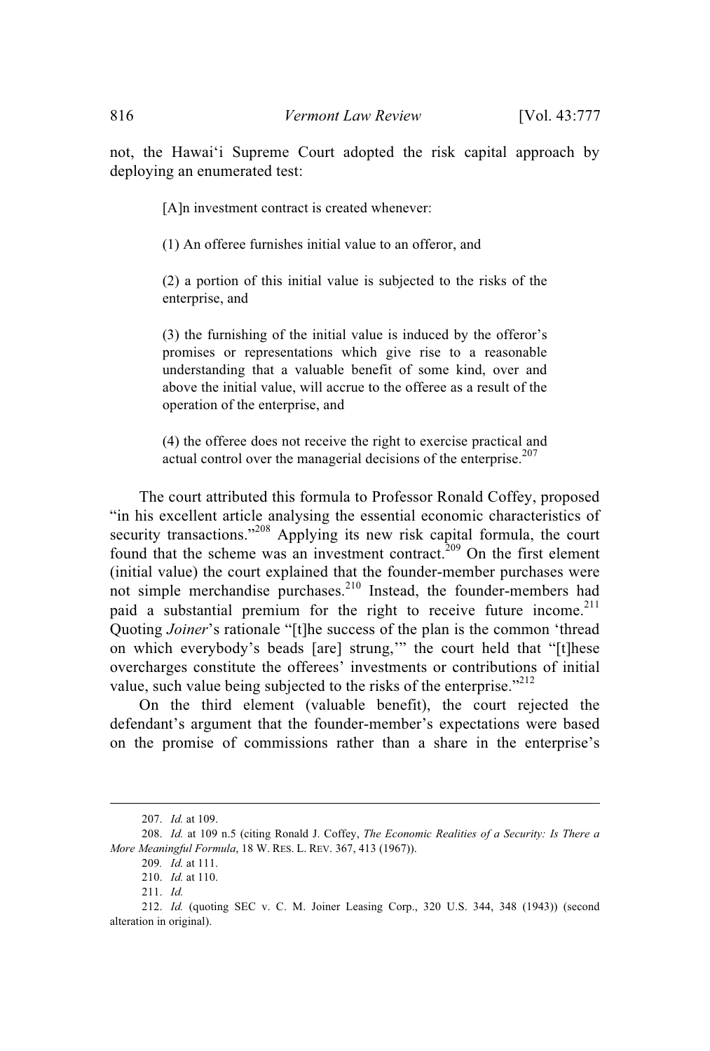not, the Hawai‘i Supreme Court adopted the risk capital approach by deploying an enumerated test:

> [A]n investment contract is created whenever:
>
> (1) An offeree furnishes initial value to an offeror, and
>
> (2) a portion of this initial value is subjected to the risks of the enterprise, and
>
> (3) the furnishing of the initial value is induced by the offeror's promises or representations which give rise to a reasonable understanding that a valuable benefit of some kind, over and above the initial value, will accrue to the offeree as a result of the operation of the enterprise, and
>
> (4) the offeree does not receive the right to exercise practical and actual control over the managerial decisions of the enterprise.[207]

The court attributed this formula to Professor Ronald Coffey, proposed "in his excellent article analysing the essential economic characteristics of security transactions."[208] Applying its new risk capital formula, the court found that the scheme was an investment contract.[209] On the first element (initial value) the court explained that the founder-member purchases were not simple merchandise purchases.[210] Instead, the founder-members had paid a substantial premium for the right to receive future income.[211] Quoting *Joiner*'s rationale "[t]he success of the plan is the common 'thread on which everybody's beads [are] strung,'" the court held that "[t]hese overcharges constitute the offerees' investments or contributions of initial value, such value being subjected to the risks of the enterprise."[212]

On the third element (valuable benefit), the court rejected the defendant's argument that the founder-member's expectations were based on the promise of commissions rather than a share in the enterprise's

---

207. *Id.* at 109.

208. *Id.* at 109 n.5 (citing Ronald J. Coffey, *The Economic Realities of a Security: Is There a More Meaningful Formula*, 18 W. RES. L. REV. 367, 413 (1967)).

209. *Id.* at 111.

210. *Id.* at 110.

211. *Id.*

212. *Id.* (quoting SEC v. C. M. Joiner Leasing Corp., 320 U.S. 344, 348 (1943)) (second alteration in original).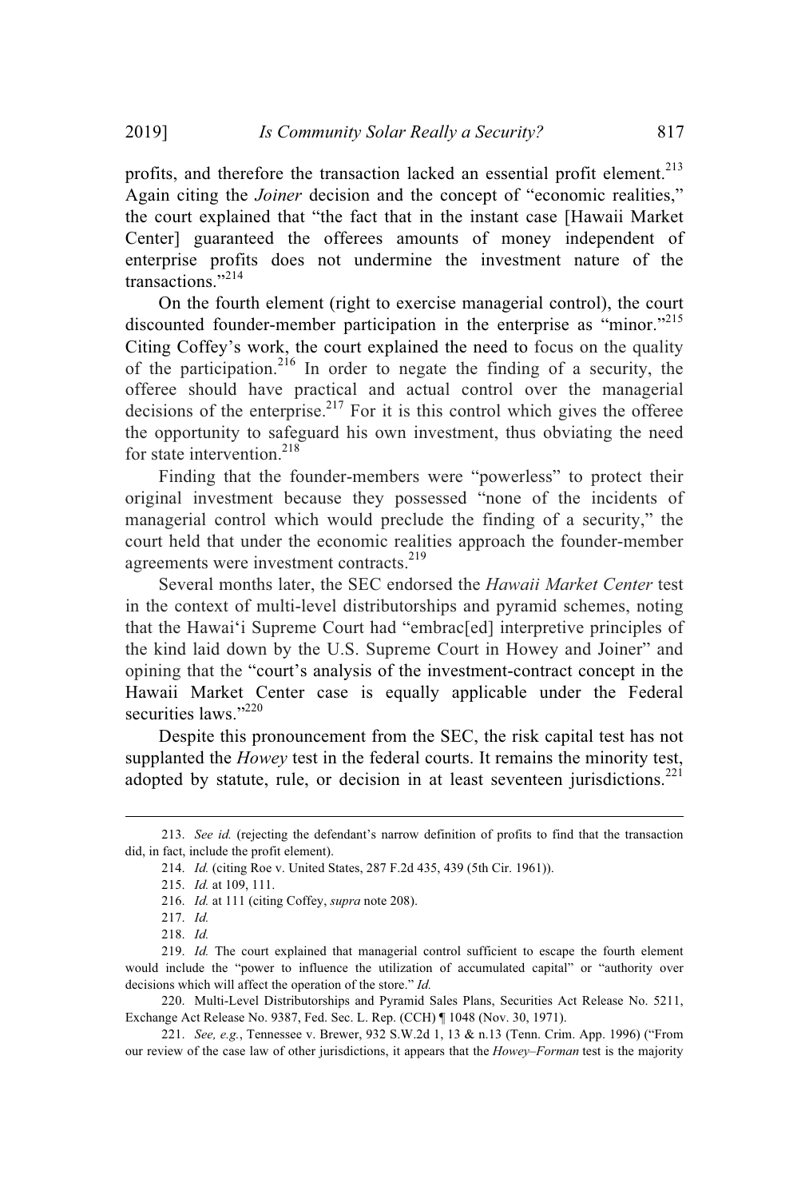profits, and therefore the transaction lacked an essential profit element.[213] Again citing the *Joiner* decision and the concept of "economic realities," the court explained that "the fact that in the instant case [Hawaii Market Center] guaranteed the offerees amounts of money independent of enterprise profits does not undermine the investment nature of the transactions."[214]

On the fourth element (right to exercise managerial control), the court discounted founder-member participation in the enterprise as "minor."[215] Citing Coffey's work, the court explained the need to focus on the quality of the participation.[216] In order to negate the finding of a security, the offeree should have practical and actual control over the managerial decisions of the enterprise.[217] For it is this control which gives the offeree the opportunity to safeguard his own investment, thus obviating the need for state intervention.[218]

Finding that the founder-members were "powerless" to protect their original investment because they possessed "none of the incidents of managerial control which would preclude the finding of a security," the court held that under the economic realities approach the founder-member agreements were investment contracts.[219]

Several months later, the SEC endorsed the *Hawaii Market Center* test in the context of multi-level distributorships and pyramid schemes, noting that the Hawai'i Supreme Court had "embrac[ed] interpretive principles of the kind laid down by the U.S. Supreme Court in Howey and Joiner" and opining that the "court's analysis of the investment-contract concept in the Hawaii Market Center case is equally applicable under the Federal securities laws."[220]

Despite this pronouncement from the SEC, the risk capital test has not supplanted the *Howey* test in the federal courts. It remains the minority test, adopted by statute, rule, or decision in at least seventeen jurisdictions.[221]

---

213. *See id.* (rejecting the defendant's narrow definition of profits to find that the transaction did, in fact, include the profit element).

214. *Id.* (citing Roe v. United States, 287 F.2d 435, 439 (5th Cir. 1961)).

215. *Id.* at 109, 111.

216. *Id.* at 111 (citing Coffey, *supra* note 208).

217. *Id.*

218. *Id.*

219. *Id.* The court explained that managerial control sufficient to escape the fourth element would include the "power to influence the utilization of accumulated capital" or "authority over decisions which will affect the operation of the store." *Id.*

220. Multi-Level Distributorships and Pyramid Sales Plans, Securities Act Release No. 5211, Exchange Act Release No. 9387, Fed. Sec. L. Rep. (CCH) ¶ 1048 (Nov. 30, 1971).

221. *See, e.g.*, Tennessee v. Brewer, 932 S.W.2d 1, 13 & n.13 (Tenn. Crim. App. 1996) ("From our review of the case law of other jurisdictions, it appears that the *Howey–Forman* test is the majority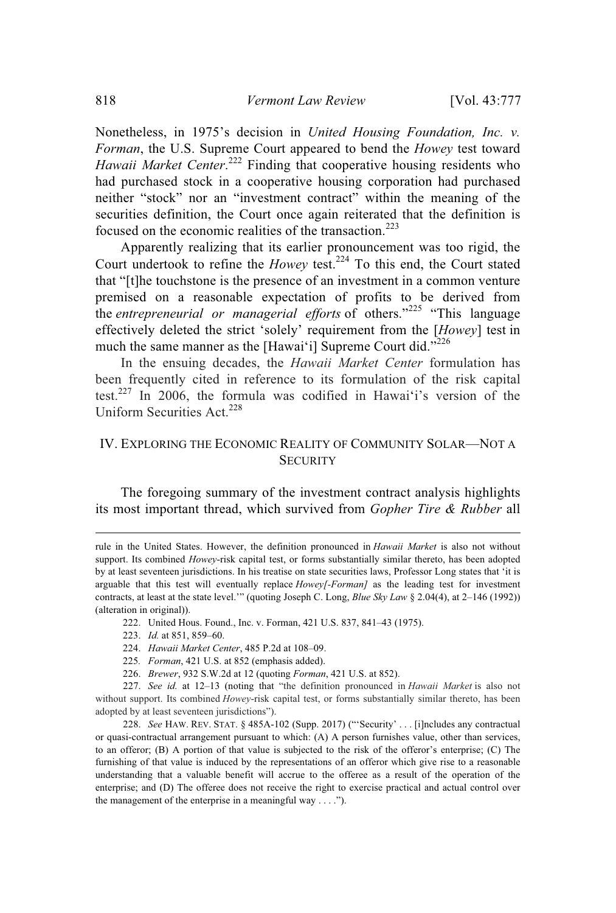Nonetheless, in 1975's decision in *United Housing Foundation, Inc. v. Forman*, the U.S. Supreme Court appeared to bend the *Howey* test toward *Hawaii Market Center*.[222] Finding that cooperative housing residents who had purchased stock in a cooperative housing corporation had purchased neither "stock" nor an "investment contract" within the meaning of the securities definition, the Court once again reiterated that the definition is focused on the economic realities of the transaction.[223]

Apparently realizing that its earlier pronouncement was too rigid, the Court undertook to refine the *Howey* test.[224] To this end, the Court stated that "[t]he touchstone is the presence of an investment in a common venture premised on a reasonable expectation of profits to be derived from the *entrepreneurial or managerial efforts* of others."[225] "This language effectively deleted the strict 'solely' requirement from the [*Howey*] test in much the same manner as the [Hawai'i] Supreme Court did."[226]

In the ensuing decades, the *Hawaii Market Center* formulation has been frequently cited in reference to its formulation of the risk capital test.[227] In 2006, the formula was codified in Hawai'i's version of the Uniform Securities Act.[228]

## IV. EXPLORING THE ECONOMIC REALITY OF COMMUNITY SOLAR—NOT A SECURITY

The foregoing summary of the investment contract analysis highlights its most important thread, which survived from *Gopher Tire & Rubber* all

---

rule in the United States. However, the definition pronounced in *Hawaii Market* is also not without support. Its combined *Howey*-risk capital test, or forms substantially similar thereto, has been adopted by at least seventeen jurisdictions. In his treatise on state securities laws, Professor Long states that 'it is arguable that this test will eventually replace *Howey[-Forman]* as the leading test for investment contracts, at least at the state level.'" (quoting Joseph C. Long, *Blue Sky Law* § 2.04(4), at 2–146 (1992)) (alteration in original)).

222. United Hous. Found., Inc. v. Forman, 421 U.S. 837, 841–43 (1975).

223. *Id.* at 851, 859–60.

224. *Hawaii Market Center*, 485 P.2d at 108–09.

225. *Forman*, 421 U.S. at 852 (emphasis added).

226. *Brewer*, 932 S.W.2d at 12 (quoting *Forman*, 421 U.S. at 852).

227. *See id.* at 12–13 (noting that "the definition pronounced in *Hawaii Market* is also not without support. Its combined *Howey*-risk capital test, or forms substantially similar thereto, has been adopted by at least seventeen jurisdictions").

228. *See* HAW. REV. STAT. § 485A-102 (Supp. 2017) ("'Security' . . . [i]ncludes any contractual or quasi-contractual arrangement pursuant to which: (A) A person furnishes value, other than services, to an offeror; (B) A portion of that value is subjected to the risk of the offeror's enterprise; (C) The furnishing of that value is induced by the representations of an offeror which give rise to a reasonable understanding that a valuable benefit will accrue to the offeree as a result of the operation of the enterprise; and (D) The offeree does not receive the right to exercise practical and actual control over the management of the enterprise in a meaningful way . . . .").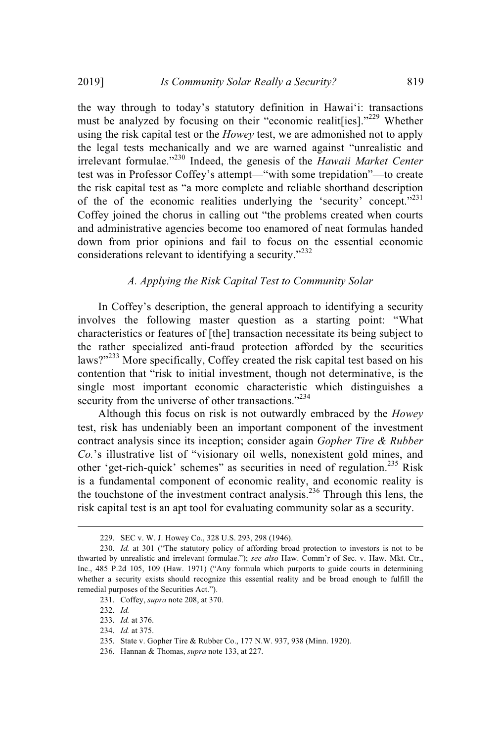the way through to today's statutory definition in Hawai'i: transactions must be analyzed by focusing on their "economic realit[ies]."[229] Whether using the risk capital test or the *Howey* test, we are admonished not to apply the legal tests mechanically and we are warned against "unrealistic and irrelevant formulae."[230] Indeed, the genesis of the *Hawaii Market Center* test was in Professor Coffey's attempt—"with some trepidation"—to create the risk capital test as "a more complete and reliable shorthand description of the of the economic realities underlying the 'security' concept."[231] Coffey joined the chorus in calling out "the problems created when courts and administrative agencies become too enamored of neat formulas handed down from prior opinions and fail to focus on the essential economic considerations relevant to identifying a security."[232]

### A. Applying the Risk Capital Test to Community Solar

In Coffey's description, the general approach to identifying a security involves the following master question as a starting point: "What characteristics or features of [the] transaction necessitate its being subject to the rather specialized anti-fraud protection afforded by the securities laws?"[233] More specifically, Coffey created the risk capital test based on his contention that "risk to initial investment, though not determinative, is the single most important economic characteristic which distinguishes a security from the universe of other transactions."[234]

Although this focus on risk is not outwardly embraced by the *Howey* test, risk has undeniably been an important component of the investment contract analysis since its inception; consider again *Gopher Tire & Rubber Co.*'s illustrative list of "visionary oil wells, nonexistent gold mines, and other 'get-rich-quick' schemes" as securities in need of regulation.[235] Risk is a fundamental component of economic reality, and economic reality is the touchstone of the investment contract analysis.[236] Through this lens, the risk capital test is an apt tool for evaluating community solar as a security.

---

229. SEC v. W. J. Howey Co., 328 U.S. 293, 298 (1946).

230. *Id.* at 301 ("The statutory policy of affording broad protection to investors is not to be thwarted by unrealistic and irrelevant formulae."); *see also* Haw. Comm'r of Sec. v. Haw. Mkt. Ctr., Inc., 485 P.2d 105, 109 (Haw. 1971) ("Any formula which purports to guide courts in determining whether a security exists should recognize this essential reality and be broad enough to fulfill the remedial purposes of the Securities Act.").

231. Coffey, *supra* note 208, at 370.

232. *Id.*

233. *Id.* at 376.

234. *Id.* at 375.

235. State v. Gopher Tire & Rubber Co., 177 N.W. 937, 938 (Minn. 1920).

236. Hannan & Thomas, *supra* note 133, at 227.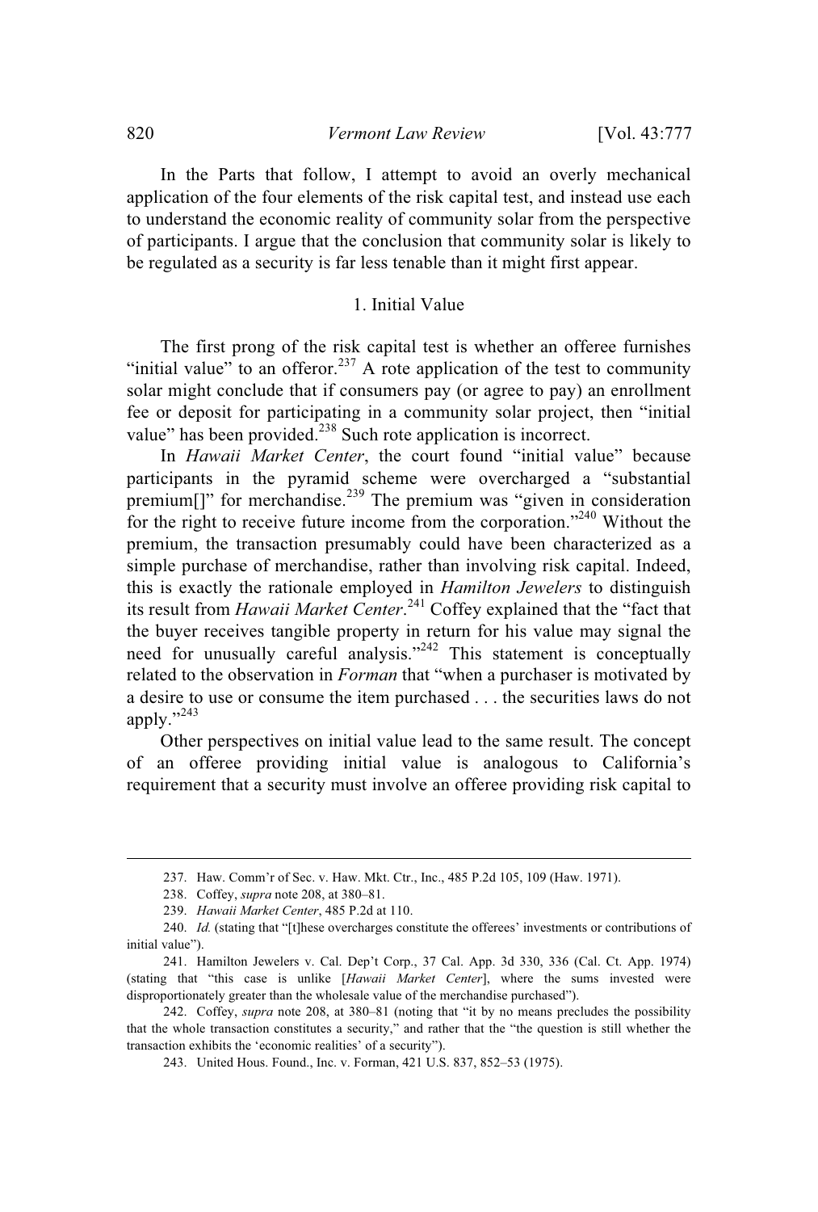In the Parts that follow, I attempt to avoid an overly mechanical application of the four elements of the risk capital test, and instead use each to understand the economic reality of community solar from the perspective of participants. I argue that the conclusion that community solar is likely to be regulated as a security is far less tenable than it might first appear.

### 1. Initial Value

The first prong of the risk capital test is whether an offeree furnishes "initial value" to an offeror.[237] A rote application of the test to community solar might conclude that if consumers pay (or agree to pay) an enrollment fee or deposit for participating in a community solar project, then "initial value" has been provided.[238] Such rote application is incorrect.

In *Hawaii Market Center*, the court found "initial value" because participants in the pyramid scheme were overcharged a "substantial premium[]" for merchandise.[239] The premium was "given in consideration for the right to receive future income from the corporation."[240] Without the premium, the transaction presumably could have been characterized as a simple purchase of merchandise, rather than involving risk capital. Indeed, this is exactly the rationale employed in *Hamilton Jewelers* to distinguish its result from *Hawaii Market Center*.[241] Coffey explained that the "fact that the buyer receives tangible property in return for his value may signal the need for unusually careful analysis."[242] This statement is conceptually related to the observation in *Forman* that "when a purchaser is motivated by a desire to use or consume the item purchased . . . the securities laws do not apply."[243]

Other perspectives on initial value lead to the same result. The concept of an offeree providing initial value is analogous to California's requirement that a security must involve an offeree providing risk capital to

---

237. Haw. Comm'r of Sec. v. Haw. Mkt. Ctr., Inc., 485 P.2d 105, 109 (Haw. 1971).

238. Coffey, *supra* note 208, at 380–81.

239. *Hawaii Market Center*, 485 P.2d at 110.

240. *Id.* (stating that "[t]hese overcharges constitute the offerees' investments or contributions of initial value").

241. Hamilton Jewelers v. Cal. Dep't Corp., 37 Cal. App. 3d 330, 336 (Cal. Ct. App. 1974) (stating that "this case is unlike [*Hawaii Market Center*], where the sums invested were disproportionately greater than the wholesale value of the merchandise purchased").

242. Coffey, *supra* note 208, at 380–81 (noting that "it by no means precludes the possibility that the whole transaction constitutes a security," and rather that the "the question is still whether the transaction exhibits the 'economic realities' of a security").

243. United Hous. Found., Inc. v. Forman, 421 U.S. 837, 852–53 (1975).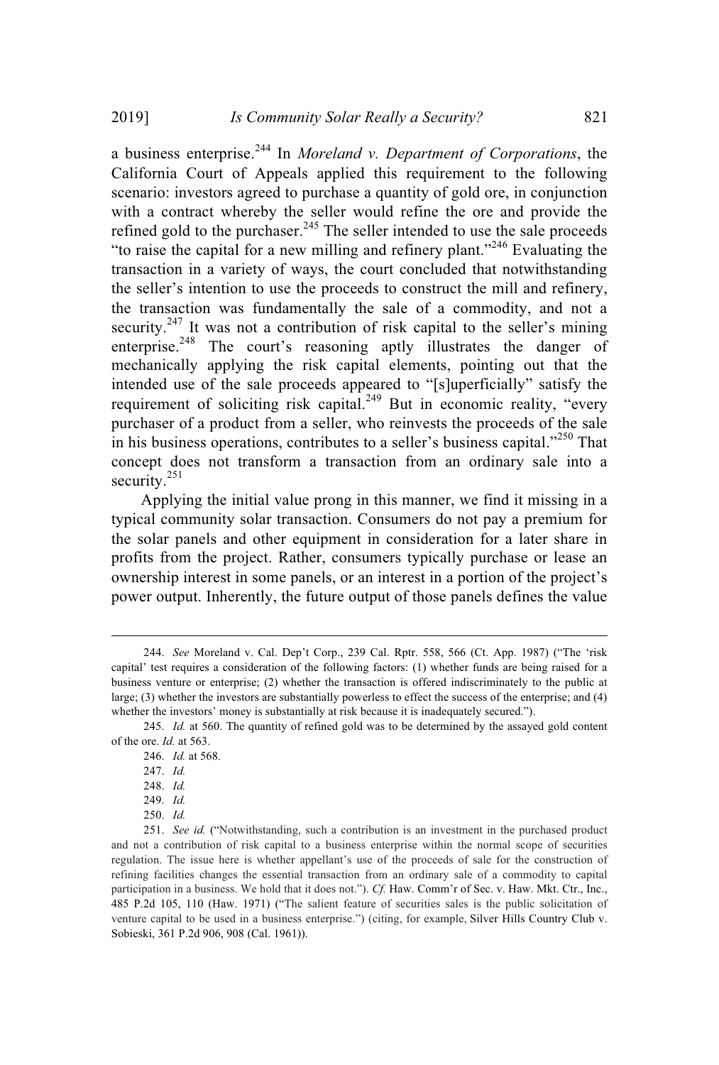a business enterprise.[244] In *Moreland v. Department of Corporations*, the California Court of Appeals applied this requirement to the following scenario: investors agreed to purchase a quantity of gold ore, in conjunction with a contract whereby the seller would refine the ore and provide the refined gold to the purchaser.[245] The seller intended to use the sale proceeds "to raise the capital for a new milling and refinery plant."[246] Evaluating the transaction in a variety of ways, the court concluded that notwithstanding the seller's intention to use the proceeds to construct the mill and refinery, the transaction was fundamentally the sale of a commodity, and not a security.[247] It was not a contribution of risk capital to the seller's mining enterprise.[248] The court's reasoning aptly illustrates the danger of mechanically applying the risk capital elements, pointing out that the intended use of the sale proceeds appeared to "[s]uperficially" satisfy the requirement of soliciting risk capital.[249] But in economic reality, "every purchaser of a product from a seller, who reinvests the proceeds of the sale in his business operations, contributes to a seller's business capital."[250] That concept does not transform a transaction from an ordinary sale into a security.[251]

Applying the initial value prong in this manner, we find it missing in a typical community solar transaction. Consumers do not pay a premium for the solar panels and other equipment in consideration for a later share in profits from the project. Rather, consumers typically purchase or lease an ownership interest in some panels, or an interest in a portion of the project's power output. Inherently, the future output of those panels defines the value

---

244. *See* Moreland v. Cal. Dep't Corp., 239 Cal. Rptr. 558, 566 (Ct. App. 1987) ("The 'risk capital' test requires a consideration of the following factors: (1) whether funds are being raised for a business venture or enterprise; (2) whether the transaction is offered indiscriminately to the public at large; (3) whether the investors are substantially powerless to effect the success of the enterprise; and (4) whether the investors' money is substantially at risk because it is inadequately secured.").

245. *Id.* at 560. The quantity of refined gold was to be determined by the assayed gold content of the ore. *Id.* at 563.

246. *Id.* at 568.

247. *Id.*

248. *Id.*

249. *Id.*

250. *Id.*

251. *See id.* ("Notwithstanding, such a contribution is an investment in the purchased product and not a contribution of risk capital to a business enterprise within the normal scope of securities regulation. The issue here is whether appellant's use of the proceeds of sale for the construction of refining facilities changes the essential transaction from an ordinary sale of a commodity to capital participation in a business. We hold that it does not."). *Cf.* Haw. Comm'r of Sec. v. Haw. Mkt. Ctr., Inc., 485 P.2d 105, 110 (Haw. 1971) ("The salient feature of securities sales is the public solicitation of venture capital to be used in a business enterprise.") (citing, for example, Silver Hills Country Club v. Sobieski, 361 P.2d 906, 908 (Cal. 1961)).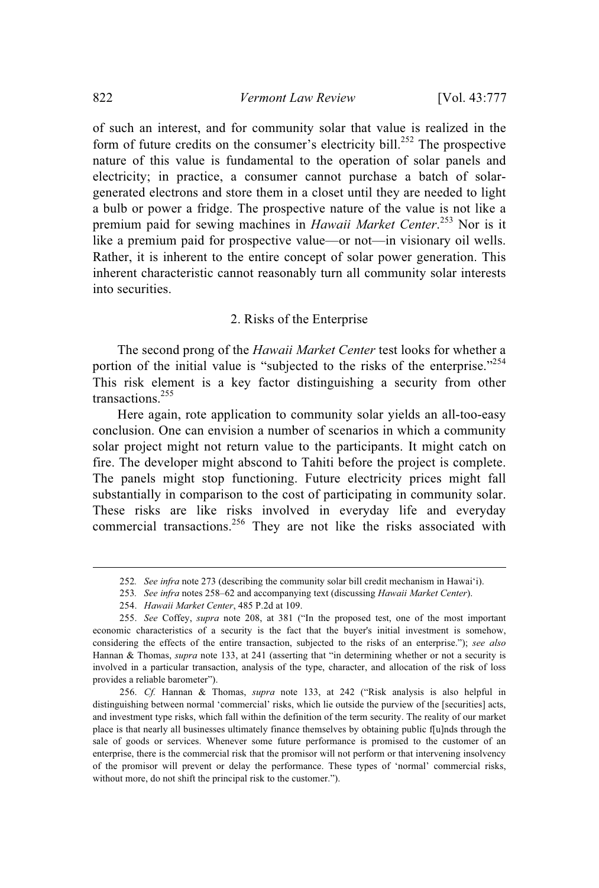of such an interest, and for community solar that value is realized in the form of future credits on the consumer's electricity bill.[252] The prospective nature of this value is fundamental to the operation of solar panels and electricity; in practice, a consumer cannot purchase a batch of solar-generated electrons and store them in a closet until they are needed to light a bulb or power a fridge. The prospective nature of the value is not like a premium paid for sewing machines in *Hawaii Market Center*.[253] Nor is it like a premium paid for prospective value—or not—in visionary oil wells. Rather, it is inherent to the entire concept of solar power generation. This inherent characteristic cannot reasonably turn all community solar interests into securities.

### 2. Risks of the Enterprise

The second prong of the *Hawaii Market Center* test looks for whether a portion of the initial value is "subjected to the risks of the enterprise."[254] This risk element is a key factor distinguishing a security from other transactions.[255]

Here again, rote application to community solar yields an all-too-easy conclusion. One can envision a number of scenarios in which a community solar project might not return value to the participants. It might catch on fire. The developer might abscond to Tahiti before the project is complete. The panels might stop functioning. Future electricity prices might fall substantially in comparison to the cost of participating in community solar. These risks are like risks involved in everyday life and everyday commercial transactions.[256] They are not like the risks associated with

---

252. *See infra* note 273 (describing the community solar bill credit mechanism in Hawai'i).

253. *See infra* notes 258–62 and accompanying text (discussing *Hawaii Market Center*).

254. *Hawaii Market Center*, 485 P.2d at 109.

255. *See* Coffey, *supra* note 208, at 381 ("In the proposed test, one of the most important economic characteristics of a security is the fact that the buyer's initial investment is somehow, considering the effects of the entire transaction, subjected to the risks of an enterprise."); *see also* Hannan & Thomas, *supra* note 133, at 241 (asserting that "in determining whether or not a security is involved in a particular transaction, analysis of the type, character, and allocation of the risk of loss provides a reliable barometer").

256. *Cf.* Hannan & Thomas, *supra* note 133, at 242 ("Risk analysis is also helpful in distinguishing between normal 'commercial' risks, which lie outside the purview of the [securities] acts, and investment type risks, which fall within the definition of the term security. The reality of our market place is that nearly all businesses ultimately finance themselves by obtaining public f[u]nds through the sale of goods or services. Whenever some future performance is promised to the customer of an enterprise, there is the commercial risk that the promisor will not perform or that intervening insolvency of the promisor will prevent or delay the performance. These types of 'normal' commercial risks, without more, do not shift the principal risk to the customer.").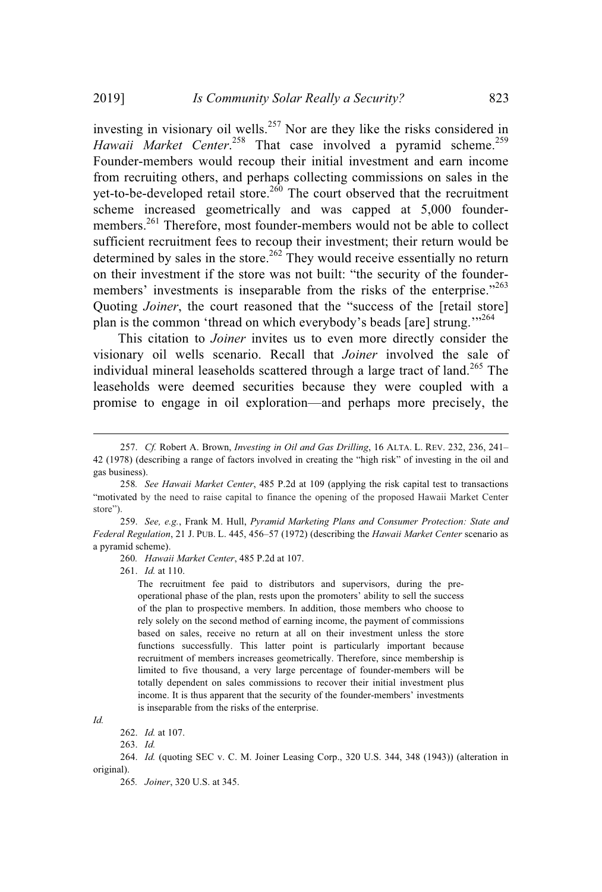investing in visionary oil wells.[257] Nor are they like the risks considered in *Hawaii Market Center*.[258] That case involved a pyramid scheme.[259] Founder-members would recoup their initial investment and earn income from recruiting others, and perhaps collecting commissions on sales in the yet-to-be-developed retail store.[260] The court observed that the recruitment scheme increased geometrically and was capped at 5,000 founder-members.[261] Therefore, most founder-members would not be able to collect sufficient recruitment fees to recoup their investment; their return would be determined by sales in the store.[262] They would receive essentially no return on their investment if the store was not built: "the security of the founder-members' investments is inseparable from the risks of the enterprise."[263] Quoting *Joiner*, the court reasoned that the "success of the [retail store] plan is the common 'thread on which everybody's beads [are] strung.'"[264]

This citation to *Joiner* invites us to even more directly consider the visionary oil wells scenario. Recall that *Joiner* involved the sale of individual mineral leaseholds scattered through a large tract of land.[265] The leaseholds were deemed securities because they were coupled with a promise to engage in oil exploration—and perhaps more precisely, the

---

257. *Cf.* Robert A. Brown, *Investing in Oil and Gas Drilling*, 16 ALTA. L. REV. 232, 236, 241–42 (1978) (describing a range of factors involved in creating the "high risk" of investing in the oil and gas business).

258. *See Hawaii Market Center*, 485 P.2d at 109 (applying the risk capital test to transactions "motivated by the need to raise capital to finance the opening of the proposed Hawaii Market Center store").

259. *See, e.g.*, Frank M. Hull, *Pyramid Marketing Plans and Consumer Protection: State and Federal Regulation*, 21 J. PUB. L. 445, 456–57 (1972) (describing the *Hawaii Market Center* scenario as a pyramid scheme).

260. *Hawaii Market Center*, 485 P.2d at 107.

261. *Id.* at 110.

> The recruitment fee paid to distributors and supervisors, during the pre-operational phase of the plan, rests upon the promoters' ability to sell the success of the plan to prospective members. In addition, those members who choose to rely solely on the second method of earning income, the payment of commissions based on sales, receive no return at all on their investment unless the store functions successfully. This latter point is particularly important because recruitment of members increases geometrically. Therefore, since membership is limited to five thousand, a very large percentage of founder-members will be totally dependent on sales commissions to recover their initial investment plus income. It is thus apparent that the security of the founder-members' investments is inseparable from the risks of the enterprise.

*Id.*

262. *Id.* at 107.

263. *Id.*

264. *Id.* (quoting SEC v. C. M. Joiner Leasing Corp., 320 U.S. 344, 348 (1943)) (alteration in original).

265. *Joiner*, 320 U.S. at 345.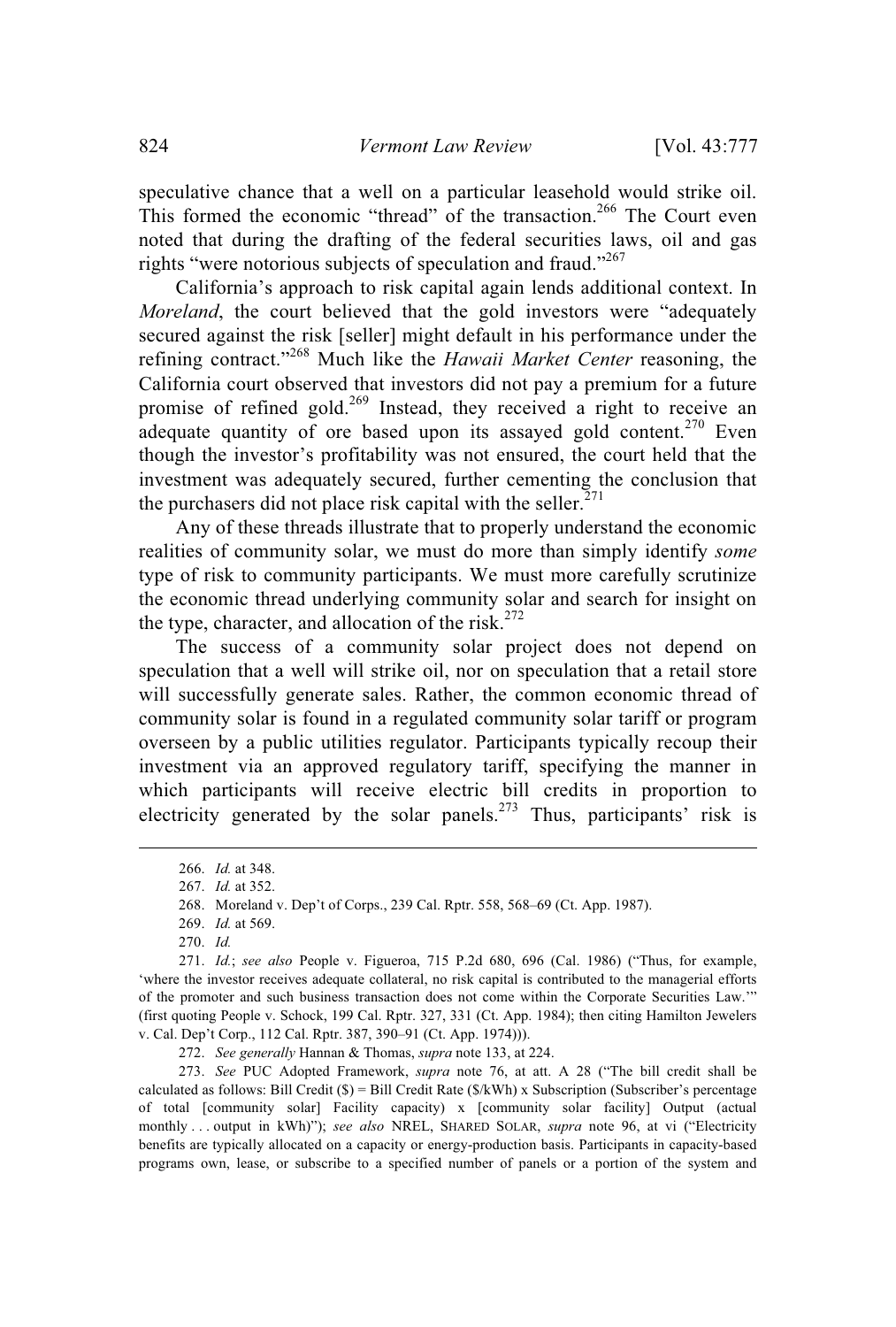speculative chance that a well on a particular leasehold would strike oil. This formed the economic "thread" of the transaction.[266] The Court even noted that during the drafting of the federal securities laws, oil and gas rights "were notorious subjects of speculation and fraud."[267]

California's approach to risk capital again lends additional context. In *Moreland*, the court believed that the gold investors were "adequately secured against the risk [seller] might default in his performance under the refining contract."[268] Much like the *Hawaii Market Center* reasoning, the California court observed that investors did not pay a premium for a future promise of refined gold.[269] Instead, they received a right to receive an adequate quantity of ore based upon its assayed gold content.[270] Even though the investor's profitability was not ensured, the court held that the investment was adequately secured, further cementing the conclusion that the purchasers did not place risk capital with the seller.[271]

Any of these threads illustrate that to properly understand the economic realities of community solar, we must do more than simply identify *some* type of risk to community participants. We must more carefully scrutinize the economic thread underlying community solar and search for insight on the type, character, and allocation of the risk.[272]

The success of a community solar project does not depend on speculation that a well will strike oil, nor on speculation that a retail store will successfully generate sales. Rather, the common economic thread of community solar is found in a regulated community solar tariff or program overseen by a public utilities regulator. Participants typically recoup their investment via an approved regulatory tariff, specifying the manner in which participants will receive electric bill credits in proportion to electricity generated by the solar panels.[273] Thus, participants' risk is

---

266. *Id.* at 348.

267. *Id.* at 352.

268. Moreland v. Dep't of Corps., 239 Cal. Rptr. 558, 568–69 (Ct. App. 1987).

269. *Id.* at 569.

270. *Id.*

271. *Id.*; *see also* People v. Figueroa, 715 P.2d 680, 696 (Cal. 1986) ("Thus, for example, 'where the investor receives adequate collateral, no risk capital is contributed to the managerial efforts of the promoter and such business transaction does not come within the Corporate Securities Law.'" (first quoting People v. Schock, 199 Cal. Rptr. 327, 331 (Ct. App. 1984); then citing Hamilton Jewelers v. Cal. Dep't Corp., 112 Cal. Rptr. 387, 390–91 (Ct. App. 1974))).

272. *See generally* Hannan & Thomas, *supra* note 133, at 224.

273. *See* PUC Adopted Framework, *supra* note 76, at att. A 28 ("The bill credit shall be calculated as follows: Bill Credit ($) = Bill Credit Rate ($/kWh) x Subscription (Subscriber's percentage of total [community solar] Facility capacity) x [community solar facility] Output (actual monthly . . . output in kWh)"); *see also* NREL, SHARED SOLAR, *supra* note 96, at vi ("Electricity benefits are typically allocated on a capacity or energy-production basis. Participants in capacity-based programs own, lease, or subscribe to a specified number of panels or a portion of the system and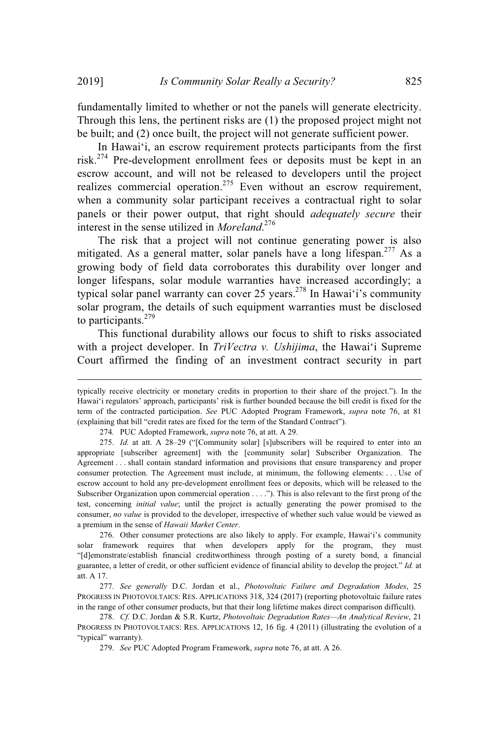fundamentally limited to whether or not the panels will generate electricity. Through this lens, the pertinent risks are (1) the proposed project might not be built; and (2) once built, the project will not generate sufficient power.

In Hawai'i, an escrow requirement protects participants from the first risk.[274] Pre-development enrollment fees or deposits must be kept in an escrow account, and will not be released to developers until the project realizes commercial operation.[275] Even without an escrow requirement, when a community solar participant receives a contractual right to solar panels or their power output, that right should *adequately secure* their interest in the sense utilized in *Moreland*.[276]

The risk that a project will not continue generating power is also mitigated. As a general matter, solar panels have a long lifespan.[277] As a growing body of field data corroborates this durability over longer and longer lifespans, solar module warranties have increased accordingly; a typical solar panel warranty can cover 25 years.[278] In Hawai'i's community solar program, the details of such equipment warranties must be disclosed to participants.[279]

This functional durability allows our focus to shift to risks associated with a project developer. In *TriVectra v. Ushijima*, the Hawai'i Supreme Court affirmed the finding of an investment contract security in part

---

typically receive electricity or monetary credits in proportion to their share of the project."). In the Hawai'i regulators' approach, participants' risk is further bounded because the bill credit is fixed for the term of the contracted participation. *See* PUC Adopted Program Framework, *supra* note 76, at 81 (explaining that bill "credit rates are fixed for the term of the Standard Contract").

274. PUC Adopted Framework, *supra* note 76, at att. A 29.

275. *Id.* at att. A 28–29 ("[Community solar] [s]ubscribers will be required to enter into an appropriate [subscriber agreement] with the [community solar] Subscriber Organization. The Agreement . . . shall contain standard information and provisions that ensure transparency and proper consumer protection. The Agreement must include, at minimum, the following elements: . . . Use of escrow account to hold any pre-development enrollment fees or deposits, which will be released to the Subscriber Organization upon commercial operation . . . ."). This is also relevant to the first prong of the test, concerning *initial value*; until the project is actually generating the power promised to the consumer, *no value* is provided to the developer, irrespective of whether such value would be viewed as a premium in the sense of *Hawaii Market Center*.

276. Other consumer protections are also likely to apply. For example, Hawai'i's community solar framework requires that when developers apply for the program, they must "[d]emonstrate/establish financial creditworthiness through posting of a surety bond, a financial guarantee, a letter of credit, or other sufficient evidence of financial ability to develop the project." *Id.* at att. A 17.

277. *See generally* D.C. Jordan et al., *Photovoltaic Failure and Degradation Modes*, 25 PROGRESS IN PHOTOVOLTAICS: RES. APPLICATIONS 318, 324 (2017) (reporting photovoltaic failure rates in the range of other consumer products, but that their long lifetime makes direct comparison difficult).

278. *Cf.* D.C. Jordan & S.R. Kurtz, *Photovoltaic Degradation Rates—An Analytical Review*, 21 PROGRESS IN PHOTOVOLTAICS: RES. APPLICATIONS 12, 16 fig. 4 (2011) (illustrating the evolution of a "typical" warranty).

279. *See* PUC Adopted Program Framework, *supra* note 76, at att. A 26.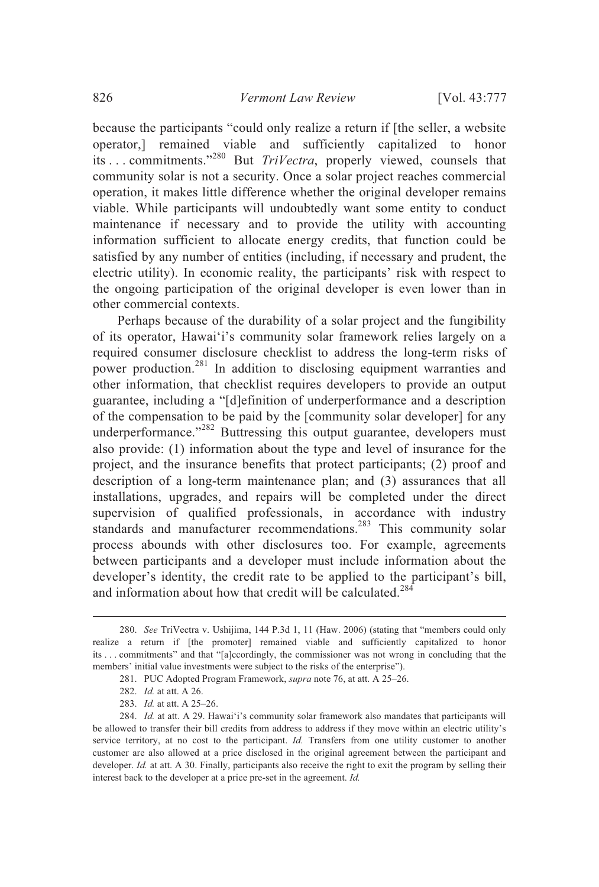because the participants "could only realize a return if [the seller, a website operator,] remained viable and sufficiently capitalized to honor its . . . commitments."[280] But *TriVectra*, properly viewed, counsels that community solar is not a security. Once a solar project reaches commercial operation, it makes little difference whether the original developer remains viable. While participants will undoubtedly want some entity to conduct maintenance if necessary and to provide the utility with accounting information sufficient to allocate energy credits, that function could be satisfied by any number of entities (including, if necessary and prudent, the electric utility). In economic reality, the participants' risk with respect to the ongoing participation of the original developer is even lower than in other commercial contexts.

Perhaps because of the durability of a solar project and the fungibility of its operator, Hawai'i's community solar framework relies largely on a required consumer disclosure checklist to address the long-term risks of power production.[281] In addition to disclosing equipment warranties and other information, that checklist requires developers to provide an output guarantee, including a "[d]efinition of underperformance and a description of the compensation to be paid by the [community solar developer] for any underperformance."[282] Buttressing this output guarantee, developers must also provide: (1) information about the type and level of insurance for the project, and the insurance benefits that protect participants; (2) proof and description of a long-term maintenance plan; and (3) assurances that all installations, upgrades, and repairs will be completed under the direct supervision of qualified professionals, in accordance with industry standards and manufacturer recommendations.[283] This community solar process abounds with other disclosures too. For example, agreements between participants and a developer must include information about the developer's identity, the credit rate to be applied to the participant's bill, and information about how that credit will be calculated.[284]

---

280. *See* TriVectra v. Ushijima, 144 P.3d 1, 11 (Haw. 2006) (stating that "members could only realize a return if [the promoter] remained viable and sufficiently capitalized to honor its . . . commitments" and that "[a]ccordingly, the commissioner was not wrong in concluding that the members' initial value investments were subject to the risks of the enterprise").

281. PUC Adopted Program Framework, *supra* note 76, at att. A 25–26.

282. *Id.* at att. A 26.

283. *Id.* at att. A 25–26.

284. *Id.* at att. A 29. Hawai'i's community solar framework also mandates that participants will be allowed to transfer their bill credits from address to address if they move within an electric utility's service territory, at no cost to the participant. *Id.* Transfers from one utility customer to another customer are also allowed at a price disclosed in the original agreement between the participant and developer. *Id.* at att. A 30. Finally, participants also receive the right to exit the program by selling their interest back to the developer at a price pre-set in the agreement. *Id.*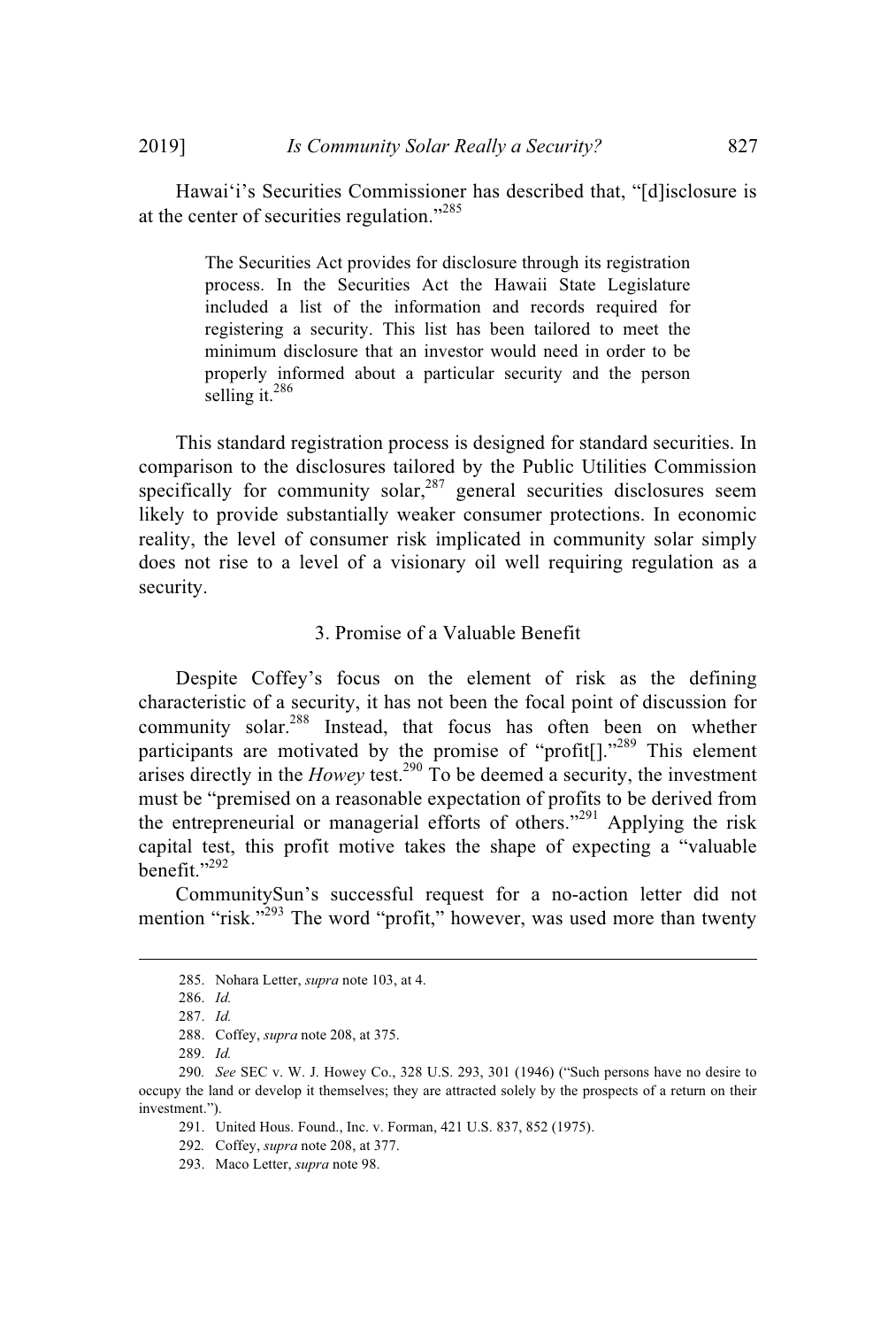Hawai‘i's Securities Commissioner has described that, "[d]isclosure is at the center of securities regulation."[285]

> The Securities Act provides for disclosure through its registration process. In the Securities Act the Hawaii State Legislature included a list of the information and records required for registering a security. This list has been tailored to meet the minimum disclosure that an investor would need in order to be properly informed about a particular security and the person selling it.[286]

This standard registration process is designed for standard securities. In comparison to the disclosures tailored by the Public Utilities Commission specifically for community solar,[287] general securities disclosures seem likely to provide substantially weaker consumer protections. In economic reality, the level of consumer risk implicated in community solar simply does not rise to a level of a visionary oil well requiring regulation as a security.

### 3. Promise of a Valuable Benefit

Despite Coffey's focus on the element of risk as the defining characteristic of a security, it has not been the focal point of discussion for community solar.[288] Instead, that focus has often been on whether participants are motivated by the promise of "profit[]."[289] This element arises directly in the *Howey* test.[290] To be deemed a security, the investment must be "premised on a reasonable expectation of profits to be derived from the entrepreneurial or managerial efforts of others."[291] Applying the risk capital test, this profit motive takes the shape of expecting a "valuable benefit."[292]

CommunitySun's successful request for a no-action letter did not mention "risk."[293] The word "profit," however, was used more than twenty

---

285. Nohara Letter, *supra* note 103, at 4.

286. *Id.*

287. *Id.*

288. Coffey, *supra* note 208, at 375.

289. *Id.*

290. *See* SEC v. W. J. Howey Co., 328 U.S. 293, 301 (1946) ("Such persons have no desire to occupy the land or develop it themselves; they are attracted solely by the prospects of a return on their investment.").

291. United Hous. Found., Inc. v. Forman, 421 U.S. 837, 852 (1975).

292. Coffey, *supra* note 208, at 377.

293. Maco Letter, *supra* note 98.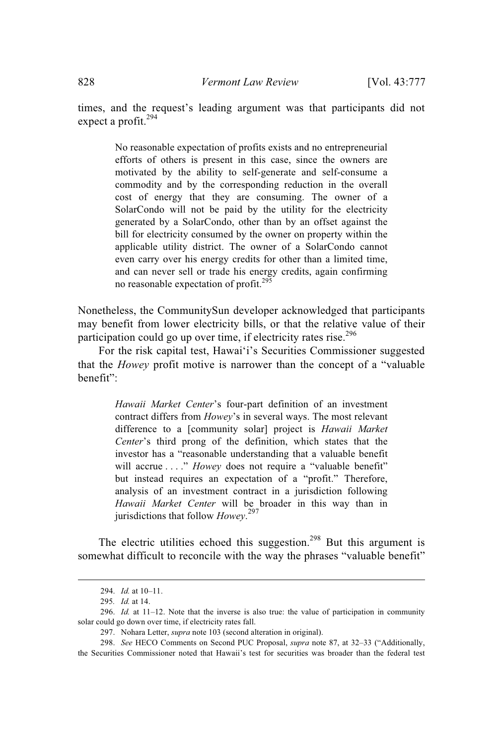times, and the request's leading argument was that participants did not expect a profit.[294]

> No reasonable expectation of profits exists and no entrepreneurial efforts of others is present in this case, since the owners are motivated by the ability to self-generate and self-consume a commodity and by the corresponding reduction in the overall cost of energy that they are consuming. The owner of a SolarCondo will not be paid by the utility for the electricity generated by a SolarCondo, other than by an offset against the bill for electricity consumed by the owner on property within the applicable utility district. The owner of a SolarCondo cannot even carry over his energy credits for other than a limited time, and can never sell or trade his energy credits, again confirming no reasonable expectation of profit.[295]

Nonetheless, the CommunitySun developer acknowledged that participants may benefit from lower electricity bills, or that the relative value of their participation could go up over time, if electricity rates rise.[296]

For the risk capital test, Hawai'i's Securities Commissioner suggested that the *Howey* profit motive is narrower than the concept of a "valuable benefit":

> *Hawaii Market Center*'s four-part definition of an investment contract differs from *Howey*'s in several ways. The most relevant difference to a [community solar] project is *Hawaii Market Center*'s third prong of the definition, which states that the investor has a "reasonable understanding that a valuable benefit will accrue . . . ." *Howey* does not require a "valuable benefit" but instead requires an expectation of a "profit." Therefore, analysis of an investment contract in a jurisdiction following *Hawaii Market Center* will be broader in this way than in jurisdictions that follow *Howey*.[297]

The electric utilities echoed this suggestion.[298] But this argument is somewhat difficult to reconcile with the way the phrases "valuable benefit"

---

294. *Id.* at 10–11.

295. *Id.* at 14.

296. *Id.* at 11–12. Note that the inverse is also true: the value of participation in community solar could go down over time, if electricity rates fall.

297. Nohara Letter, *supra* note 103 (second alteration in original).

298. *See* HECO Comments on Second PUC Proposal, *supra* note 87, at 32–33 ("Additionally, the Securities Commissioner noted that Hawaii's test for securities was broader than the federal test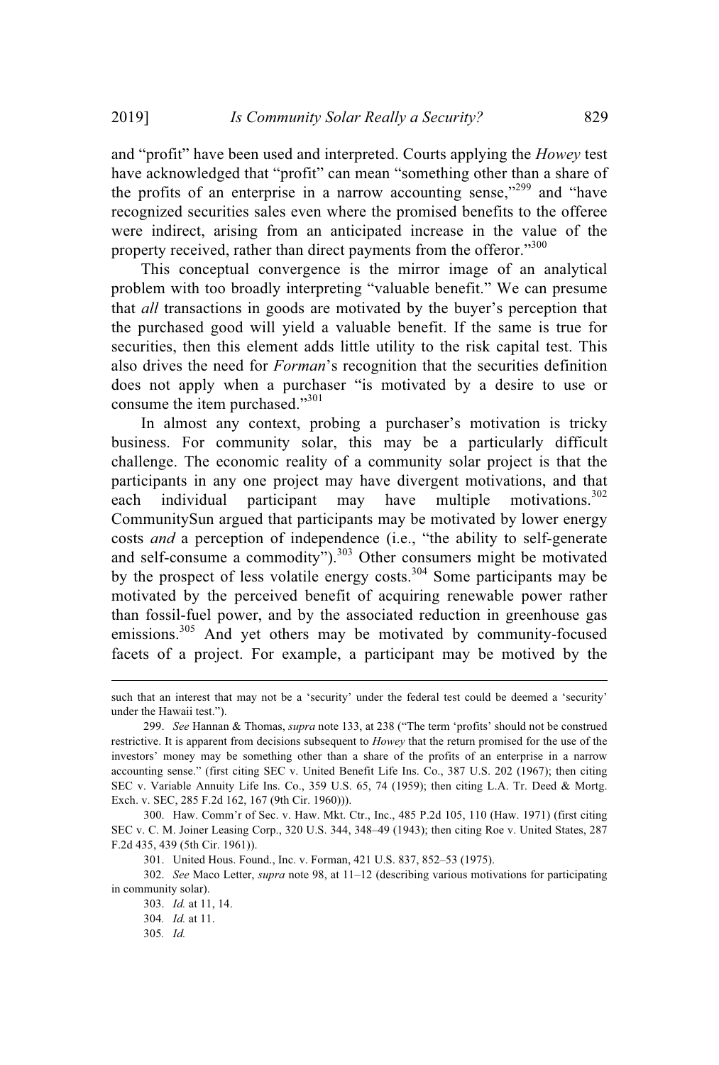and "profit" have been used and interpreted. Courts applying the *Howey* test have acknowledged that "profit" can mean "something other than a share of the profits of an enterprise in a narrow accounting sense,"[299] and "have recognized securities sales even where the promised benefits to the offeree were indirect, arising from an anticipated increase in the value of the property received, rather than direct payments from the offeror."[300]

This conceptual convergence is the mirror image of an analytical problem with too broadly interpreting "valuable benefit." We can presume that *all* transactions in goods are motivated by the buyer's perception that the purchased good will yield a valuable benefit. If the same is true for securities, then this element adds little utility to the risk capital test. This also drives the need for *Forman*'s recognition that the securities definition does not apply when a purchaser "is motivated by a desire to use or consume the item purchased."[301]

In almost any context, probing a purchaser's motivation is tricky business. For community solar, this may be a particularly difficult challenge. The economic reality of a community solar project is that the participants in any one project may have divergent motivations, and that each individual participant may have multiple motivations.[302] CommunitySun argued that participants may be motivated by lower energy costs *and* a perception of independence (i.e., "the ability to self-generate and self-consume a commodity").[303] Other consumers might be motivated by the prospect of less volatile energy costs.[304] Some participants may be motivated by the perceived benefit of acquiring renewable power rather than fossil-fuel power, and by the associated reduction in greenhouse gas emissions.[305] And yet others may be motivated by community-focused facets of a project. For example, a participant may be motived by the

---

such that an interest that may not be a 'security' under the federal test could be deemed a 'security' under the Hawaii test.").

299. *See* Hannan & Thomas, *supra* note 133, at 238 ("The term 'profits' should not be construed restrictive. It is apparent from decisions subsequent to *Howey* that the return promised for the use of the investors' money may be something other than a share of the profits of an enterprise in a narrow accounting sense." (first citing SEC v. United Benefit Life Ins. Co., 387 U.S. 202 (1967); then citing SEC v. Variable Annuity Life Ins. Co., 359 U.S. 65, 74 (1959); then citing L.A. Tr. Deed & Mortg. Exch. v. SEC, 285 F.2d 162, 167 (9th Cir. 1960))).

300. Haw. Comm'r of Sec. v. Haw. Mkt. Ctr., Inc., 485 P.2d 105, 110 (Haw. 1971) (first citing SEC v. C. M. Joiner Leasing Corp., 320 U.S. 344, 348–49 (1943); then citing Roe v. United States, 287 F.2d 435, 439 (5th Cir. 1961)).

301. United Hous. Found., Inc. v. Forman, 421 U.S. 837, 852–53 (1975).

302. *See* Maco Letter, *supra* note 98, at 11–12 (describing various motivations for participating in community solar).

303. *Id.* at 11, 14.

304. *Id.* at 11.

305. *Id.*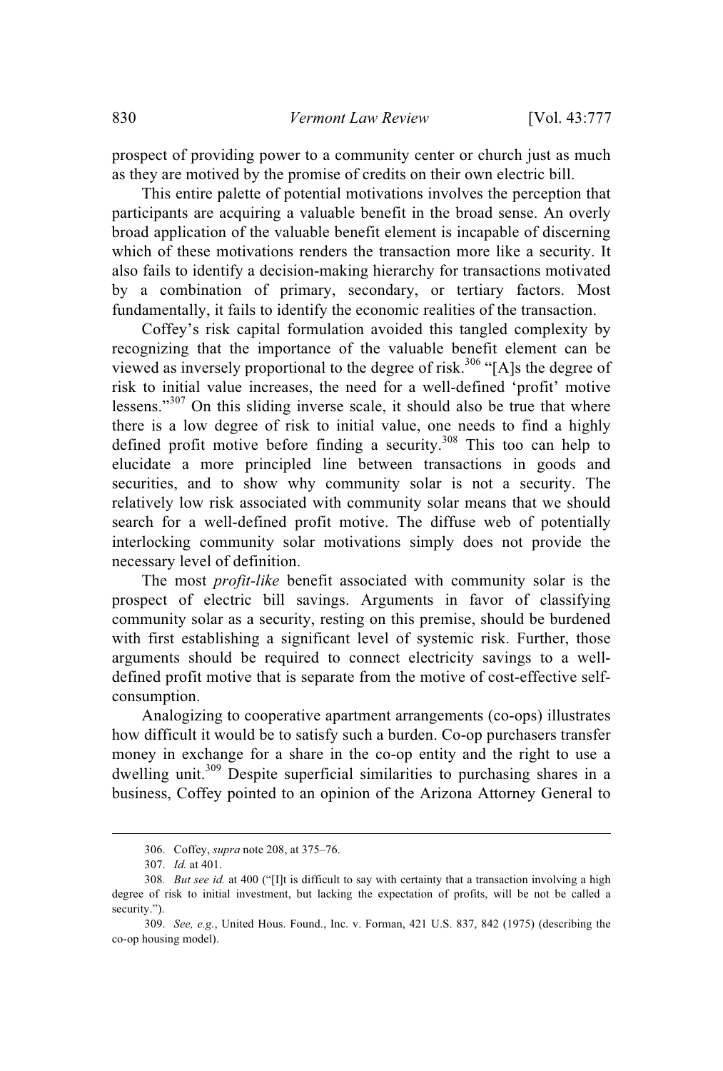prospect of providing power to a community center or church just as much as they are motived by the promise of credits on their own electric bill.

This entire palette of potential motivations involves the perception that participants are acquiring a valuable benefit in the broad sense. An overly broad application of the valuable benefit element is incapable of discerning which of these motivations renders the transaction more like a security. It also fails to identify a decision-making hierarchy for transactions motivated by a combination of primary, secondary, or tertiary factors. Most fundamentally, it fails to identify the economic realities of the transaction.

Coffey's risk capital formulation avoided this tangled complexity by recognizing that the importance of the valuable benefit element can be viewed as inversely proportional to the degree of risk.[306] "[A]s the degree of risk to initial value increases, the need for a well-defined 'profit' motive lessens."[307] On this sliding inverse scale, it should also be true that where there is a low degree of risk to initial value, one needs to find a highly defined profit motive before finding a security.[308] This too can help to elucidate a more principled line between transactions in goods and securities, and to show why community solar is not a security. The relatively low risk associated with community solar means that we should search for a well-defined profit motive. The diffuse web of potentially interlocking community solar motivations simply does not provide the necessary level of definition.

The most *profit-like* benefit associated with community solar is the prospect of electric bill savings. Arguments in favor of classifying community solar as a security, resting on this premise, should be burdened with first establishing a significant level of systemic risk. Further, those arguments should be required to connect electricity savings to a well-defined profit motive that is separate from the motive of cost-effective self-consumption.

Analogizing to cooperative apartment arrangements (co-ops) illustrates how difficult it would be to satisfy such a burden. Co-op purchasers transfer money in exchange for a share in the co-op entity and the right to use a dwelling unit.[309] Despite superficial similarities to purchasing shares in a business, Coffey pointed to an opinion of the Arizona Attorney General to

---

306. Coffey, *supra* note 208, at 375–76.

307. *Id.* at 401.

308. *But see id.* at 400 ("[I]t is difficult to say with certainty that a transaction involving a high degree of risk to initial investment, but lacking the expectation of profits, will be not be called a security.").

309. *See, e.g.*, United Hous. Found., Inc. v. Forman, 421 U.S. 837, 842 (1975) (describing the co-op housing model).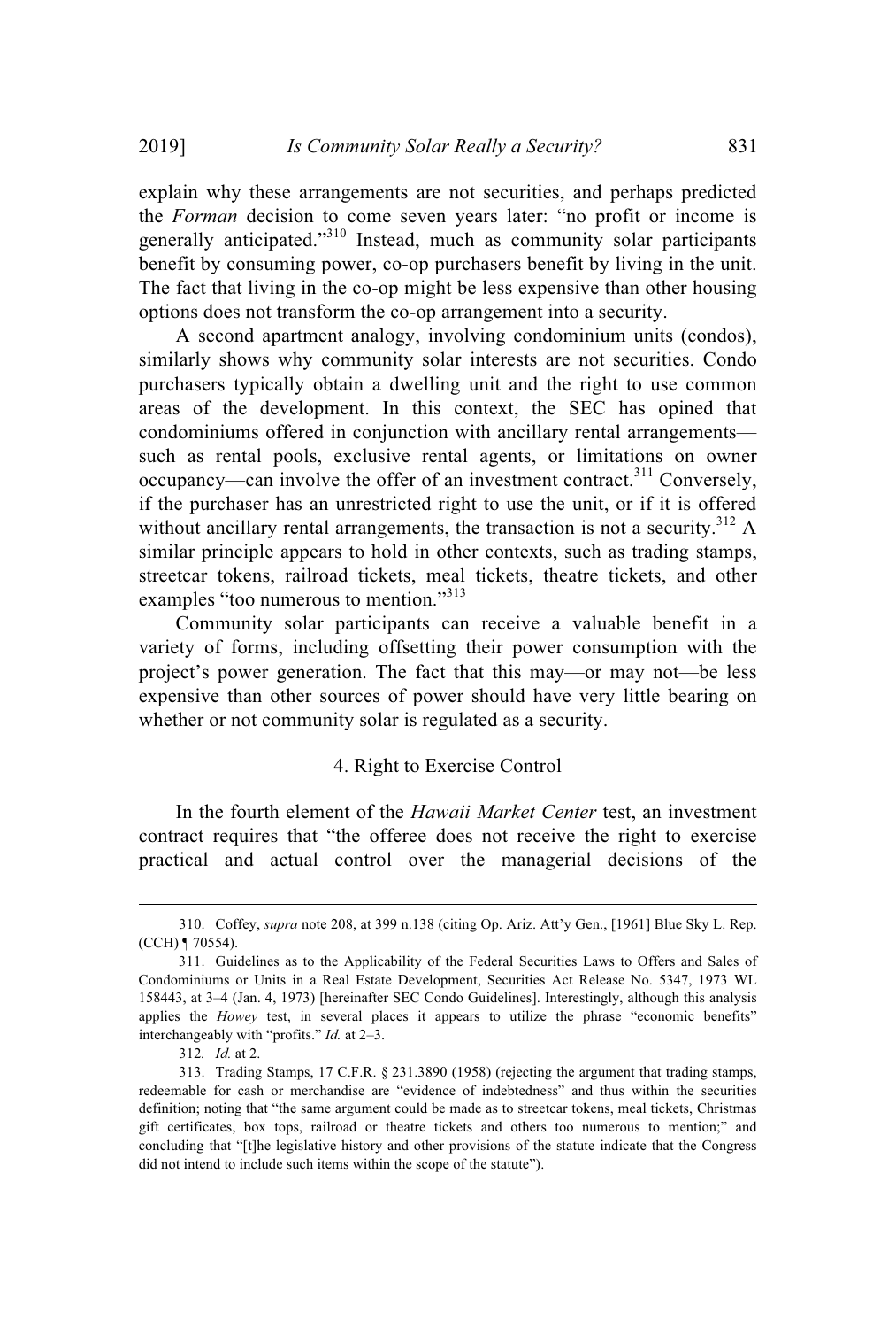explain why these arrangements are not securities, and perhaps predicted the *Forman* decision to come seven years later: "no profit or income is generally anticipated."[310] Instead, much as community solar participants benefit by consuming power, co-op purchasers benefit by living in the unit. The fact that living in the co-op might be less expensive than other housing options does not transform the co-op arrangement into a security.

A second apartment analogy, involving condominium units (condos), similarly shows why community solar interests are not securities. Condo purchasers typically obtain a dwelling unit and the right to use common areas of the development. In this context, the SEC has opined that condominiums offered in conjunction with ancillary rental arrangements—such as rental pools, exclusive rental agents, or limitations on owner occupancy—can involve the offer of an investment contract.[311] Conversely, if the purchaser has an unrestricted right to use the unit, or if it is offered without ancillary rental arrangements, the transaction is not a security.[312] A similar principle appears to hold in other contexts, such as trading stamps, streetcar tokens, railroad tickets, meal tickets, theatre tickets, and other examples "too numerous to mention."[313]

Community solar participants can receive a valuable benefit in a variety of forms, including offsetting their power consumption with the project's power generation. The fact that this may—or may not—be less expensive than other sources of power should have very little bearing on whether or not community solar is regulated as a security.

#### 4. Right to Exercise Control

In the fourth element of the *Hawaii Market Center* test, an investment contract requires that "the offeree does not receive the right to exercise practical and actual control over the managerial decisions of the

---

310. Coffey, *supra* note 208, at 399 n.138 (citing Op. Ariz. Att'y Gen., [1961] Blue Sky L. Rep. (CCH) ¶ 70554).

311. Guidelines as to the Applicability of the Federal Securities Laws to Offers and Sales of Condominiums or Units in a Real Estate Development, Securities Act Release No. 5347, 1973 WL 158443, at 3–4 (Jan. 4, 1973) [hereinafter SEC Condo Guidelines]. Interestingly, although this analysis applies the *Howey* test, in several places it appears to utilize the phrase "economic benefits" interchangeably with "profits." *Id.* at 2–3.

312. *Id.* at 2.

313. Trading Stamps, 17 C.F.R. § 231.3890 (1958) (rejecting the argument that trading stamps, redeemable for cash or merchandise are "evidence of indebtedness" and thus within the securities definition; noting that "the same argument could be made as to streetcar tokens, meal tickets, Christmas gift certificates, box tops, railroad or theatre tickets and others too numerous to mention;" and concluding that "[t]he legislative history and other provisions of the statute indicate that the Congress did not intend to include such items within the scope of the statute").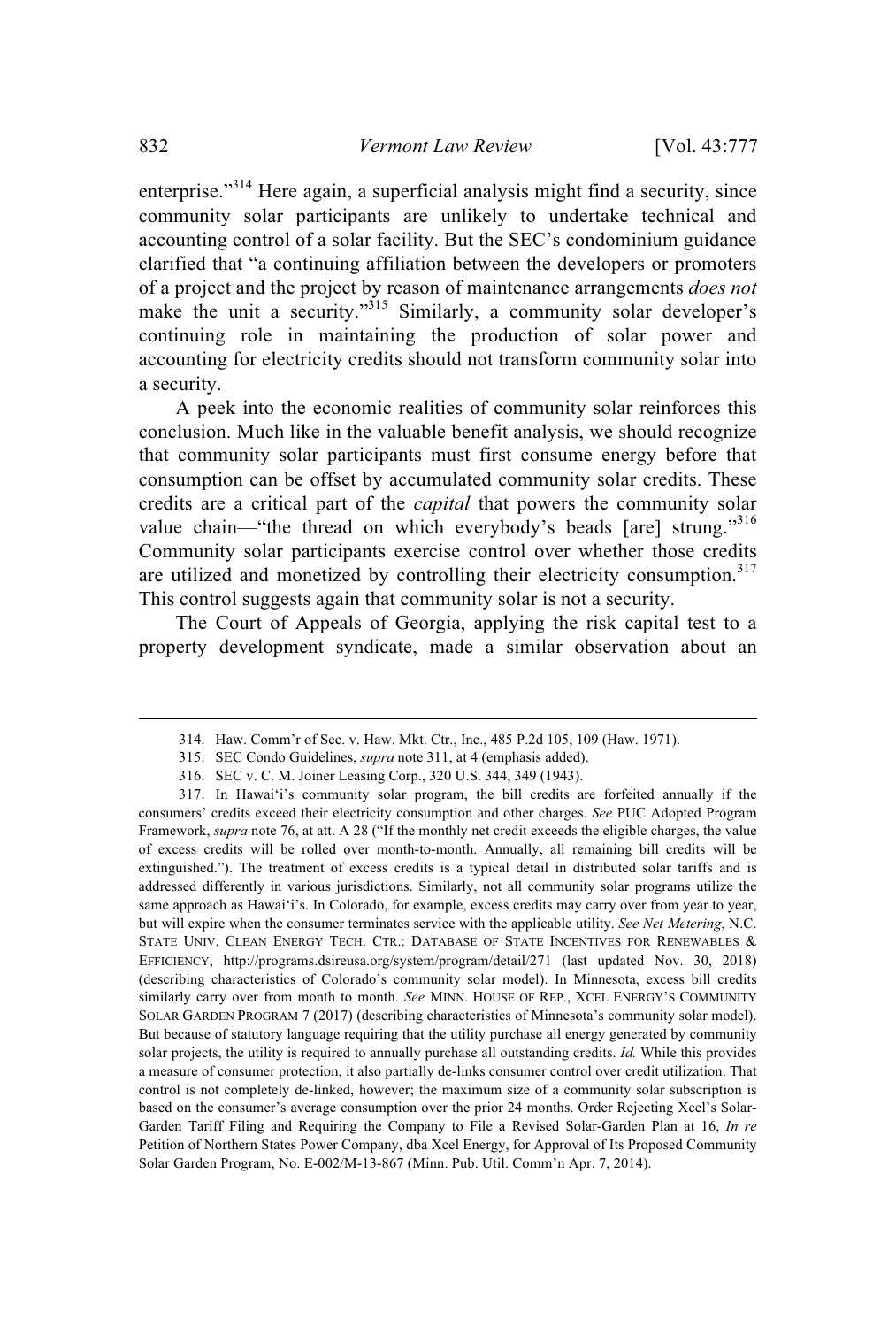enterprise."[314] Here again, a superficial analysis might find a security, since community solar participants are unlikely to undertake technical and accounting control of a solar facility. But the SEC's condominium guidance clarified that "a continuing affiliation between the developers or promoters of a project and the project by reason of maintenance arrangements *does not* make the unit a security."[315] Similarly, a community solar developer's continuing role in maintaining the production of solar power and accounting for electricity credits should not transform community solar into a security.

A peek into the economic realities of community solar reinforces this conclusion. Much like in the valuable benefit analysis, we should recognize that community solar participants must first consume energy before that consumption can be offset by accumulated community solar credits. These credits are a critical part of the *capital* that powers the community solar value chain—"the thread on which everybody's beads [are] strung."[316] Community solar participants exercise control over whether those credits are utilized and monetized by controlling their electricity consumption.[317] This control suggests again that community solar is not a security.

The Court of Appeals of Georgia, applying the risk capital test to a property development syndicate, made a similar observation about an

---

314. Haw. Comm'r of Sec. v. Haw. Mkt. Ctr., Inc., 485 P.2d 105, 109 (Haw. 1971).

315. SEC Condo Guidelines, *supra* note 311, at 4 (emphasis added).

316. SEC v. C. M. Joiner Leasing Corp., 320 U.S. 344, 349 (1943).

317. In Hawai'i's community solar program, the bill credits are forfeited annually if the consumers' credits exceed their electricity consumption and other charges. *See* PUC Adopted Program Framework, *supra* note 76, at att. A 28 ("If the monthly net credit exceeds the eligible charges, the value of excess credits will be rolled over month-to-month. Annually, all remaining bill credits will be extinguished."). The treatment of excess credits is a typical detail in distributed solar tariffs and is addressed differently in various jurisdictions. Similarly, not all community solar programs utilize the same approach as Hawai'i's. In Colorado, for example, excess credits may carry over from year to year, but will expire when the consumer terminates service with the applicable utility. *See Net Metering*, N.C. STATE UNIV. CLEAN ENERGY TECH. CTR.: DATABASE OF STATE INCENTIVES FOR RENEWABLES & EFFICIENCY, http://programs.dsireusa.org/system/program/detail/271 (last updated Nov. 30, 2018) (describing characteristics of Colorado's community solar model). In Minnesota, excess bill credits similarly carry over from month to month. *See* MINN. HOUSE OF REP., XCEL ENERGY'S COMMUNITY SOLAR GARDEN PROGRAM 7 (2017) (describing characteristics of Minnesota's community solar model). But because of statutory language requiring that the utility purchase all energy generated by community solar projects, the utility is required to annually purchase all outstanding credits. *Id.* While this provides a measure of consumer protection, it also partially de-links consumer control over credit utilization. That control is not completely de-linked, however; the maximum size of a community solar subscription is based on the consumer's average consumption over the prior 24 months. Order Rejecting Xcel's Solar-Garden Tariff Filing and Requiring the Company to File a Revised Solar-Garden Plan at 16, *In re* Petition of Northern States Power Company, dba Xcel Energy, for Approval of Its Proposed Community Solar Garden Program, No. E-002/M-13-867 (Minn. Pub. Util. Comm'n Apr. 7, 2014).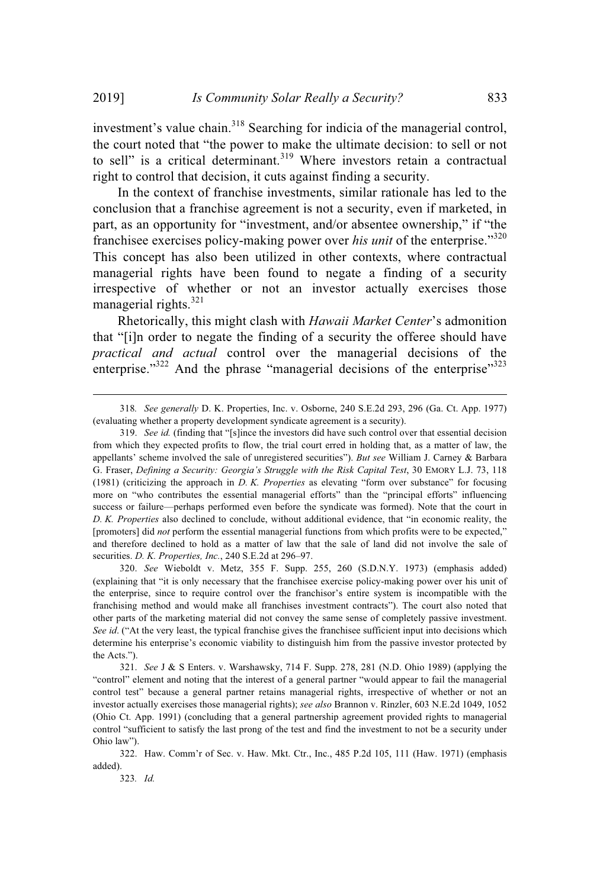investment's value chain.[318] Searching for indicia of the managerial control, the court noted that "the power to make the ultimate decision: to sell or not to sell" is a critical determinant.[319] Where investors retain a contractual right to control that decision, it cuts against finding a security.

In the context of franchise investments, similar rationale has led to the conclusion that a franchise agreement is not a security, even if marketed, in part, as an opportunity for "investment, and/or absentee ownership," if "the franchisee exercises policy-making power over *his unit* of the enterprise."[320] This concept has also been utilized in other contexts, where contractual managerial rights have been found to negate a finding of a security irrespective of whether or not an investor actually exercises those managerial rights.[321]

Rhetorically, this might clash with *Hawaii Market Center*'s admonition that "[i]n order to negate the finding of a security the offeree should have *practical and actual* control over the managerial decisions of the enterprise."[322] And the phrase "managerial decisions of the enterprise"[323]

---

318. *See generally* D. K. Properties, Inc. v. Osborne, 240 S.E.2d 293, 296 (Ga. Ct. App. 1977) (evaluating whether a property development syndicate agreement is a security).

319. *See id.* (finding that "[s]ince the investors did have such control over that essential decision from which they expected profits to flow, the trial court erred in holding that, as a matter of law, the appellants' scheme involved the sale of unregistered securities"). *But see* William J. Carney & Barbara G. Fraser, *Defining a Security: Georgia's Struggle with the Risk Capital Test*, 30 EMORY L.J. 73, 118 (1981) (criticizing the approach in *D. K. Properties* as elevating "form over substance" for focusing more on "who contributes the essential managerial efforts" than the "principal efforts" influencing success or failure—perhaps performed even before the syndicate was formed). Note that the court in *D. K. Properties* also declined to conclude, without additional evidence, that "in economic reality, the [promoters] did *not* perform the essential managerial functions from which profits were to be expected," and therefore declined to hold as a matter of law that the sale of land did not involve the sale of securities. *D. K. Properties, Inc.*, 240 S.E.2d at 296–97.

320. *See* Wieboldt v. Metz, 355 F. Supp. 255, 260 (S.D.N.Y. 1973) (emphasis added) (explaining that "it is only necessary that the franchisee exercise policy-making power over his unit of the enterprise, since to require control over the franchisor's entire system is incompatible with the franchising method and would make all franchises investment contracts"). The court also noted that other parts of the marketing material did not convey the same sense of completely passive investment. *See id*. ("At the very least, the typical franchise gives the franchisee sufficient input into decisions which determine his enterprise's economic viability to distinguish him from the passive investor protected by the Acts.").

321. *See* J & S Enters. v. Warshawsky, 714 F. Supp. 278, 281 (N.D. Ohio 1989) (applying the "control" element and noting that the interest of a general partner "would appear to fail the managerial control test" because a general partner retains managerial rights, irrespective of whether or not an investor actually exercises those managerial rights); *see also* Brannon v. Rinzler, 603 N.E.2d 1049, 1052 (Ohio Ct. App. 1991) (concluding that a general partnership agreement provided rights to managerial control "sufficient to satisfy the last prong of the test and find the investment to not be a security under Ohio law").

322. Haw. Comm'r of Sec. v. Haw. Mkt. Ctr., Inc., 485 P.2d 105, 111 (Haw. 1971) (emphasis added).

323. *Id.*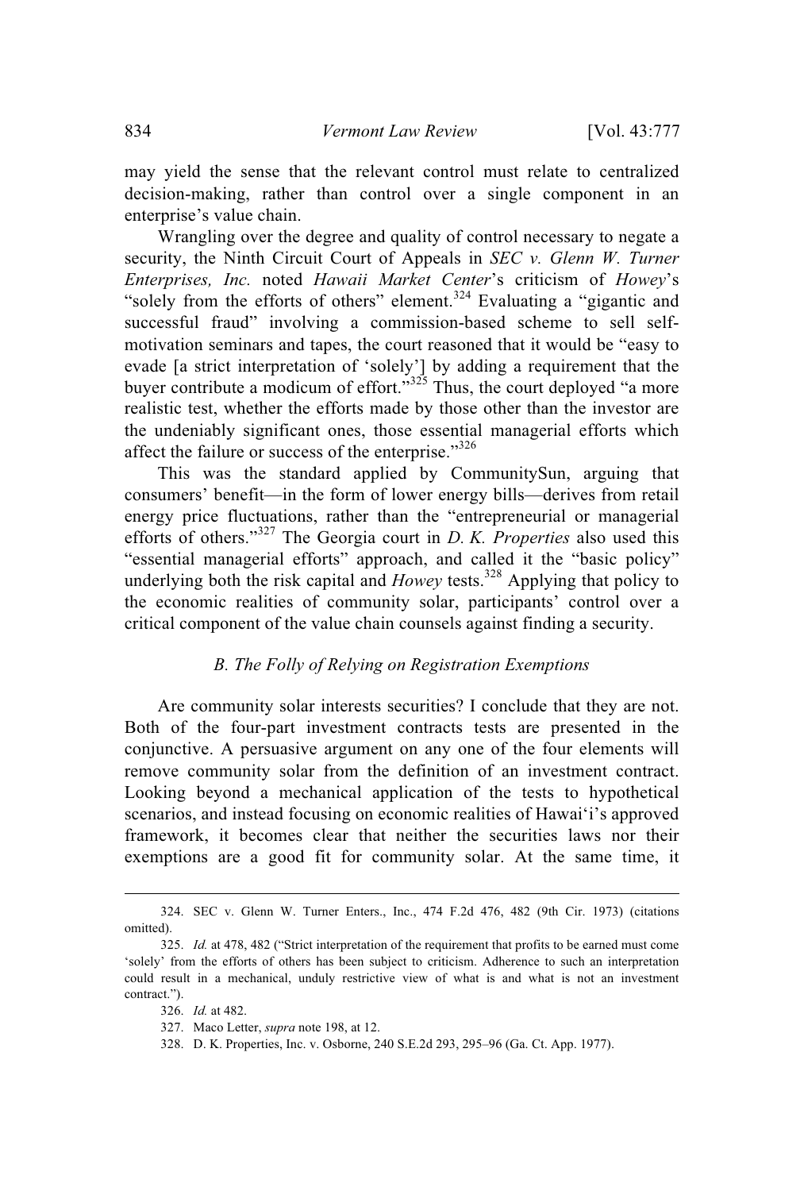may yield the sense that the relevant control must relate to centralized decision-making, rather than control over a single component in an enterprise's value chain.

Wrangling over the degree and quality of control necessary to negate a security, the Ninth Circuit Court of Appeals in *SEC v. Glenn W. Turner Enterprises, Inc.* noted *Hawaii Market Center*'s criticism of *Howey*'s "solely from the efforts of others" element.[324] Evaluating a "gigantic and successful fraud" involving a commission-based scheme to sell self-motivation seminars and tapes, the court reasoned that it would be "easy to evade [a strict interpretation of 'solely'] by adding a requirement that the buyer contribute a modicum of effort."[325] Thus, the court deployed "a more realistic test, whether the efforts made by those other than the investor are the undeniably significant ones, those essential managerial efforts which affect the failure or success of the enterprise."[326]

This was the standard applied by CommunitySun, arguing that consumers' benefit—in the form of lower energy bills—derives from retail energy price fluctuations, rather than the "entrepreneurial or managerial efforts of others."[327] The Georgia court in *D. K. Properties* also used this "essential managerial efforts" approach, and called it the "basic policy" underlying both the risk capital and *Howey* tests.[328] Applying that policy to the economic realities of community solar, participants' control over a critical component of the value chain counsels against finding a security.

### *B. The Folly of Relying on Registration Exemptions*

Are community solar interests securities? I conclude that they are not. Both of the four-part investment contracts tests are presented in the conjunctive. A persuasive argument on any one of the four elements will remove community solar from the definition of an investment contract. Looking beyond a mechanical application of the tests to hypothetical scenarios, and instead focusing on economic realities of Hawai'i's approved framework, it becomes clear that neither the securities laws nor their exemptions are a good fit for community solar. At the same time, it

---

324. SEC v. Glenn W. Turner Enters., Inc., 474 F.2d 476, 482 (9th Cir. 1973) (citations omitted).

325. *Id.* at 478, 482 ("Strict interpretation of the requirement that profits to be earned must come 'solely' from the efforts of others has been subject to criticism. Adherence to such an interpretation could result in a mechanical, unduly restrictive view of what is and what is not an investment contract.").

326. *Id.* at 482.

327. Maco Letter, *supra* note 198, at 12.

328. D. K. Properties, Inc. v. Osborne, 240 S.E.2d 293, 295–96 (Ga. Ct. App. 1977).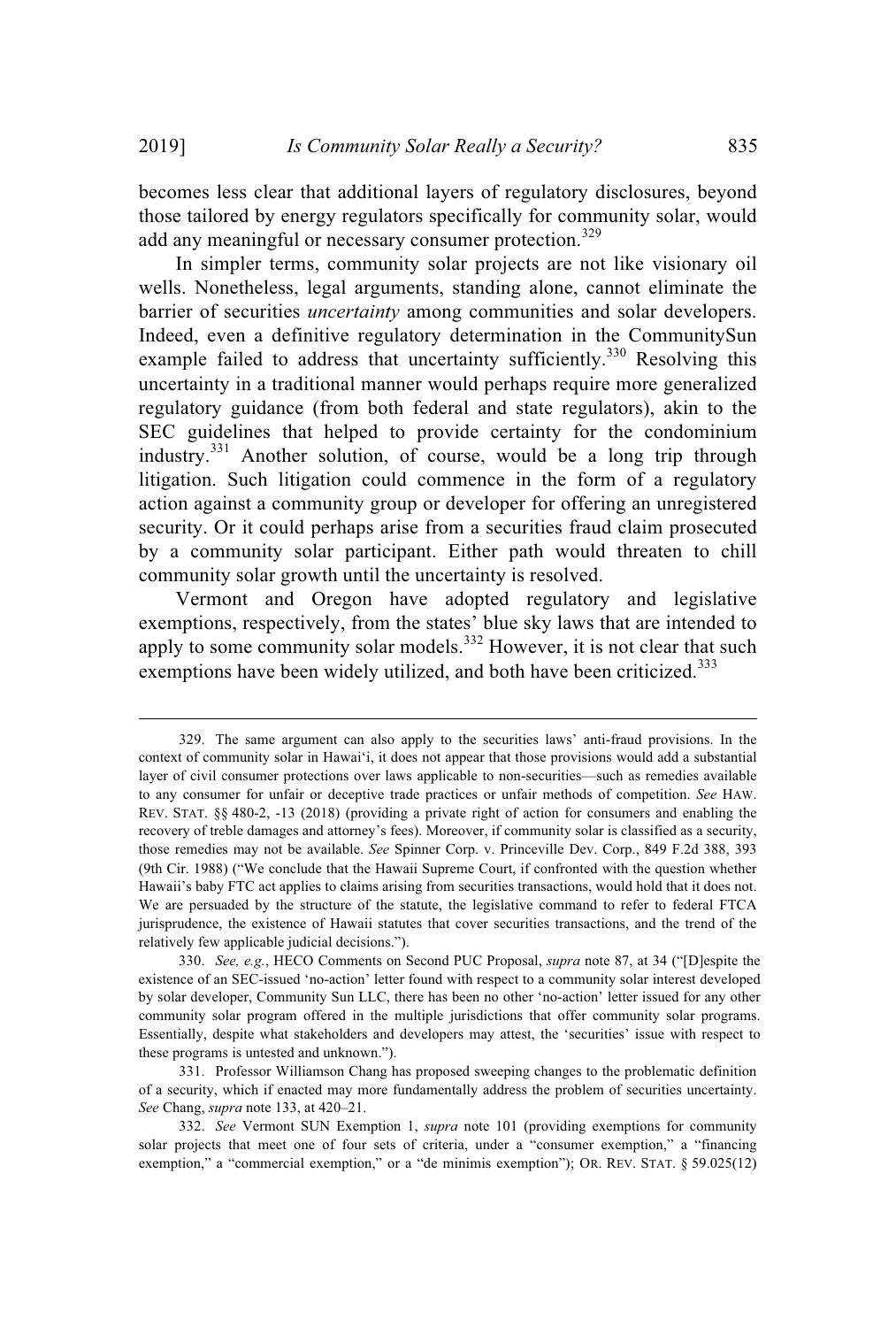becomes less clear that additional layers of regulatory disclosures, beyond those tailored by energy regulators specifically for community solar, would add any meaningful or necessary consumer protection.[329]

In simpler terms, community solar projects are not like visionary oil wells. Nonetheless, legal arguments, standing alone, cannot eliminate the barrier of securities *uncertainty* among communities and solar developers. Indeed, even a definitive regulatory determination in the CommunitySun example failed to address that uncertainty sufficiently.[330] Resolving this uncertainty in a traditional manner would perhaps require more generalized regulatory guidance (from both federal and state regulators), akin to the SEC guidelines that helped to provide certainty for the condominium industry.[331] Another solution, of course, would be a long trip through litigation. Such litigation could commence in the form of a regulatory action against a community group or developer for offering an unregistered security. Or it could perhaps arise from a securities fraud claim prosecuted by a community solar participant. Either path would threaten to chill community solar growth until the uncertainty is resolved.

Vermont and Oregon have adopted regulatory and legislative exemptions, respectively, from the states' blue sky laws that are intended to apply to some community solar models.[332] However, it is not clear that such exemptions have been widely utilized, and both have been criticized.[333]

---

329. The same argument can also apply to the securities laws' anti-fraud provisions. In the context of community solar in Hawai'i, it does not appear that those provisions would add a substantial layer of civil consumer protections over laws applicable to non-securities—such as remedies available to any consumer for unfair or deceptive trade practices or unfair methods of competition. *See* HAW. REV. STAT. §§ 480-2, -13 (2018) (providing a private right of action for consumers and enabling the recovery of treble damages and attorney's fees). Moreover, if community solar is classified as a security, those remedies may not be available. *See* Spinner Corp. v. Princeville Dev. Corp., 849 F.2d 388, 393 (9th Cir. 1988) ("We conclude that the Hawaii Supreme Court, if confronted with the question whether Hawaii's baby FTC act applies to claims arising from securities transactions, would hold that it does not. We are persuaded by the structure of the statute, the legislative command to refer to federal FTCA jurisprudence, the existence of Hawaii statutes that cover securities transactions, and the trend of the relatively few applicable judicial decisions.").

330. *See, e.g.*, HECO Comments on Second PUC Proposal, *supra* note 87, at 34 ("[D]espite the existence of an SEC-issued 'no-action' letter found with respect to a community solar interest developed by solar developer, Community Sun LLC, there has been no other 'no-action' letter issued for any other community solar program offered in the multiple jurisdictions that offer community solar programs. Essentially, despite what stakeholders and developers may attest, the 'securities' issue with respect to these programs is untested and unknown.").

331. Professor Williamson Chang has proposed sweeping changes to the problematic definition of a security, which if enacted may more fundamentally address the problem of securities uncertainty. *See* Chang, *supra* note 133, at 420–21.

332. *See* Vermont SUN Exemption 1, *supra* note 101 (providing exemptions for community solar projects that meet one of four sets of criteria, under a "consumer exemption," a "financing exemption," a "commercial exemption," or a "de minimis exemption"); OR. REV. STAT. § 59.025(12)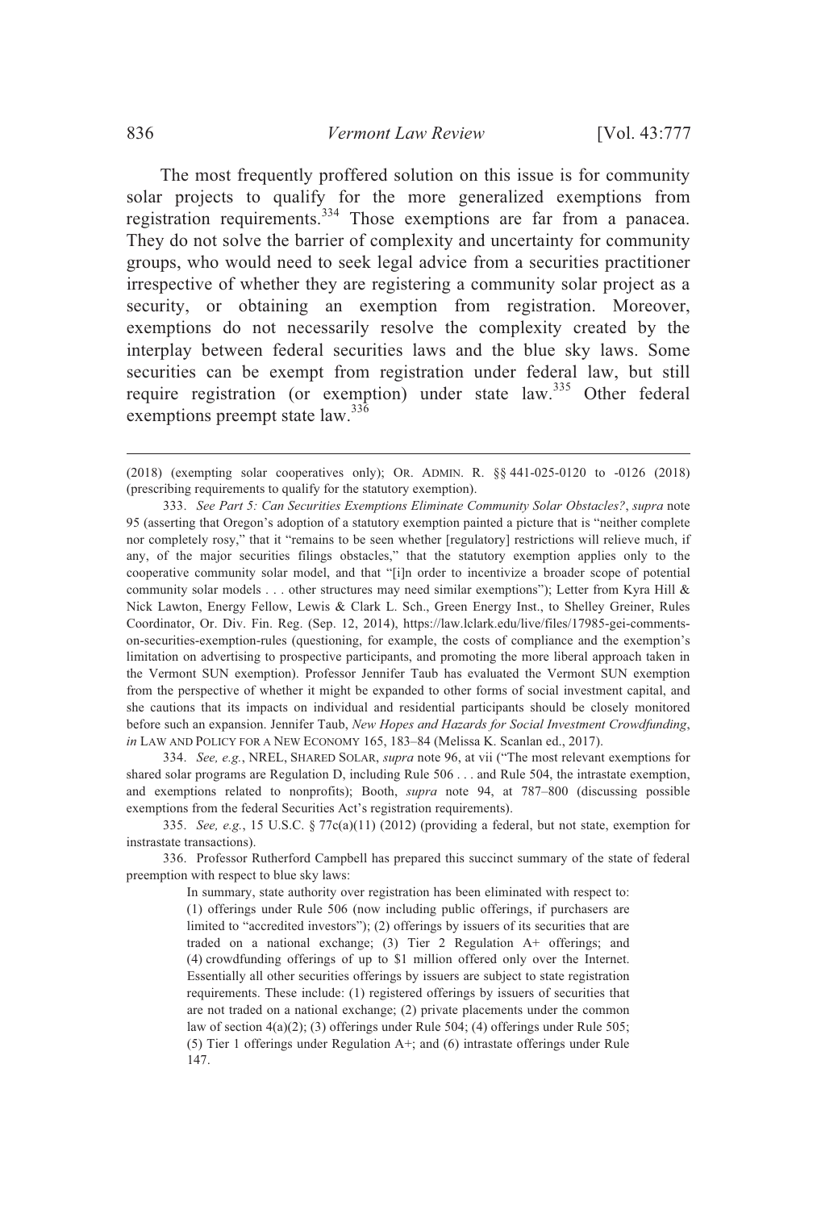The most frequently proffered solution on this issue is for community solar projects to qualify for the more generalized exemptions from registration requirements.[334] Those exemptions are far from a panacea. They do not solve the barrier of complexity and uncertainty for community groups, who would need to seek legal advice from a securities practitioner irrespective of whether they are registering a community solar project as a security, or obtaining an exemption from registration. Moreover, exemptions do not necessarily resolve the complexity created by the interplay between federal securities laws and the blue sky laws. Some securities can be exempt from registration under federal law, but still require registration (or exemption) under state law.[335] Other federal exemptions preempt state law.[336]

---

(2018) (exempting solar cooperatives only); OR. ADMIN. R. §§ 441-025-0120 to -0126 (2018) (prescribing requirements to qualify for the statutory exemption).

333. *See Part 5: Can Securities Exemptions Eliminate Community Solar Obstacles?*, *supra* note 95 (asserting that Oregon's adoption of a statutory exemption painted a picture that is "neither complete nor completely rosy," that it "remains to be seen whether [regulatory] restrictions will relieve much, if any, of the major securities filings obstacles," that the statutory exemption applies only to the cooperative community solar model, and that "[i]n order to incentivize a broader scope of potential community solar models . . . other structures may need similar exemptions"); Letter from Kyra Hill & Nick Lawton, Energy Fellow, Lewis & Clark L. Sch., Green Energy Inst., to Shelley Greiner, Rules Coordinator, Or. Div. Fin. Reg. (Sep. 12, 2014), https://law.lclark.edu/live/files/17985-gei-comments-on-securities-exemption-rules (questioning, for example, the costs of compliance and the exemption's limitation on advertising to prospective participants, and promoting the more liberal approach taken in the Vermont SUN exemption). Professor Jennifer Taub has evaluated the Vermont SUN exemption from the perspective of whether it might be expanded to other forms of social investment capital, and she cautions that its impacts on individual and residential participants should be closely monitored before such an expansion. Jennifer Taub, *New Hopes and Hazards for Social Investment Crowdfunding*, *in* LAW AND POLICY FOR A NEW ECONOMY 165, 183–84 (Melissa K. Scanlan ed., 2017).

334. *See, e.g.*, NREL, SHARED SOLAR, *supra* note 96, at vii ("The most relevant exemptions for shared solar programs are Regulation D, including Rule 506 . . . and Rule 504, the intrastate exemption, and exemptions related to nonprofits); Booth, *supra* note 94, at 787–800 (discussing possible exemptions from the federal Securities Act's registration requirements).

335. *See, e.g.*, 15 U.S.C. § 77c(a)(11) (2012) (providing a federal, but not state, exemption for instrastate transactions).

336. Professor Rutherford Campbell has prepared this succinct summary of the state of federal preemption with respect to blue sky laws:

> In summary, state authority over registration has been eliminated with respect to: (1) offerings under Rule 506 (now including public offerings, if purchasers are limited to "accredited investors"); (2) offerings by issuers of its securities that are traded on a national exchange; (3) Tier 2 Regulation A+ offerings; and (4) crowdfunding offerings of up to $1 million offered only over the Internet. Essentially all other securities offerings by issuers are subject to state registration requirements. These include: (1) registered offerings by issuers of securities that are not traded on a national exchange; (2) private placements under the common law of section 4(a)(2); (3) offerings under Rule 504; (4) offerings under Rule 505; (5) Tier 1 offerings under Regulation A+; and (6) intrastate offerings under Rule 147.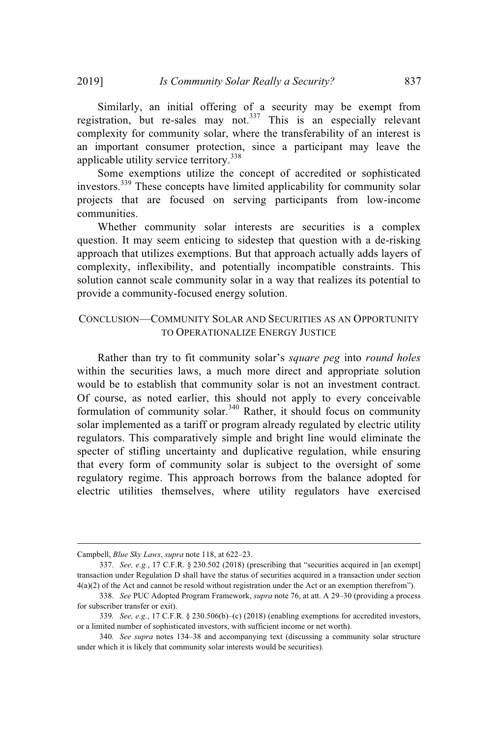Similarly, an initial offering of a security may be exempt from registration, but re-sales may not.[337] This is an especially relevant complexity for community solar, where the transferability of an interest is an important consumer protection, since a participant may leave the applicable utility service territory.[338]

Some exemptions utilize the concept of accredited or sophisticated investors.[339] These concepts have limited applicability for community solar projects that are focused on serving participants from low-income communities.

Whether community solar interests are securities is a complex question. It may seem enticing to sidestep that question with a de-risking approach that utilizes exemptions. But that approach actually adds layers of complexity, inflexibility, and potentially incompatible constraints. This solution cannot scale community solar in a way that realizes its potential to provide a community-focused energy solution.

## CONCLUSION—COMMUNITY SOLAR AND SECURITIES AS AN OPPORTUNITY TO OPERATIONALIZE ENERGY JUSTICE

Rather than try to fit community solar's *square peg* into *round holes* within the securities laws, a much more direct and appropriate solution would be to establish that community solar is not an investment contract. Of course, as noted earlier, this should not apply to every conceivable formulation of community solar.[340] Rather, it should focus on community solar implemented as a tariff or program already regulated by electric utility regulators. This comparatively simple and bright line would eliminate the specter of stifling uncertainty and duplicative regulation, while ensuring that every form of community solar is subject to the oversight of some regulatory regime. This approach borrows from the balance adopted for electric utilities themselves, where utility regulators have exercised

---

Campbell, *Blue Sky Laws*, *supra* note 118, at 622–23.

337. *See, e.g.*, 17 C.F.R. § 230.502 (2018) (prescribing that "securities acquired in [an exempt] transaction under Regulation D shall have the status of securities acquired in a transaction under section 4(a)(2) of the Act and cannot be resold without registration under the Act or an exemption therefrom").

338. *See* PUC Adopted Program Framework, *supra* note 76, at att. A 29–30 (providing a process for subscriber transfer or exit).

339. *See, e.g.*, 17 C.F.R. § 230.506(b)–(c) (2018) (enabling exemptions for accredited investors, or a limited number of sophisticated investors, with sufficient income or net worth).

340. *See supra* notes 134–38 and accompanying text (discussing a community solar structure under which it is likely that community solar interests would be securities).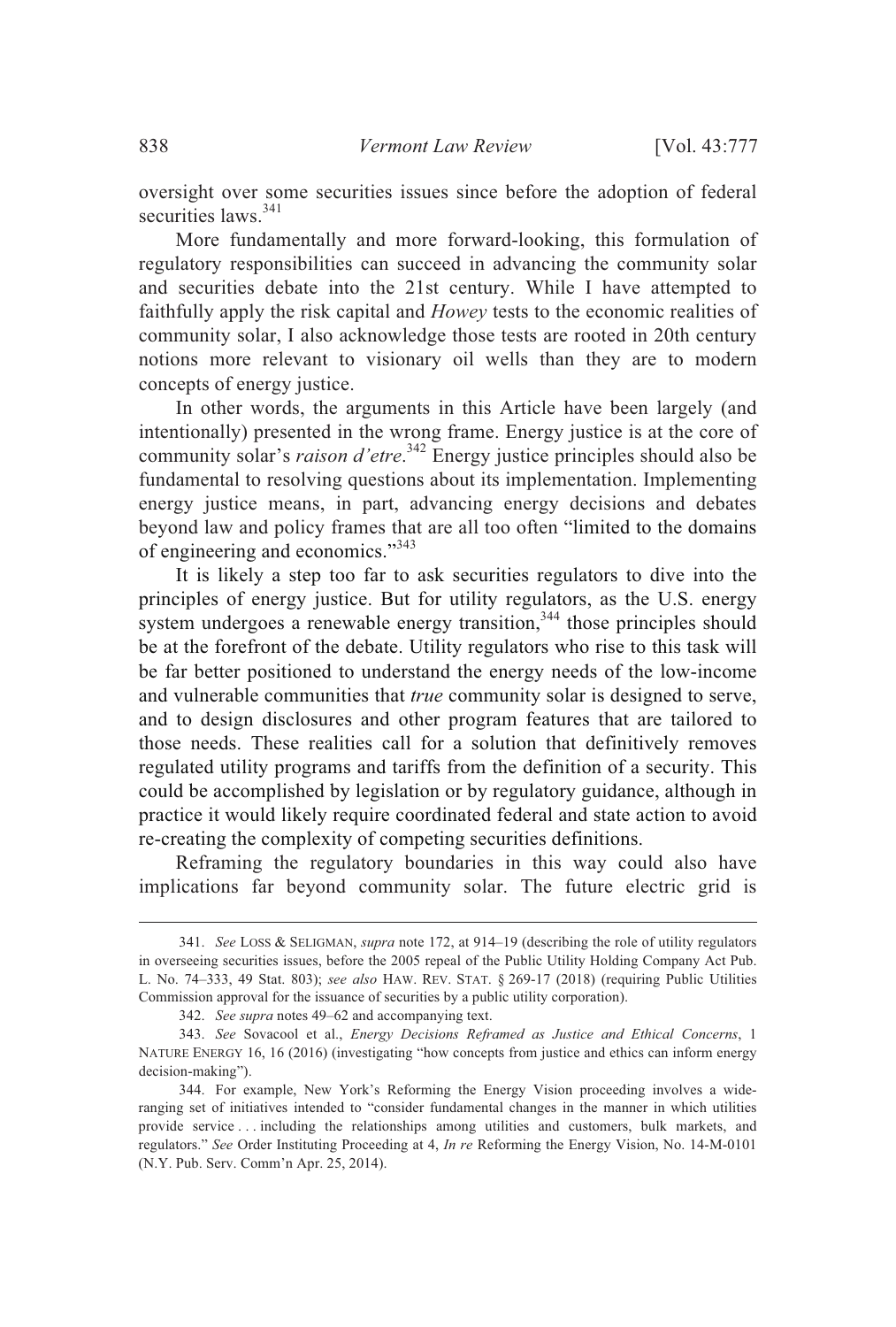oversight over some securities issues since before the adoption of federal securities laws.[341]

More fundamentally and more forward-looking, this formulation of regulatory responsibilities can succeed in advancing the community solar and securities debate into the 21st century. While I have attempted to faithfully apply the risk capital and *Howey* tests to the economic realities of community solar, I also acknowledge those tests are rooted in 20th century notions more relevant to visionary oil wells than they are to modern concepts of energy justice.

In other words, the arguments in this Article have been largely (and intentionally) presented in the wrong frame. Energy justice is at the core of community solar's *raison d'etre*.[342] Energy justice principles should also be fundamental to resolving questions about its implementation. Implementing energy justice means, in part, advancing energy decisions and debates beyond law and policy frames that are all too often "limited to the domains of engineering and economics."[343]

It is likely a step too far to ask securities regulators to dive into the principles of energy justice. But for utility regulators, as the U.S. energy system undergoes a renewable energy transition,[344] those principles should be at the forefront of the debate. Utility regulators who rise to this task will be far better positioned to understand the energy needs of the low-income and vulnerable communities that *true* community solar is designed to serve, and to design disclosures and other program features that are tailored to those needs. These realities call for a solution that definitively removes regulated utility programs and tariffs from the definition of a security. This could be accomplished by legislation or by regulatory guidance, although in practice it would likely require coordinated federal and state action to avoid re-creating the complexity of competing securities definitions.

Reframing the regulatory boundaries in this way could also have implications far beyond community solar. The future electric grid is

---

341. *See* LOSS & SELIGMAN, *supra* note 172, at 914–19 (describing the role of utility regulators in overseeing securities issues, before the 2005 repeal of the Public Utility Holding Company Act Pub. L. No. 74–333, 49 Stat. 803); *see also* HAW. REV. STAT. § 269-17 (2018) (requiring Public Utilities Commission approval for the issuance of securities by a public utility corporation).

342. *See supra* notes 49–62 and accompanying text.

343. *See* Sovacool et al., *Energy Decisions Reframed as Justice and Ethical Concerns*, 1 NATURE ENERGY 16, 16 (2016) (investigating "how concepts from justice and ethics can inform energy decision-making").

344. For example, New York's Reforming the Energy Vision proceeding involves a wide-ranging set of initiatives intended to "consider fundamental changes in the manner in which utilities provide service . . . including the relationships among utilities and customers, bulk markets, and regulators." *See* Order Instituting Proceeding at 4, *In re* Reforming the Energy Vision, No. 14-M-0101 (N.Y. Pub. Serv. Comm'n Apr. 25, 2014).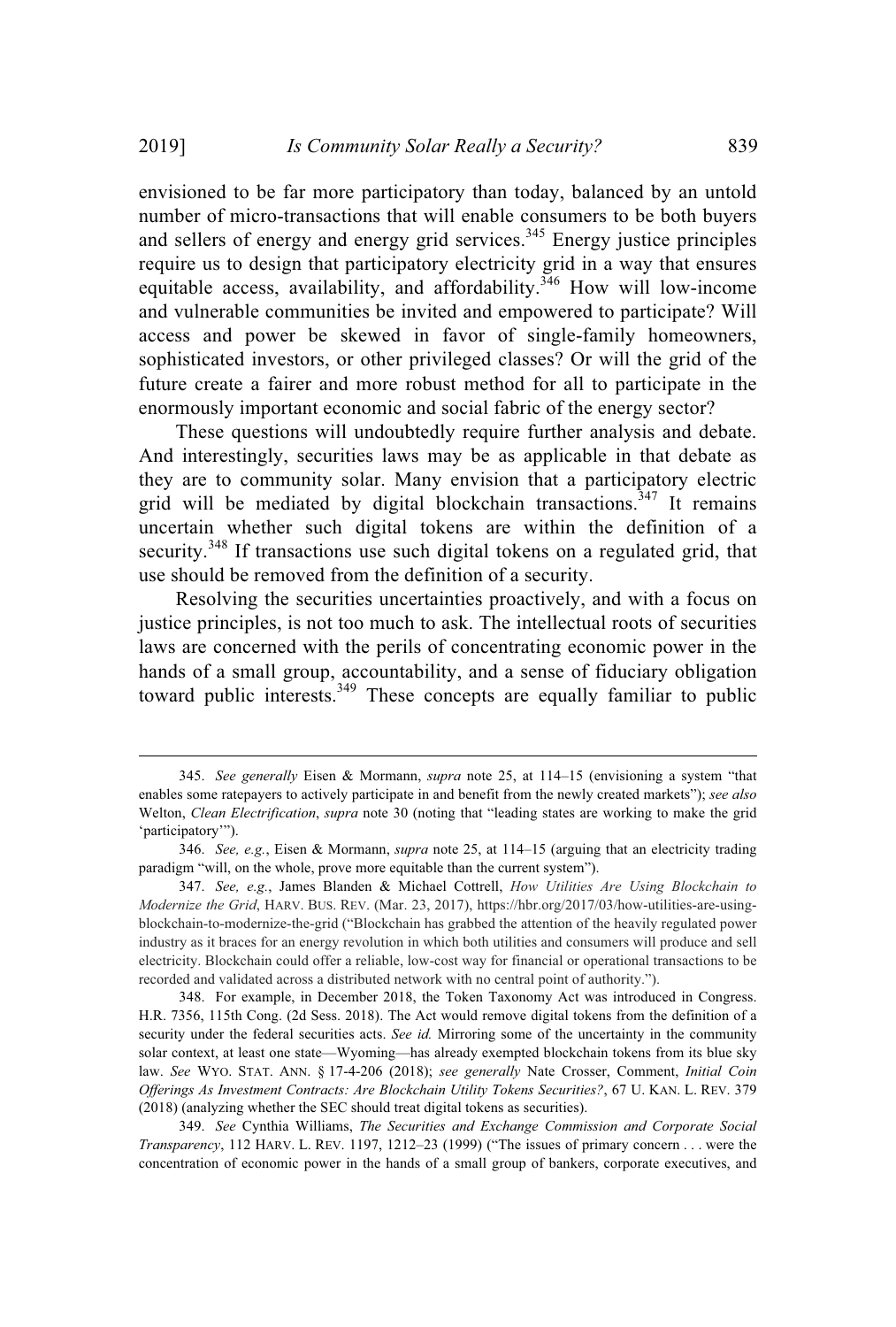envisioned to be far more participatory than today, balanced by an untold number of micro-transactions that will enable consumers to be both buyers and sellers of energy and energy grid services.[345] Energy justice principles require us to design that participatory electricity grid in a way that ensures equitable access, availability, and affordability.[346] How will low-income and vulnerable communities be invited and empowered to participate? Will access and power be skewed in favor of single-family homeowners, sophisticated investors, or other privileged classes? Or will the grid of the future create a fairer and more robust method for all to participate in the enormously important economic and social fabric of the energy sector?

These questions will undoubtedly require further analysis and debate. And interestingly, securities laws may be as applicable in that debate as they are to community solar. Many envision that a participatory electric grid will be mediated by digital blockchain transactions.[347] It remains uncertain whether such digital tokens are within the definition of a security.[348] If transactions use such digital tokens on a regulated grid, that use should be removed from the definition of a security.

Resolving the securities uncertainties proactively, and with a focus on justice principles, is not too much to ask. The intellectual roots of securities laws are concerned with the perils of concentrating economic power in the hands of a small group, accountability, and a sense of fiduciary obligation toward public interests.[349] These concepts are equally familiar to public

---

345. *See generally* Eisen & Mormann, *supra* note 25, at 114–15 (envisioning a system "that enables some ratepayers to actively participate in and benefit from the newly created markets"); *see also* Welton, *Clean Electrification*, *supra* note 30 (noting that "leading states are working to make the grid 'participatory'").

346. *See, e.g.*, Eisen & Mormann, *supra* note 25, at 114–15 (arguing that an electricity trading paradigm "will, on the whole, prove more equitable than the current system").

347. *See, e.g.*, James Blanden & Michael Cottrell, *How Utilities Are Using Blockchain to Modernize the Grid*, HARV. BUS. REV. (Mar. 23, 2017), https://hbr.org/2017/03/how-utilities-are-using-blockchain-to-modernize-the-grid ("Blockchain has grabbed the attention of the heavily regulated power industry as it braces for an energy revolution in which both utilities and consumers will produce and sell electricity. Blockchain could offer a reliable, low-cost way for financial or operational transactions to be recorded and validated across a distributed network with no central point of authority.").

348. For example, in December 2018, the Token Taxonomy Act was introduced in Congress. H.R. 7356, 115th Cong. (2d Sess. 2018). The Act would remove digital tokens from the definition of a security under the federal securities acts. *See id.* Mirroring some of the uncertainty in the community solar context, at least one state—Wyoming—has already exempted blockchain tokens from its blue sky law. *See* WYO. STAT. ANN. § 17-4-206 (2018); *see generally* Nate Crosser, Comment, *Initial Coin Offerings As Investment Contracts: Are Blockchain Utility Tokens Securities?*, 67 U. KAN. L. REV. 379 (2018) (analyzing whether the SEC should treat digital tokens as securities).

349. *See* Cynthia Williams, *The Securities and Exchange Commission and Corporate Social Transparency*, 112 HARV. L. REV. 1197, 1212–23 (1999) ("The issues of primary concern . . . were the concentration of economic power in the hands of a small group of bankers, corporate executives, and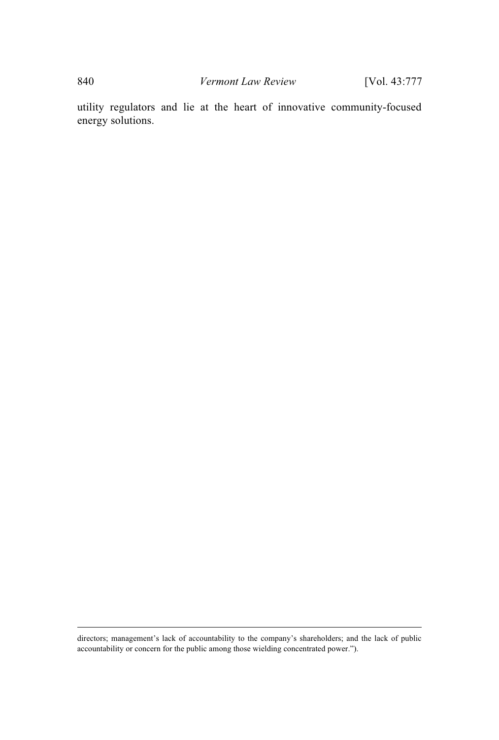utility regulators and lie at the heart of innovative community-focused energy solutions.

---

directors; management's lack of accountability to the company's shareholders; and the lack of public accountability or concern for the public among those wielding concentrated power.").